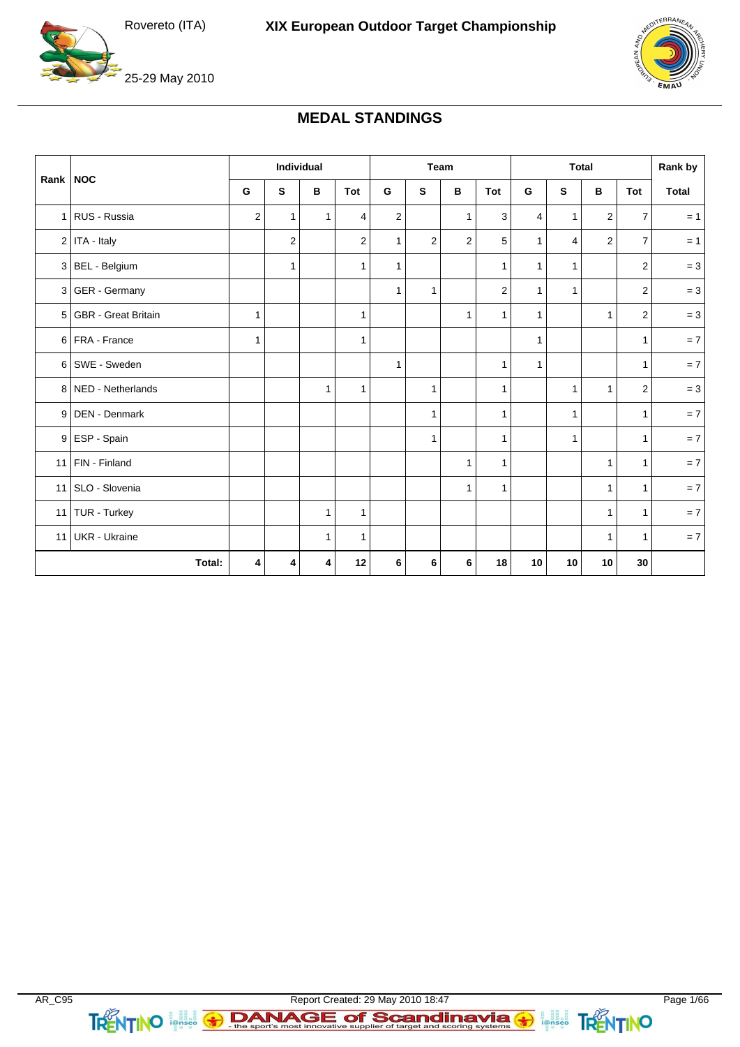Rovereto (ITA)

25-29 May 2010

**XIX European Outdoor Target Championship**

## MEDAL STANDINGS

| Rank | NOC | Individual | | | | Team | | | | Total | | | | Rank by |
|---|---|---|---|---|---|---|---|---|---|---|---|---|---|---|
| | | G | S | B | Tot | G | S | B | Tot | G | S | B | Tot | Total |
| 1 | RUS - Russia | 2 | 1 | 1 | 4 | 2 | | 1 | 3 | 4 | 1 | 2 | 7 | = 1 |
| 2 | ITA - Italy | | 2 | | 2 | 1 | 2 | 2 | 5 | 1 | 4 | 2 | 7 | = 1 |
| 3 | BEL - Belgium | | 1 | | 1 | 1 | | | 1 | 1 | 1 | | 2 | = 3 |
| 3 | GER - Germany | | | | | 1 | 1 | | 2 | 1 | 1 | | 2 | = 3 |
| 5 | GBR - Great Britain | 1 | | | 1 | | | 1 | 1 | 1 | | 1 | 2 | = 3 |
| 6 | FRA - France | 1 | | | 1 | | | | | 1 | | | 1 | = 7 |
| 6 | SWE - Sweden | | | | | 1 | | | 1 | 1 | | | 1 | = 7 |
| 8 | NED - Netherlands | | | 1 | 1 | | 1 | | 1 | | 1 | 1 | 2 | = 3 |
| 9 | DEN - Denmark | | | | | | 1 | | 1 | | 1 | | 1 | = 7 |
| 9 | ESP - Spain | | | | | | 1 | | 1 | | 1 | | 1 | = 7 |
| 11 | FIN - Finland | | | | | | | 1 | 1 | | | 1 | 1 | = 7 |
| 11 | SLO - Slovenia | | | | | | | 1 | 1 | | | 1 | 1 | = 7 |
| 11 | TUR - Turkey | | | 1 | 1 | | | | | | | 1 | 1 | = 7 |
| 11 | UKR - Ukraine | | | 1 | 1 | | | | | | | 1 | 1 | = 7 |
| | **Total:** | **4** | **4** | **4** | **12** | **6** | **6** | **6** | **18** | **10** | **10** | **10** | **30** | |

AR_C95

Report Created: 29 May 2010 18:47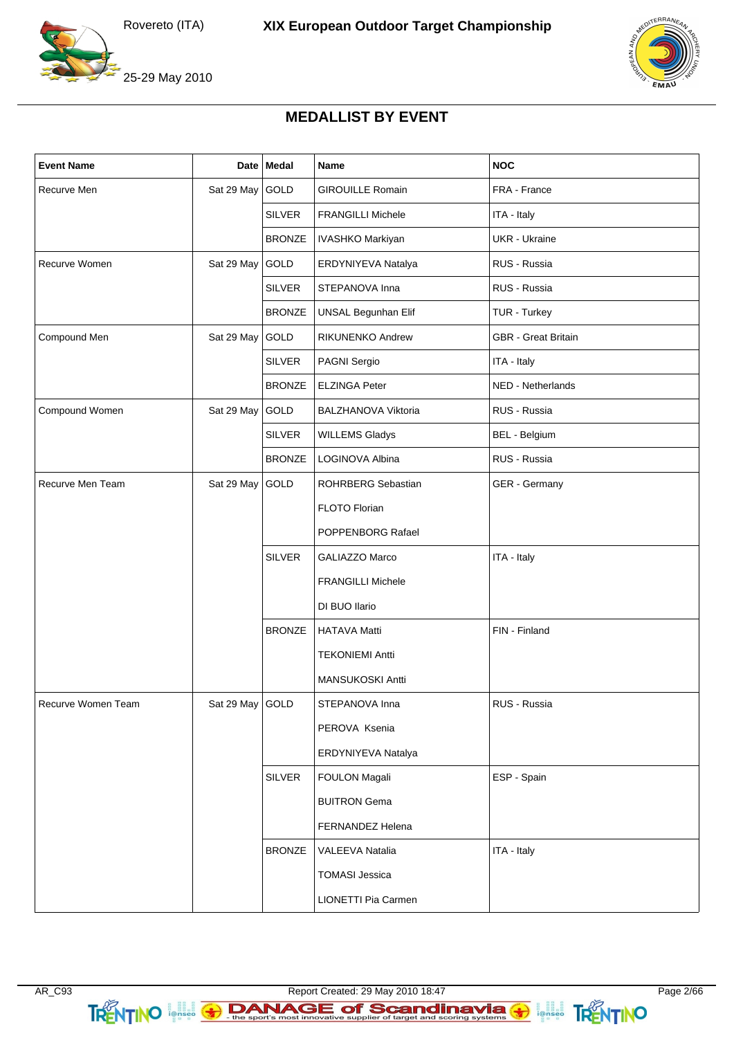# XIX European Outdoor Target Championship

Rovereto (ITA)

25-29 May 2010

## MEDALLIST BY EVENT

| Event Name | Date | Medal | Name | NOC |
|---|---|---|---|---|
| Recurve Men | Sat 29 May | GOLD | GIROUILLE Romain | FRA - France |
| | | SILVER | FRANGILLI Michele | ITA - Italy |
| | | BRONZE | IVASHKO Markiyan | UKR - Ukraine |
| Recurve Women | Sat 29 May | GOLD | ERDYNIYEVA Natalya | RUS - Russia |
| | | SILVER | STEPANOVA Inna | RUS - Russia |
| | | BRONZE | UNSAL Begunhan Elif | TUR - Turkey |
| Compound Men | Sat 29 May | GOLD | RIKUNENKO Andrew | GBR - Great Britain |
| | | SILVER | PAGNI Sergio | ITA - Italy |
| | | BRONZE | ELZINGA Peter | NED - Netherlands |
| Compound Women | Sat 29 May | GOLD | BALZHANOVA Viktoria | RUS - Russia |
| | | SILVER | WILLEMS Gladys | BEL - Belgium |
| | | BRONZE | LOGINOVA Albina | RUS - Russia |
| Recurve Men Team | Sat 29 May | GOLD | ROHRBERG Sebastian | GER - Germany |
| | | | FLOTO Florian | |
| | | | POPPENBORG Rafael | |
| | | SILVER | GALIAZZO Marco | ITA - Italy |
| | | | FRANGILLI Michele | |
| | | | DI BUO Ilario | |
| | | BRONZE | HATAVA Matti | FIN - Finland |
| | | | TEKONIEMI Antti | |
| | | | MANSUKOSKI Antti | |
| Recurve Women Team | Sat 29 May | GOLD | STEPANOVA Inna | RUS - Russia |
| | | | PEROVA Ksenia | |
| | | | ERDYNIYEVA Natalya | |
| | | SILVER | FOULON Magali | ESP - Spain |
| | | | BUITRON Gema | |
| | | | FERNANDEZ Helena | |
| | | BRONZE | VALEEVA Natalia | ITA - Italy |
| | | | TOMASI Jessica | |
| | | | LIONETTI Pia Carmen | |

AR_C93 Report Created: 29 May 2010 18:47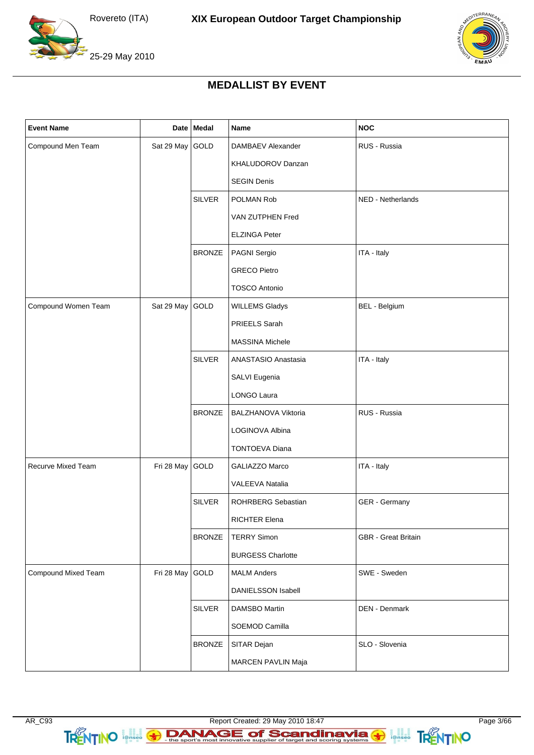# MEDALLIST BY EVENT

| Event Name | Date | Medal | Name | NOC |
|---|---|---|---|---|
| Compound Men Team | Sat 29 May | GOLD | DAMBAEV Alexander | RUS - Russia |
| | | | KHALUDOROV Danzan | |
| | | | SEGIN Denis | |
| | | SILVER | POLMAN Rob | NED - Netherlands |
| | | | VAN ZUTPHEN Fred | |
| | | | ELZINGA Peter | |
| | | BRONZE | PAGNI Sergio | ITA - Italy |
| | | | GRECO Pietro | |
| | | | TOSCO Antonio | |
| Compound Women Team | Sat 29 May | GOLD | WILLEMS Gladys | BEL - Belgium |
| | | | PRIEELS Sarah | |
| | | | MASSINA Michele | |
| | | SILVER | ANASTASIO Anastasia | ITA - Italy |
| | | | SALVI Eugenia | |
| | | | LONGO Laura | |
| | | BRONZE | BALZHANOVA Viktoria | RUS - Russia |
| | | | LOGINOVA Albina | |
| | | | TONTOEVA Diana | |
| Recurve Mixed Team | Fri 28 May | GOLD | GALIAZZO Marco | ITA - Italy |
| | | | VALEEVA Natalia | |
| | | SILVER | ROHRBERG Sebastian | GER - Germany |
| | | | RICHTER Elena | |
| | | BRONZE | TERRY Simon | GBR - Great Britain |
| | | | BURGESS Charlotte | |
| Compound Mixed Team | Fri 28 May | GOLD | MALM Anders | SWE - Sweden |
| | | | DANIELSSON Isabell | |
| | | SILVER | DAMSBO Martin | DEN - Denmark |
| | | | SOEMOD Camilla | |
| | | BRONZE | SITAR Dejan | SLO - Slovenia |
| | | | MARCEN PAVLIN Maja | |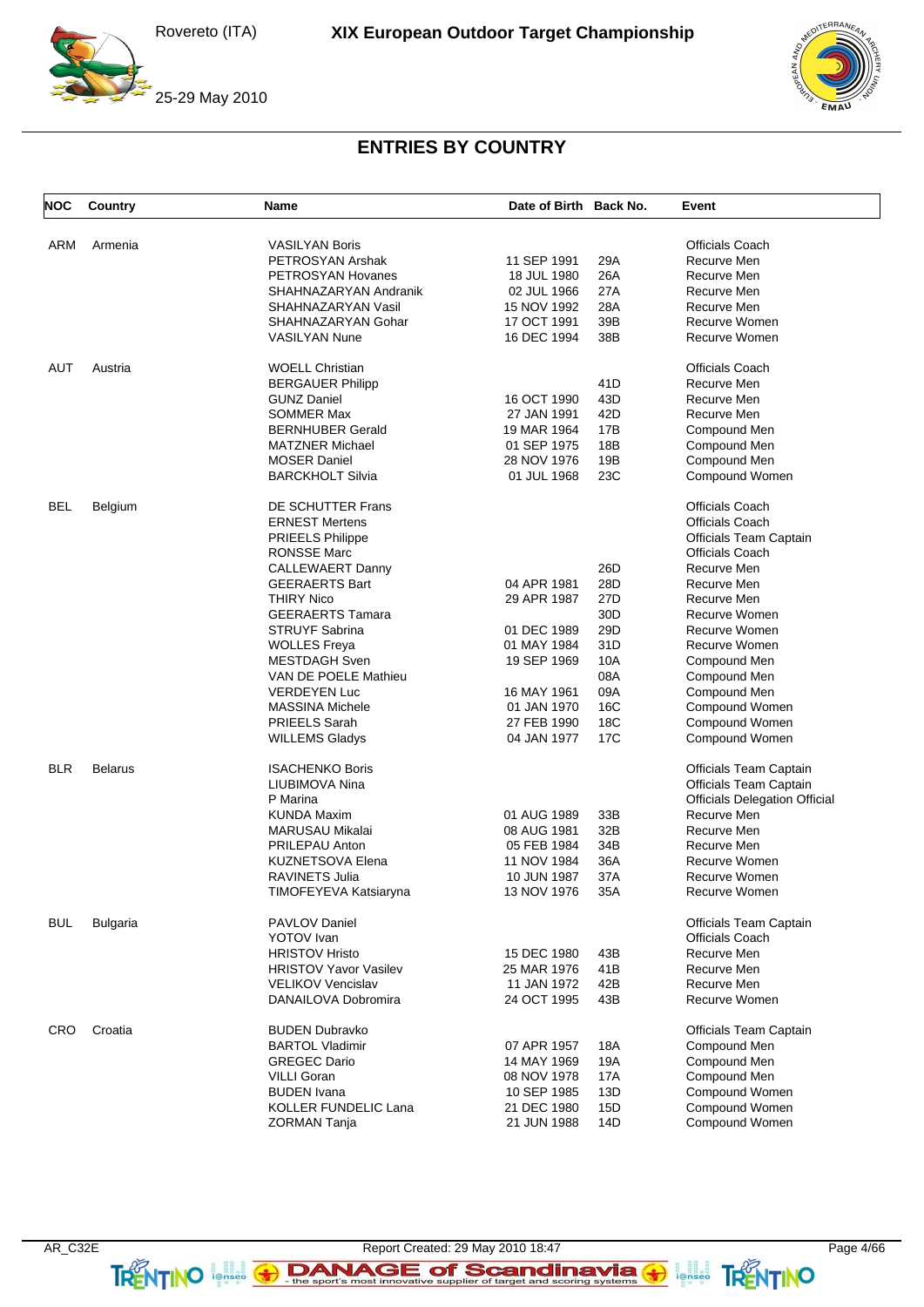# ENTRIES BY COUNTRY

| NOC | Country | Name | Date of Birth | Back No. | Event |
|---|---|---|---|---|---|
| ARM | Armenia | VASILYAN Boris | | | Officials Coach |
| | | PETROSYAN Arshak | 11 SEP 1991 | 29A | Recurve Men |
| | | PETROSYAN Hovanes | 18 JUL 1980 | 26A | Recurve Men |
| | | SHAHNAZARYAN Andranik | 02 JUL 1966 | 27A | Recurve Men |
| | | SHAHNAZARYAN Vasil | 15 NOV 1992 | 28A | Recurve Men |
| | | SHAHNAZARYAN Gohar | 17 OCT 1991 | 39B | Recurve Women |
| | | VASILYAN Nune | 16 DEC 1994 | 38B | Recurve Women |
| AUT | Austria | WOELL Christian | | | Officials Coach |
| | | BERGAUER Philipp | | 41D | Recurve Men |
| | | GUNZ Daniel | 16 OCT 1990 | 43D | Recurve Men |
| | | SOMMER Max | 27 JAN 1991 | 42D | Recurve Men |
| | | BERNHUBER Gerald | 19 MAR 1964 | 17B | Compound Men |
| | | MATZNER Michael | 01 SEP 1975 | 18B | Compound Men |
| | | MOSER Daniel | 28 NOV 1976 | 19B | Compound Men |
| | | BARCKHOLT Silvia | 01 JUL 1968 | 23C | Compound Women |
| BEL | Belgium | DE SCHUTTER Frans | | | Officials Coach |
| | | ERNEST Mertens | | | Officials Coach |
| | | PRIEELS Philippe | | | Officials Team Captain |
| | | RONSSE Marc | | | Officials Coach |
| | | CALLEWAERT Danny | | 26D | Recurve Men |
| | | GEERAERTS Bart | 04 APR 1981 | 28D | Recurve Men |
| | | THIRY Nico | 29 APR 1987 | 27D | Recurve Men |
| | | GEERAERTS Tamara | | 30D | Recurve Women |
| | | STRUYF Sabrina | 01 DEC 1989 | 29D | Recurve Women |
| | | WOLLES Freya | 01 MAY 1984 | 31D | Recurve Women |
| | | MESTDAGH Sven | 19 SEP 1969 | 10A | Compound Men |
| | | VAN DE POELE Mathieu | | 08A | Compound Men |
| | | VERDEYEN Luc | 16 MAY 1961 | 09A | Compound Men |
| | | MASSINA Michele | 01 JAN 1970 | 16C | Compound Women |
| | | PRIEELS Sarah | 27 FEB 1990 | 18C | Compound Women |
| | | WILLEMS Gladys | 04 JAN 1977 | 17C | Compound Women |
| BLR | Belarus | ISACHENKO Boris | | | Officials Team Captain |
| | | LIUBIMOVA Nina | | | Officials Team Captain |
| | | P Marina | | | Officials Delegation Official |
| | | KUNDA Maxim | 01 AUG 1989 | 33B | Recurve Men |
| | | MARUSAU Mikalai | 08 AUG 1981 | 32B | Recurve Men |
| | | PRILEPAU Anton | 05 FEB 1984 | 34B | Recurve Men |
| | | KUZNETSOVA Elena | 11 NOV 1984 | 36A | Recurve Women |
| | | RAVINETS Julia | 10 JUN 1987 | 37A | Recurve Women |
| | | TIMOFEYEVA Katsiaryna | 13 NOV 1976 | 35A | Recurve Women |
| BUL | Bulgaria | PAVLOV Daniel | | | Officials Team Captain |
| | | YOTOV Ivan | | | Officials Coach |
| | | HRISTOV Hristo | 15 DEC 1980 | 43B | Recurve Men |
| | | HRISTOV Yavor Vasilev | 25 MAR 1976 | 41B | Recurve Men |
| | | VELIKOV Vencislav | 11 JAN 1972 | 42B | Recurve Men |
| | | DANAILOVA Dobromira | 24 OCT 1995 | 43B | Recurve Women |
| CRO | Croatia | BUDEN Dubravko | | | Officials Team Captain |
| | | BARTOL Vladimir | 07 APR 1957 | 18A | Compound Men |
| | | GREGEC Dario | 14 MAY 1969 | 19A | Compound Men |
| | | VILLI Goran | 08 NOV 1978 | 17A | Compound Men |
| | | BUDEN Ivana | 10 SEP 1985 | 13D | Compound Women |
| | | KOLLER FUNDELIC Lana | 21 DEC 1980 | 15D | Compound Women |
| | | ZORMAN Tanja | 21 JUN 1988 | 14D | Compound Women |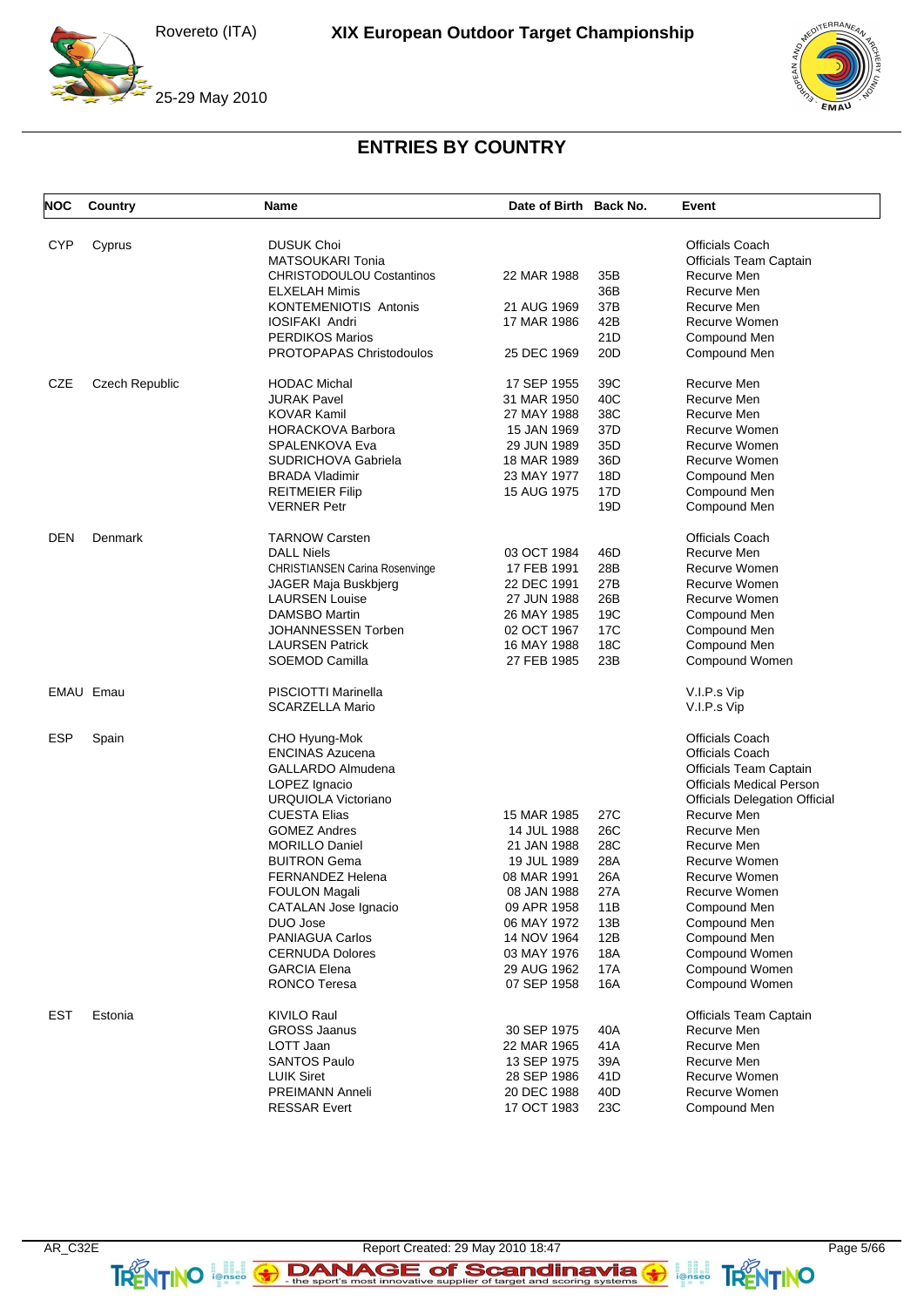## ENTRIES BY COUNTRY

| NOC | Country | Name | Date of Birth | Back No. | Event |
|---|---|---|---|---|---|
| CYP | Cyprus | DUSUK Choi | | | Officials Coach |
| | | MATSOUKARI Tonia | | | Officials Team Captain |
| | | CHRISTODOULOU Costantinos | 22 MAR 1988 | 35B | Recurve Men |
| | | ELXELAH Mimis | | 36B | Recurve Men |
| | | KONTEMENIOTIS Antonis | 21 AUG 1969 | 37B | Recurve Men |
| | | IOSIFAKI Andri | 17 MAR 1986 | 42B | Recurve Women |
| | | PERDIKOS Marios | | 21D | Compound Men |
| | | PROTOPAPAS Christodoulos | 25 DEC 1969 | 20D | Compound Men |
| CZE | Czech Republic | HODAC Michal | 17 SEP 1955 | 39C | Recurve Men |
| | | JURAK Pavel | 31 MAR 1950 | 40C | Recurve Men |
| | | KOVAR Kamil | 27 MAY 1988 | 38C | Recurve Men |
| | | HORACKOVA Barbora | 15 JAN 1969 | 37D | Recurve Women |
| | | SPALENKOVA Eva | 29 JUN 1989 | 35D | Recurve Women |
| | | SUDRICHOVA Gabriela | 18 MAR 1989 | 36D | Recurve Women |
| | | BRADA Vladimir | 23 MAY 1977 | 18D | Compound Men |
| | | REITMEIER Filip | 15 AUG 1975 | 17D | Compound Men |
| | | VERNER Petr | | 19D | Compound Men |
| DEN | Denmark | TARNOW Carsten | | | Officials Coach |
| | | DALL Niels | 03 OCT 1984 | 46D | Recurve Men |
| | | CHRISTIANSEN Carina Rosenvinge | 17 FEB 1991 | 28B | Recurve Women |
| | | JAGER Maja Buskbjerg | 22 DEC 1991 | 27B | Recurve Women |
| | | LAURSEN Louise | 27 JUN 1988 | 26B | Recurve Women |
| | | DAMSBO Martin | 26 MAY 1985 | 19C | Compound Men |
| | | JOHANNESSEN Torben | 02 OCT 1967 | 17C | Compound Men |
| | | LAURSEN Patrick | 16 MAY 1988 | 18C | Compound Men |
| | | SOEMOD Camilla | 27 FEB 1985 | 23B | Compound Women |
| EMAU | Emau | PISCIOTTI Marinella | | | V.I.P.s Vip |
| | | SCARZELLA Mario | | | V.I.P.s Vip |
| ESP | Spain | CHO Hyung-Mok | | | Officials Coach |
| | | ENCINAS Azucena | | | Officials Coach |
| | | GALLARDO Almudena | | | Officials Team Captain |
| | | LOPEZ Ignacio | | | Officials Medical Person |
| | | URQUIOLA Victoriano | | | Officials Delegation Official |
| | | CUESTA Elias | 15 MAR 1985 | 27C | Recurve Men |
| | | GOMEZ Andres | 14 JUL 1988 | 26C | Recurve Men |
| | | MORILLO Daniel | 21 JAN 1988 | 28C | Recurve Men |
| | | BUITRON Gema | 19 JUL 1989 | 28A | Recurve Women |
| | | FERNANDEZ Helena | 08 MAR 1991 | 26A | Recurve Women |
| | | FOULON Magali | 08 JAN 1988 | 27A | Recurve Women |
| | | CATALAN Jose Ignacio | 09 APR 1958 | 11B | Compound Men |
| | | DUO Jose | 06 MAY 1972 | 13B | Compound Men |
| | | PANIAGUA Carlos | 14 NOV 1964 | 12B | Compound Men |
| | | CERNUDA Dolores | 03 MAY 1976 | 18A | Compound Women |
| | | GARCIA Elena | 29 AUG 1962 | 17A | Compound Women |
| | | RONCO Teresa | 07 SEP 1958 | 16A | Compound Women |
| EST | Estonia | KIVILO Raul | | | Officials Team Captain |
| | | GROSS Jaanus | 30 SEP 1975 | 40A | Recurve Men |
| | | LOTT Jaan | 22 MAR 1965 | 41A | Recurve Men |
| | | SANTOS Paulo | 13 SEP 1975 | 39A | Recurve Men |
| | | LUIK Siret | 28 SEP 1986 | 41D | Recurve Women |
| | | PREIMANN Anneli | 20 DEC 1988 | 40D | Recurve Women |
| | | RESSAR Evert | 17 OCT 1983 | 23C | Compound Men |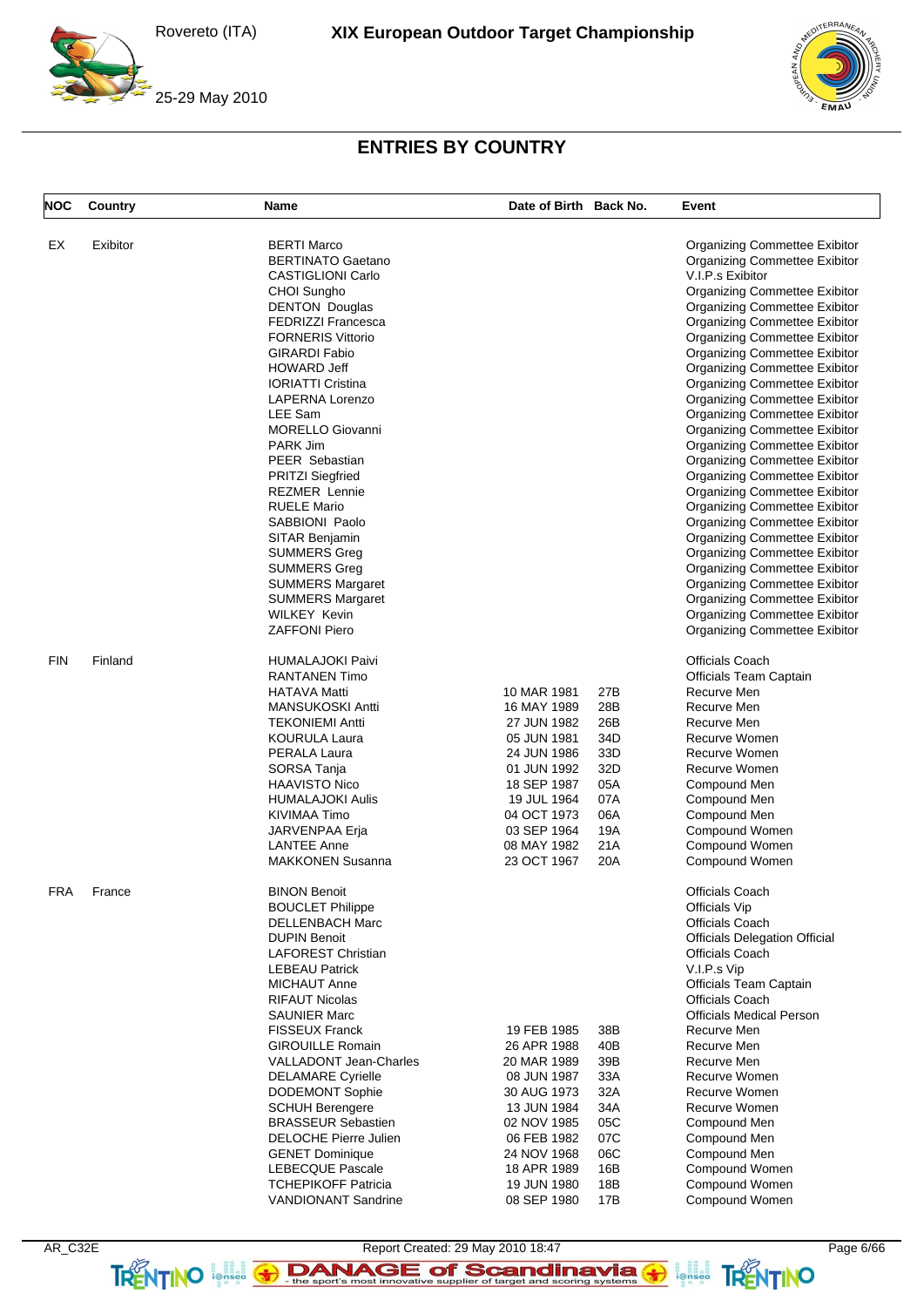## ENTRIES BY COUNTRY

| NOC | Country | Name | Date of Birth | Back No. | Event |
|---|---|---|---|---|---|
| EX | Exibitor | BERTI Marco | | | Organizing Commettee Exibitor |
| | | BERTINATO Gaetano | | | Organizing Commettee Exibitor |
| | | CASTIGLIONI Carlo | | | V.I.P.s Exibitor |
| | | CHOI Sungho | | | Organizing Commettee Exibitor |
| | | DENTON Douglas | | | Organizing Commettee Exibitor |
| | | FEDRIZZI Francesca | | | Organizing Commettee Exibitor |
| | | FORNERIS Vittorio | | | Organizing Commettee Exibitor |
| | | GIRARDI Fabio | | | Organizing Commettee Exibitor |
| | | HOWARD Jeff | | | Organizing Commettee Exibitor |
| | | IORIATTI Cristina | | | Organizing Commettee Exibitor |
| | | LAPERNA Lorenzo | | | Organizing Commettee Exibitor |
| | | LEE Sam | | | Organizing Commettee Exibitor |
| | | MORELLO Giovanni | | | Organizing Commettee Exibitor |
| | | PARK Jim | | | Organizing Commettee Exibitor |
| | | PEER Sebastian | | | Organizing Commettee Exibitor |
| | | PRITZI Siegfried | | | Organizing Commettee Exibitor |
| | | REZMER Lennie | | | Organizing Commettee Exibitor |
| | | RUELE Mario | | | Organizing Commettee Exibitor |
| | | SABBIONI Paolo | | | Organizing Commettee Exibitor |
| | | SITAR Benjamin | | | Organizing Commettee Exibitor |
| | | SUMMERS Greg | | | Organizing Commettee Exibitor |
| | | SUMMERS Greg | | | Organizing Commettee Exibitor |
| | | SUMMERS Margaret | | | Organizing Commettee Exibitor |
| | | SUMMERS Margaret | | | Organizing Commettee Exibitor |
| | | WILKEY Kevin | | | Organizing Commettee Exibitor |
| | | ZAFFONI Piero | | | Organizing Commettee Exibitor |
| FIN | Finland | HUMALAJOKI Paivi | | | Officials Coach |
| | | RANTANEN Timo | | | Officials Team Captain |
| | | HATAVA Matti | 10 MAR 1981 | 27B | Recurve Men |
| | | MANSUKOSKI Antti | 16 MAY 1989 | 28B | Recurve Men |
| | | TEKONIEMI Antti | 27 JUN 1982 | 26B | Recurve Men |
| | | KOURULA Laura | 05 JUN 1981 | 34D | Recurve Women |
| | | PERALA Laura | 24 JUN 1986 | 33D | Recurve Women |
| | | SORSA Tanja | 01 JUN 1992 | 32D | Recurve Women |
| | | HAAVISTO Nico | 18 SEP 1987 | 05A | Compound Men |
| | | HUMALAJOKI Aulis | 19 JUL 1964 | 07A | Compound Men |
| | | KIVIMAA Timo | 04 OCT 1973 | 06A | Compound Men |
| | | JARVENPAA Erja | 03 SEP 1964 | 19A | Compound Women |
| | | LANTEE Anne | 08 MAY 1982 | 21A | Compound Women |
| | | MAKKONEN Susanna | 23 OCT 1967 | 20A | Compound Women |
| FRA | France | BINON Benoit | | | Officials Coach |
| | | BOUCLET Philippe | | | Officials Vip |
| | | DELLENBACH Marc | | | Officials Coach |
| | | DUPIN Benoit | | | Officials Delegation Official |
| | | LAFOREST Christian | | | Officials Coach |
| | | LEBEAU Patrick | | | V.I.P.s Vip |
| | | MICHAUT Anne | | | Officials Team Captain |
| | | RIFAUT Nicolas | | | Officials Coach |
| | | SAUNIER Marc | | | Officials Medical Person |
| | | FISSEUX Franck | 19 FEB 1985 | 38B | Recurve Men |
| | | GIROUILLE Romain | 26 APR 1988 | 40B | Recurve Men |
| | | VALLADONT Jean-Charles | 20 MAR 1989 | 39B | Recurve Men |
| | | DELAMARE Cyrielle | 08 JUN 1987 | 33A | Recurve Women |
| | | DODEMONT Sophie | 30 AUG 1973 | 32A | Recurve Women |
| | | SCHUH Berengere | 13 JUN 1984 | 34A | Recurve Women |
| | | BRASSEUR Sebastien | 02 NOV 1985 | 05C | Compound Men |
| | | DELOCHE Pierre Julien | 06 FEB 1982 | 07C | Compound Men |
| | | GENET Dominique | 24 NOV 1968 | 06C | Compound Men |
| | | LEBECQUE Pascale | 18 APR 1989 | 16B | Compound Women |
| | | TCHEPIKOFF Patricia | 19 JUN 1980 | 18B | Compound Women |
| | | VANDIONANT Sandrine | 08 SEP 1980 | 17B | Compound Women |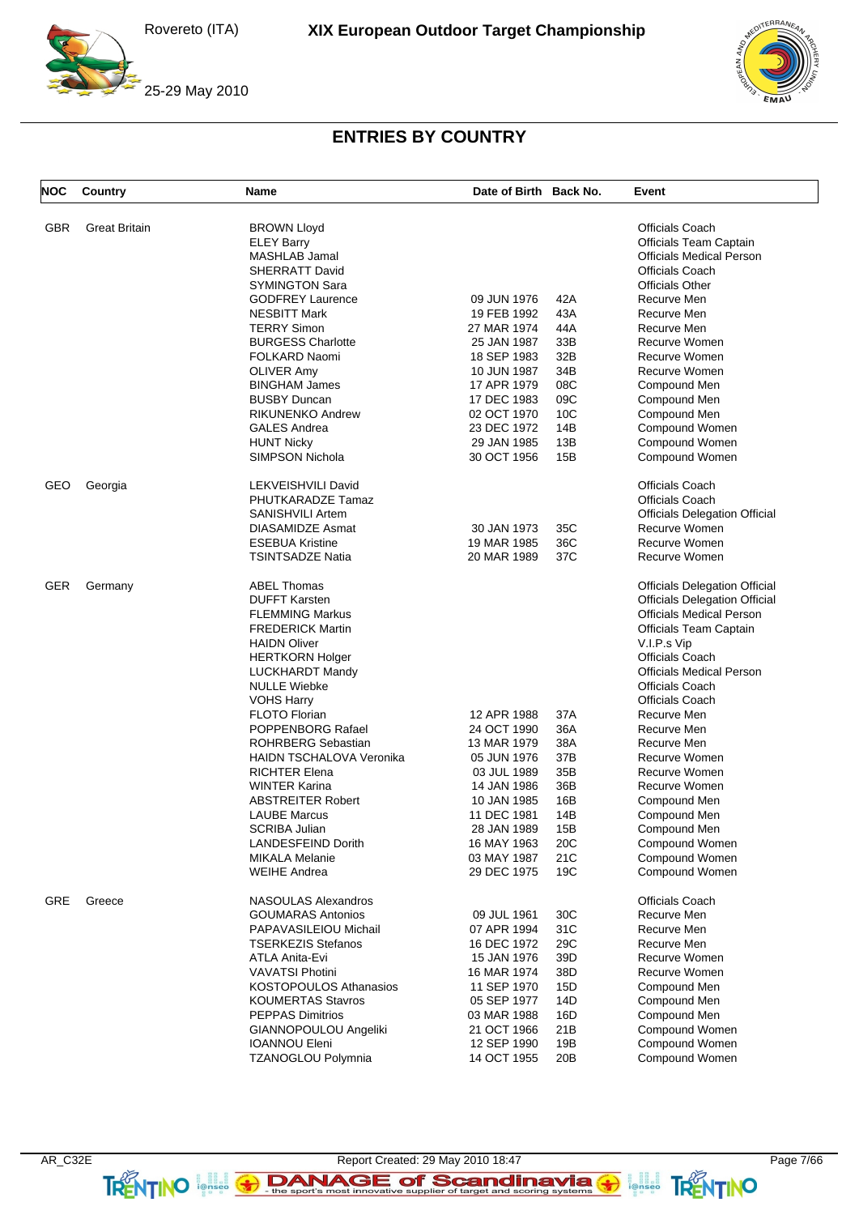# XIX European Outdoor Target Championship

Rovereto (ITA)

25-29 May 2010

## ENTRIES BY COUNTRY

| NOC | Country | Name | Date of Birth | Back No. | Event |
|---|---|---|---|---|---|
| GBR | Great Britain | BROWN Lloyd | | | Officials Coach |
| | | ELEY Barry | | | Officials Team Captain |
| | | MASHLAB Jamal | | | Officials Medical Person |
| | | SHERRATT David | | | Officials Coach |
| | | SYMINGTON Sara | | | Officials Other |
| | | GODFREY Laurence | 09 JUN 1976 | 42A | Recurve Men |
| | | NESBITT Mark | 19 FEB 1992 | 43A | Recurve Men |
| | | TERRY Simon | 27 MAR 1974 | 44A | Recurve Men |
| | | BURGESS Charlotte | 25 JAN 1987 | 33B | Recurve Women |
| | | FOLKARD Naomi | 18 SEP 1983 | 32B | Recurve Women |
| | | OLIVER Amy | 10 JUN 1987 | 34B | Recurve Women |
| | | BINGHAM James | 17 APR 1979 | 08C | Compound Men |
| | | BUSBY Duncan | 17 DEC 1983 | 09C | Compound Men |
| | | RIKUNENKO Andrew | 02 OCT 1970 | 10C | Compound Men |
| | | GALES Andrea | 23 DEC 1972 | 14B | Compound Women |
| | | HUNT Nicky | 29 JAN 1985 | 13B | Compound Women |
| | | SIMPSON Nichola | 30 OCT 1956 | 15B | Compound Women |
| GEO | Georgia | LEKVEISHVILI David | | | Officials Coach |
| | | PHUTKARADZE Tamaz | | | Officials Coach |
| | | SANISHVILI Artem | | | Officials Delegation Official |
| | | DIASAMIDZE Asmat | 30 JAN 1973 | 35C | Recurve Women |
| | | ESEBUA Kristine | 19 MAR 1985 | 36C | Recurve Women |
| | | TSINTSADZE Natia | 20 MAR 1989 | 37C | Recurve Women |
| GER | Germany | ABEL Thomas | | | Officials Delegation Official |
| | | DUFFT Karsten | | | Officials Delegation Official |
| | | FLEMMING Markus | | | Officials Medical Person |
| | | FREDERICK Martin | | | Officials Team Captain |
| | | HAIDN Oliver | | | V.I.P.s Vip |
| | | HERTKORN Holger | | | Officials Coach |
| | | LUCKHARDT Mandy | | | Officials Medical Person |
| | | NULLE Wiebke | | | Officials Coach |
| | | VOHS Harry | | | Officials Coach |
| | | FLOTO Florian | 12 APR 1988 | 37A | Recurve Men |
| | | POPPENBORG Rafael | 24 OCT 1990 | 36A | Recurve Men |
| | | ROHRBERG Sebastian | 13 MAR 1979 | 38A | Recurve Men |
| | | HAIDN TSCHALOVA Veronika | 05 JUN 1976 | 37B | Recurve Women |
| | | RICHTER Elena | 03 JUL 1989 | 35B | Recurve Women |
| | | WINTER Karina | 14 JAN 1986 | 36B | Recurve Women |
| | | ABSTREITER Robert | 10 JAN 1985 | 16B | Compound Men |
| | | LAUBE Marcus | 11 DEC 1981 | 14B | Compound Men |
| | | SCRIBA Julian | 28 JAN 1989 | 15B | Compound Men |
| | | LANDESFEIND Dorith | 16 MAY 1963 | 20C | Compound Women |
| | | MIKALA Melanie | 03 MAY 1987 | 21C | Compound Women |
| | | WEIHE Andrea | 29 DEC 1975 | 19C | Compound Women |
| GRE | Greece | NASOULAS Alexandros | | | Officials Coach |
| | | GOUMARAS Antonios | 09 JUL 1961 | 30C | Recurve Men |
| | | PAPAVASILEIOU Michail | 07 APR 1994 | 31C | Recurve Men |
| | | TSERKEZIS Stefanos | 16 DEC 1972 | 29C | Recurve Men |
| | | ATLA Anita-Evi | 15 JAN 1976 | 39D | Recurve Women |
| | | VAVATSI Photini | 16 MAR 1974 | 38D | Recurve Women |
| | | KOSTOPOULOS Athanasios | 11 SEP 1970 | 15D | Compound Men |
| | | KOUMERTAS Stavros | 05 SEP 1977 | 14D | Compound Men |
| | | PEPPAS Dimitrios | 03 MAR 1988 | 16D | Compound Men |
| | | GIANNOPOULOU Angeliki | 21 OCT 1966 | 21B | Compound Women |
| | | IOANNOU Eleni | 12 SEP 1990 | 19B | Compound Women |
| | | TZANOGLOU Polymnia | 14 OCT 1955 | 20B | Compound Women |

AR_C32E — Report Created: 29 May 2010 18:47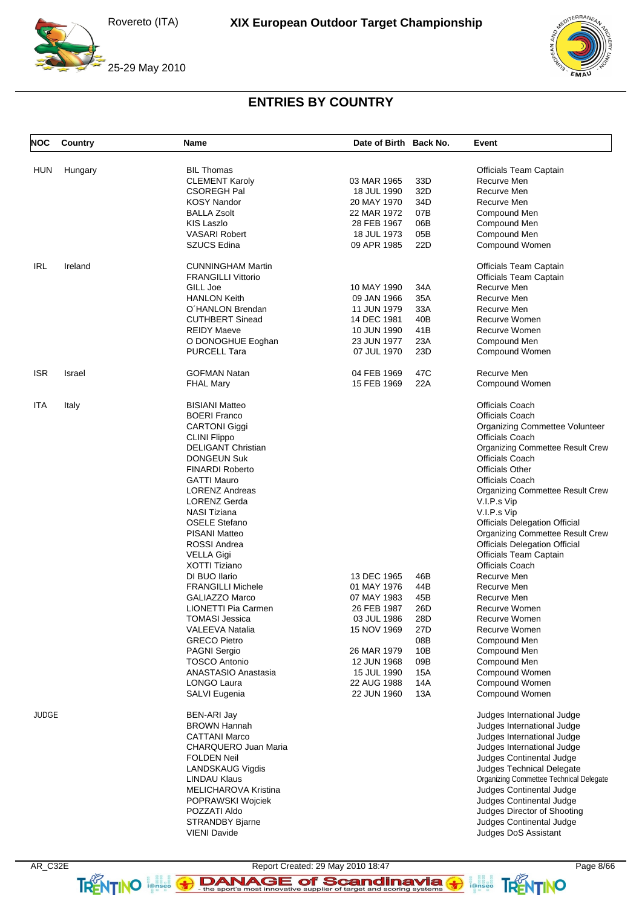## ENTRIES BY COUNTRY

| NOC | Country | Name | Date of Birth | Back No. | Event |
|---|---|---|---|---|---|
| HUN | Hungary | BIL Thomas | | | Officials Team Captain |
| | | CLEMENT Karoly | 03 MAR 1965 | 33D | Recurve Men |
| | | CSOREGH Pal | 18 JUL 1990 | 32D | Recurve Men |
| | | KOSY Nandor | 20 MAY 1970 | 34D | Recurve Men |
| | | BALLA Zsolt | 22 MAR 1972 | 07B | Compound Men |
| | | KIS Laszlo | 28 FEB 1967 | 06B | Compound Men |
| | | VASARI Robert | 18 JUL 1973 | 05B | Compound Men |
| | | SZUCS Edina | 09 APR 1985 | 22D | Compound Women |
| IRL | Ireland | CUNNINGHAM Martin | | | Officials Team Captain |
| | | FRANGILLI Vittorio | | | Officials Team Captain |
| | | GILL Joe | 10 MAY 1990 | 34A | Recurve Men |
| | | HANLON Keith | 09 JAN 1966 | 35A | Recurve Men |
| | | O´HANLON Brendan | 11 JUN 1979 | 33A | Recurve Men |
| | | CUTHBERT Sinead | 14 DEC 1981 | 40B | Recurve Women |
| | | REIDY Maeve | 10 JUN 1990 | 41B | Recurve Women |
| | | O DONOGHUE Eoghan | 23 JUN 1977 | 23A | Compound Men |
| | | PURCELL Tara | 07 JUL 1970 | 23D | Compound Women |
| ISR | Israel | GOFMAN Natan | 04 FEB 1969 | 47C | Recurve Men |
| | | FHAL Mary | 15 FEB 1969 | 22A | Compound Women |
| ITA | Italy | BISIANI Matteo | | | Officials Coach |
| | | BOERI Franco | | | Officials Coach |
| | | CARTONI Giggi | | | Organizing Commettee Volunteer |
| | | CLINI Flippo | | | Officials Coach |
| | | DELIGANT Christian | | | Organizing Commettee Result Crew |
| | | DONGEUN Suk | | | Officials Coach |
| | | FINARDI Roberto | | | Officials Other |
| | | GATTI Mauro | | | Officials Coach |
| | | LORENZ Andreas | | | Organizing Commettee Result Crew |
| | | LORENZ Gerda | | | V.I.P.s Vip |
| | | NASI Tiziana | | | V.I.P.s Vip |
| | | OSELE Stefano | | | Officials Delegation Official |
| | | PISANI Matteo | | | Organizing Commettee Result Crew |
| | | ROSSI Andrea | | | Officials Delegation Official |
| | | VELLA Gigi | | | Officials Team Captain |
| | | XOTTI Tiziano | | | Officials Coach |
| | | DI BUO Ilario | 13 DEC 1965 | 46B | Recurve Men |
| | | FRANGILLI Michele | 01 MAY 1976 | 44B | Recurve Men |
| | | GALIAZZO Marco | 07 MAY 1983 | 45B | Recurve Men |
| | | LIONETTI Pia Carmen | 26 FEB 1987 | 26D | Recurve Women |
| | | TOMASI Jessica | 03 JUL 1986 | 28D | Recurve Women |
| | | VALEEVA Natalia | 15 NOV 1969 | 27D | Recurve Women |
| | | GRECO Pietro | | 08B | Compound Men |
| | | PAGNI Sergio | 26 MAR 1979 | 10B | Compound Men |
| | | TOSCO Antonio | 12 JUN 1968 | 09B | Compound Men |
| | | ANASTASIO Anastasia | 15 JUL 1990 | 15A | Compound Women |
| | | LONGO Laura | 22 AUG 1988 | 14A | Compound Women |
| | | SALVI Eugenia | 22 JUN 1960 | 13A | Compound Women |
| JUDGE | | BEN-ARI Jay | | | Judges International Judge |
| | | BROWN Hannah | | | Judges International Judge |
| | | CATTANI Marco | | | Judges International Judge |
| | | CHARQUERO Juan Maria | | | Judges International Judge |
| | | FOLDEN Neil | | | Judges Continental Judge |
| | | LANDSKAUG Vigdis | | | Judges Technical Delegate |
| | | LINDAU Klaus | | | Organizing Commettee Technical Delegate |
| | | MELICHAROVA Kristina | | | Judges Continental Judge |
| | | POPRAWSKI Wojciek | | | Judges Continental Judge |
| | | POZZATI Aldo | | | Judges Director of Shooting |
| | | STRANDBY Bjarne | | | Judges Continental Judge |
| | | VIENI Davide | | | Judges DoS Assistant |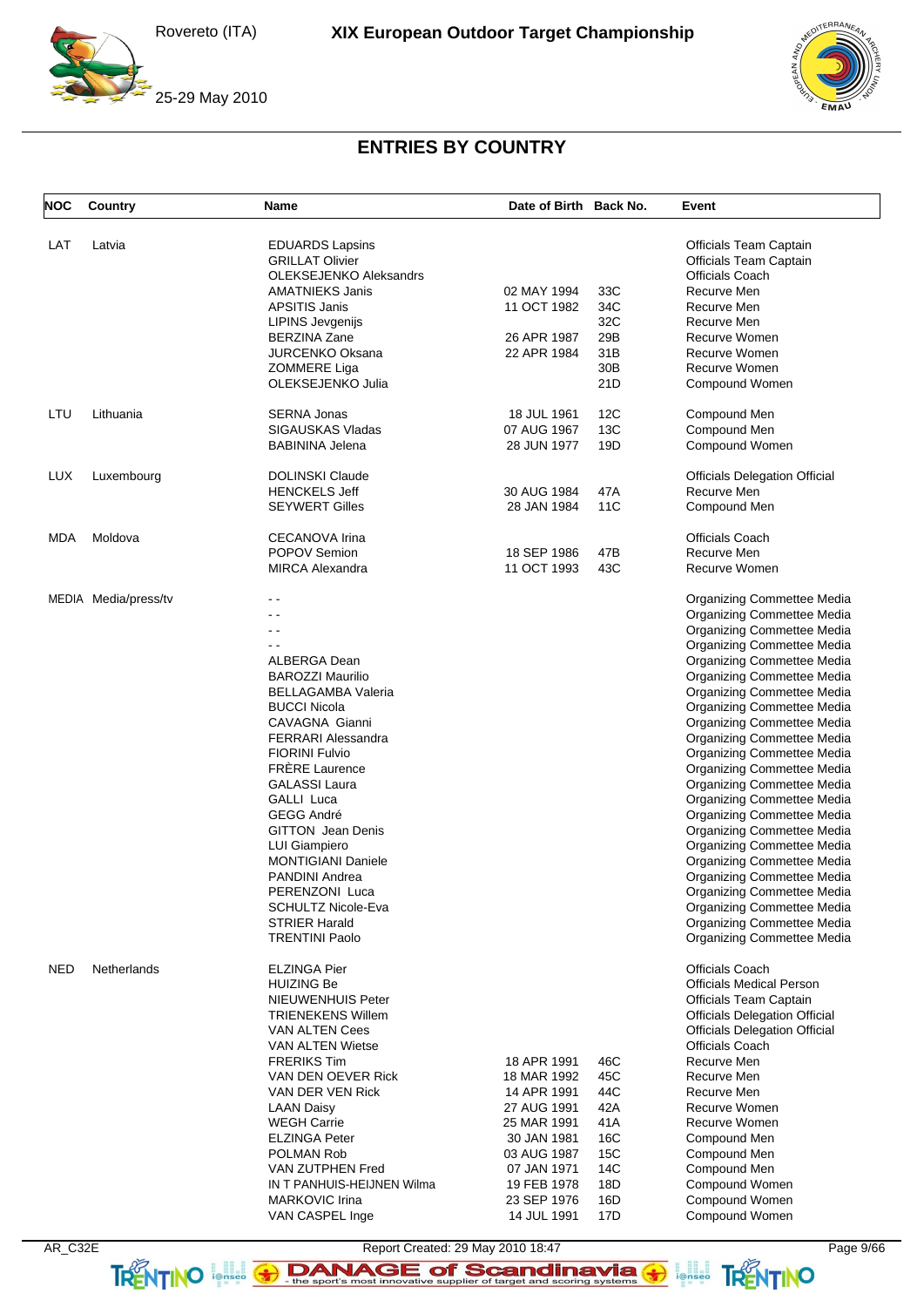# ENTRIES BY COUNTRY

| NOC | Country | Name | Date of Birth | Back No. | Event |
|---|---|---|---|---|---|
| LAT | Latvia | EDUARDS Lapsins | | | Officials Team Captain |
| | | GRILLAT Olivier | | | Officials Team Captain |
| | | OLEKSEJENKO Aleksandrs | | | Officials Coach |
| | | AMATNIEKS Janis | 02 MAY 1994 | 33C | Recurve Men |
| | | APSITIS Janis | 11 OCT 1982 | 34C | Recurve Men |
| | | LIPINS Jevgenijs | | 32C | Recurve Men |
| | | BERZINA Zane | 26 APR 1987 | 29B | Recurve Women |
| | | JURCENKO Oksana | 22 APR 1984 | 31B | Recurve Women |
| | | ZOMMERE Liga | | 30B | Recurve Women |
| | | OLEKSEJENKO Julia | | 21D | Compound Women |
| LTU | Lithuania | SERNA Jonas | 18 JUL 1961 | 12C | Compound Men |
| | | SIGAUSKAS Vladas | 07 AUG 1967 | 13C | Compound Men |
| | | BABININA Jelena | 28 JUN 1977 | 19D | Compound Women |
| LUX | Luxembourg | DOLINSKI Claude | | | Officials Delegation Official |
| | | HENCKELS Jeff | 30 AUG 1984 | 47A | Recurve Men |
| | | SEYWERT Gilles | 28 JAN 1984 | 11C | Compound Men |
| MDA | Moldova | CECANOVA Irina | | | Officials Coach |
| | | POPOV Semion | 18 SEP 1986 | 47B | Recurve Men |
| | | MIRCA Alexandra | 11 OCT 1993 | 43C | Recurve Women |
| MEDIA | Media/press/tv | - - | | | Organizing Commettee Media |
| | | - - | | | Organizing Commettee Media |
| | | - - | | | Organizing Commettee Media |
| | | - - | | | Organizing Commettee Media |
| | | ALBERGA Dean | | | Organizing Commettee Media |
| | | BAROZZI Maurilio | | | Organizing Commettee Media |
| | | BELLAGAMBA Valeria | | | Organizing Commettee Media |
| | | BUCCI Nicola | | | Organizing Commettee Media |
| | | CAVAGNA Gianni | | | Organizing Commettee Media |
| | | FERRARI Alessandra | | | Organizing Commettee Media |
| | | FIORINI Fulvio | | | Organizing Commettee Media |
| | | FRÈRE Laurence | | | Organizing Commettee Media |
| | | GALASSI Laura | | | Organizing Commettee Media |
| | | GALLI Luca | | | Organizing Commettee Media |
| | | GEGG André | | | Organizing Commettee Media |
| | | GITTON Jean Denis | | | Organizing Commettee Media |
| | | LUI Giampiero | | | Organizing Commettee Media |
| | | MONTIGIANI Daniele | | | Organizing Commettee Media |
| | | PANDINI Andrea | | | Organizing Commettee Media |
| | | PERENZONI Luca | | | Organizing Commettee Media |
| | | SCHULTZ Nicole-Eva | | | Organizing Commettee Media |
| | | STRIER Harald | | | Organizing Commettee Media |
| | | TRENTINI Paolo | | | Organizing Commettee Media |
| NED | Netherlands | ELZINGA Pier | | | Officials Coach |
| | | HUIZING Be | | | Officials Medical Person |
| | | NIEUWENHUIS Peter | | | Officials Team Captain |
| | | TRIENEKENS Willem | | | Officials Delegation Official |
| | | VAN ALTEN Cees | | | Officials Delegation Official |
| | | VAN ALTEN Wietse | | | Officials Coach |
| | | FRERIKS Tim | 18 APR 1991 | 46C | Recurve Men |
| | | VAN DEN OEVER Rick | 18 MAR 1992 | 45C | Recurve Men |
| | | VAN DER VEN Rick | 14 APR 1991 | 44C | Recurve Men |
| | | LAAN Daisy | 27 AUG 1991 | 42A | Recurve Women |
| | | WEGH Carrie | 25 MAR 1991 | 41A | Recurve Women |
| | | ELZINGA Peter | 30 JAN 1981 | 16C | Compound Men |
| | | POLMAN Rob | 03 AUG 1987 | 15C | Compound Men |
| | | VAN ZUTPHEN Fred | 07 JAN 1971 | 14C | Compound Men |
| | | IN T PANHUIS-HEIJNEN Wilma | 19 FEB 1978 | 18D | Compound Women |
| | | MARKOVIC Irina | 23 SEP 1976 | 16D | Compound Women |
| | | VAN CASPEL Inge | 14 JUL 1991 | 17D | Compound Women |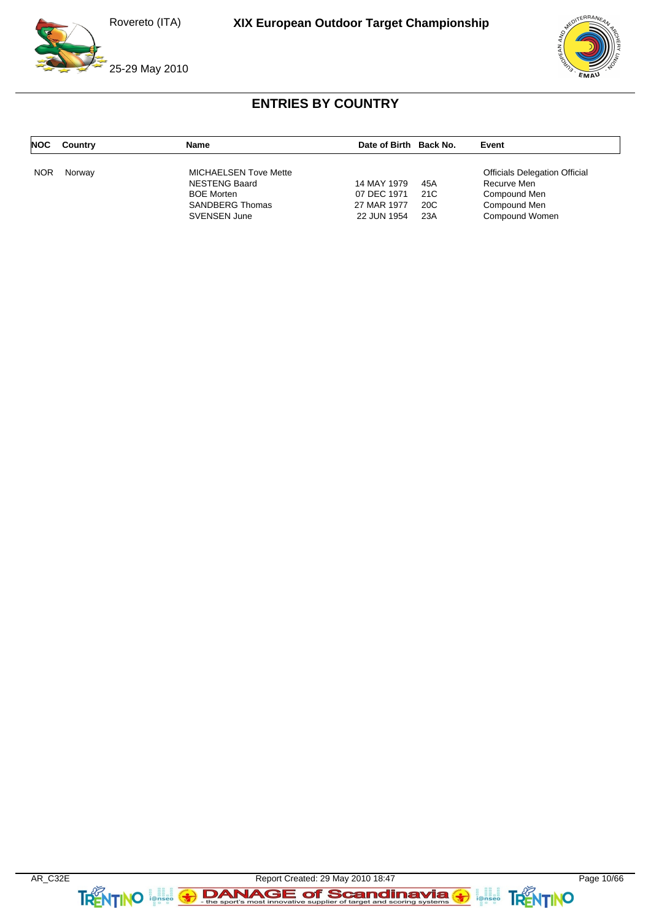## ENTRIES BY COUNTRY

| NOC | Country | Name | Date of Birth | Back No. | Event |
|---|---|---|---|---|---|
| NOR | Norway | MICHAELSEN Tove Mette | | | Officials Delegation Official |
| | | NESTENG Baard | 14 MAY 1979 | 45A | Recurve Men |
| | | BOE Morten | 07 DEC 1971 | 21C | Compound Men |
| | | SANDBERG Thomas | 27 MAR 1977 | 20C | Compound Men |
| | | SVENSEN June | 22 JUN 1954 | 23A | Compound Women |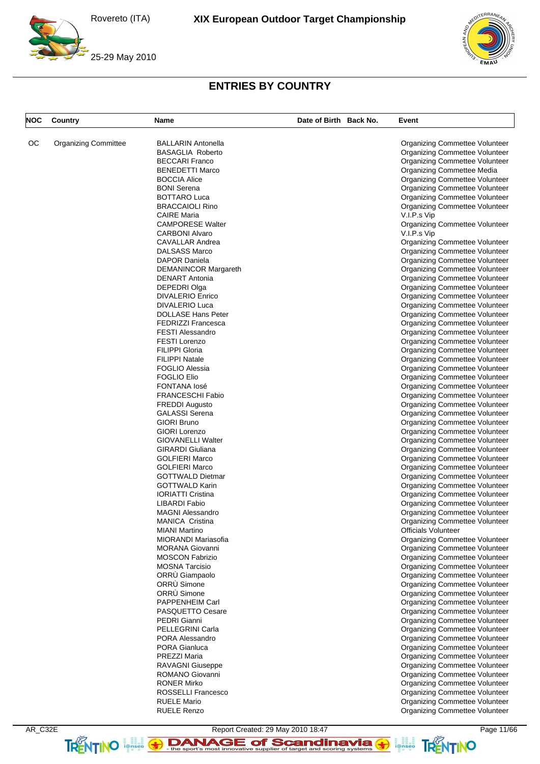# ENTRIES BY COUNTRY

| NOC | Country | Name | Date of Birth | Back No. | Event |
|---|---|---|---|---|---|
| OC | Organizing Committee | BALLARIN Antonella | | | Organizing Commettee Volunteer |
| | | BASAGLIA Roberto | | | Organizing Commettee Volunteer |
| | | BECCARI Franco | | | Organizing Commettee Volunteer |
| | | BENEDETTI Marco | | | Organizing Commettee Media |
| | | BOCCIA Alice | | | Organizing Commettee Volunteer |
| | | BONI Serena | | | Organizing Commettee Volunteer |
| | | BOTTARO Luca | | | Organizing Commettee Volunteer |
| | | BRACCAIOLI Rino | | | Organizing Commettee Volunteer |
| | | CAIRE Maria | | | V.I.P.s Vip |
| | | CAMPORESE Walter | | | Organizing Commettee Volunteer |
| | | CARBONI Alvaro | | | V.I.P.s Vip |
| | | CAVALLAR Andrea | | | Organizing Commettee Volunteer |
| | | DALSASS Marco | | | Organizing Commettee Volunteer |
| | | DAPOR Daniela | | | Organizing Commettee Volunteer |
| | | DEMANINCOR Margareth | | | Organizing Commettee Volunteer |
| | | DENART Antonia | | | Organizing Commettee Volunteer |
| | | DEPEDRI Olga | | | Organizing Commettee Volunteer |
| | | DIVALERIO Enrico | | | Organizing Commettee Volunteer |
| | | DIVALERIO Luca | | | Organizing Commettee Volunteer |
| | | DOLLASE Hans Peter | | | Organizing Commettee Volunteer |
| | | FEDRIZZI Francesca | | | Organizing Commettee Volunteer |
| | | FESTI Alessandro | | | Organizing Commettee Volunteer |
| | | FESTI Lorenzo | | | Organizing Commettee Volunteer |
| | | FILIPPI Gloria | | | Organizing Commettee Volunteer |
| | | FILIPPI Natale | | | Organizing Commettee Volunteer |
| | | FOGLIO Alessia | | | Organizing Commettee Volunteer |
| | | FOGLIO Elio | | | Organizing Commettee Volunteer |
| | | FONTANA Iosé | | | Organizing Commettee Volunteer |
| | | FRANCESCHI Fabio | | | Organizing Commettee Volunteer |
| | | FREDDI Augusto | | | Organizing Commettee Volunteer |
| | | GALASSI Serena | | | Organizing Commettee Volunteer |
| | | GIORI Bruno | | | Organizing Commettee Volunteer |
| | | GIORI Lorenzo | | | Organizing Commettee Volunteer |
| | | GIOVANELLI Walter | | | Organizing Commettee Volunteer |
| | | GIRARDI Giuliana | | | Organizing Commettee Volunteer |
| | | GOLFIERI Marco | | | Organizing Commettee Volunteer |
| | | GOLFIERI Marco | | | Organizing Commettee Volunteer |
| | | GOTTWALD Dietmar | | | Organizing Commettee Volunteer |
| | | GOTTWALD Karin | | | Organizing Commettee Volunteer |
| | | IORIATTI Cristina | | | Organizing Commettee Volunteer |
| | | LIBARDI Fabio | | | Organizing Commettee Volunteer |
| | | MAGNI Alessandro | | | Organizing Commettee Volunteer |
| | | MANICA Cristina | | | Organizing Commettee Volunteer |
| | | MIANI Martino | | | Officials Volunteer |
| | | MIORANDI Mariasofia | | | Organizing Commettee Volunteer |
| | | MORANA Giovanni | | | Organizing Commettee Volunteer |
| | | MOSCON Fabrizio | | | Organizing Commettee Volunteer |
| | | MOSNA Tarcisio | | | Organizing Commettee Volunteer |
| | | ORRÙ Giampaolo | | | Organizing Commettee Volunteer |
| | | ORRÙ Simone | | | Organizing Commettee Volunteer |
| | | ORRÙ Simone | | | Organizing Commettee Volunteer |
| | | PAPPENHEIM Carl | | | Organizing Commettee Volunteer |
| | | PASQUETTO Cesare | | | Organizing Commettee Volunteer |
| | | PEDRI Gianni | | | Organizing Commettee Volunteer |
| | | PELLEGRINI Carla | | | Organizing Commettee Volunteer |
| | | PORA Alessandro | | | Organizing Commettee Volunteer |
| | | PORA Gianluca | | | Organizing Commettee Volunteer |
| | | PREZZI Maria | | | Organizing Commettee Volunteer |
| | | RAVAGNI Giuseppe | | | Organizing Commettee Volunteer |
| | | ROMANO Giovanni | | | Organizing Commettee Volunteer |
| | | RONER Mirko | | | Organizing Commettee Volunteer |
| | | ROSSELLI Francesco | | | Organizing Commettee Volunteer |
| | | RUELE Mario | | | Organizing Commettee Volunteer |
| | | RUELE Renzo | | | Organizing Commettee Volunteer |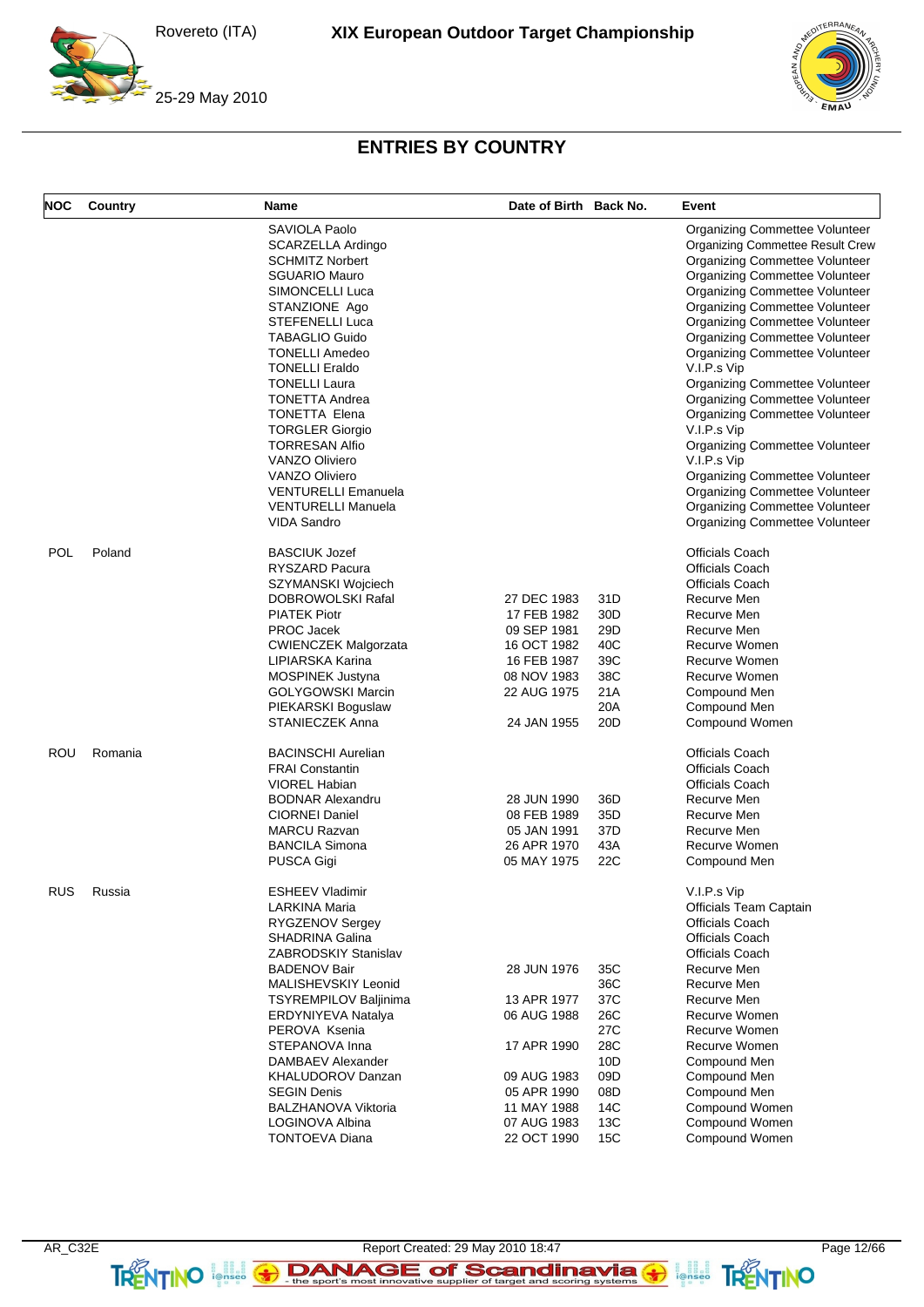# ENTRIES BY COUNTRY

| NOC | Country | Name | Date of Birth | Back No. | Event |
|---|---|---|---|---|---|
| | | SAVIOLA Paolo | | | Organizing Commettee Volunteer |
| | | SCARZELLA Ardingo | | | Organizing Commettee Result Crew |
| | | SCHMITZ Norbert | | | Organizing Commettee Volunteer |
| | | SGUARIO Mauro | | | Organizing Commettee Volunteer |
| | | SIMONCELLI Luca | | | Organizing Commettee Volunteer |
| | | STANZIONE Ago | | | Organizing Commettee Volunteer |
| | | STEFENELLI Luca | | | Organizing Commettee Volunteer |
| | | TABAGLIO Guido | | | Organizing Commettee Volunteer |
| | | TONELLI Amedeo | | | Organizing Commettee Volunteer |
| | | TONELLI Eraldo | | | V.I.P.s Vip |
| | | TONELLI Laura | | | Organizing Commettee Volunteer |
| | | TONETTA Andrea | | | Organizing Commettee Volunteer |
| | | TONETTA Elena | | | Organizing Commettee Volunteer |
| | | TORGLER Giorgio | | | V.I.P.s Vip |
| | | TORRESAN Alfio | | | Organizing Commettee Volunteer |
| | | VANZO Oliviero | | | V.I.P.s Vip |
| | | VANZO Oliviero | | | Organizing Commettee Volunteer |
| | | VENTURELLI Emanuela | | | Organizing Commettee Volunteer |
| | | VENTURELLI Manuela | | | Organizing Commettee Volunteer |
| | | VIDA Sandro | | | Organizing Commettee Volunteer |
| POL | Poland | BASCIUK Jozef | | | Officials Coach |
| | | RYSZARD Pacura | | | Officials Coach |
| | | SZYMANSKI Wojciech | | | Officials Coach |
| | | DOBROWOLSKI Rafal | 27 DEC 1983 | 31D | Recurve Men |
| | | PIATEK Piotr | 17 FEB 1982 | 30D | Recurve Men |
| | | PROC Jacek | 09 SEP 1981 | 29D | Recurve Men |
| | | CWIENCZEK Malgorzata | 16 OCT 1982 | 40C | Recurve Women |
| | | LIPIARSKA Karina | 16 FEB 1987 | 39C | Recurve Women |
| | | MOSPINEK Justyna | 08 NOV 1983 | 38C | Recurve Women |
| | | GOLYGOWSKI Marcin | 22 AUG 1975 | 21A | Compound Men |
| | | PIEKARSKI Boguslaw | | 20A | Compound Men |
| | | STANIECZEK Anna | 24 JAN 1955 | 20D | Compound Women |
| ROU | Romania | BACINSCHI Aurelian | | | Officials Coach |
| | | FRAI Constantin | | | Officials Coach |
| | | VIOREL Habian | | | Officials Coach |
| | | BODNAR Alexandru | 28 JUN 1990 | 36D | Recurve Men |
| | | CIORNEI Daniel | 08 FEB 1989 | 35D | Recurve Men |
| | | MARCU Razvan | 05 JAN 1991 | 37D | Recurve Men |
| | | BANCILA Simona | 26 APR 1970 | 43A | Recurve Women |
| | | PUSCA Gigi | 05 MAY 1975 | 22C | Compound Men |
| RUS | Russia | ESHEEV Vladimir | | | V.I.P.s Vip |
| | | LARKINA Maria | | | Officials Team Captain |
| | | RYGZENOV Sergey | | | Officials Coach |
| | | SHADRINA Galina | | | Officials Coach |
| | | ZABRODSKIY Stanislav | | | Officials Coach |
| | | BADENOV Bair | 28 JUN 1976 | 35C | Recurve Men |
| | | MALISHEVSKIY Leonid | | 36C | Recurve Men |
| | | TSYREMPILOV Baljinima | 13 APR 1977 | 37C | Recurve Men |
| | | ERDYNIYEVA Natalya | 06 AUG 1988 | 26C | Recurve Women |
| | | PEROVA Ksenia | | 27C | Recurve Women |
| | | STEPANOVA Inna | 17 APR 1990 | 28C | Recurve Women |
| | | DAMBAEV Alexander | | 10D | Compound Men |
| | | KHALUDOROV Danzan | 09 AUG 1983 | 09D | Compound Men |
| | | SEGIN Denis | 05 APR 1990 | 08D | Compound Men |
| | | BALZHANOVA Viktoria | 11 MAY 1988 | 14C | Compound Women |
| | | LOGINOVA Albina | 07 AUG 1983 | 13C | Compound Women |
| | | TONTOEVA Diana | 22 OCT 1990 | 15C | Compound Women |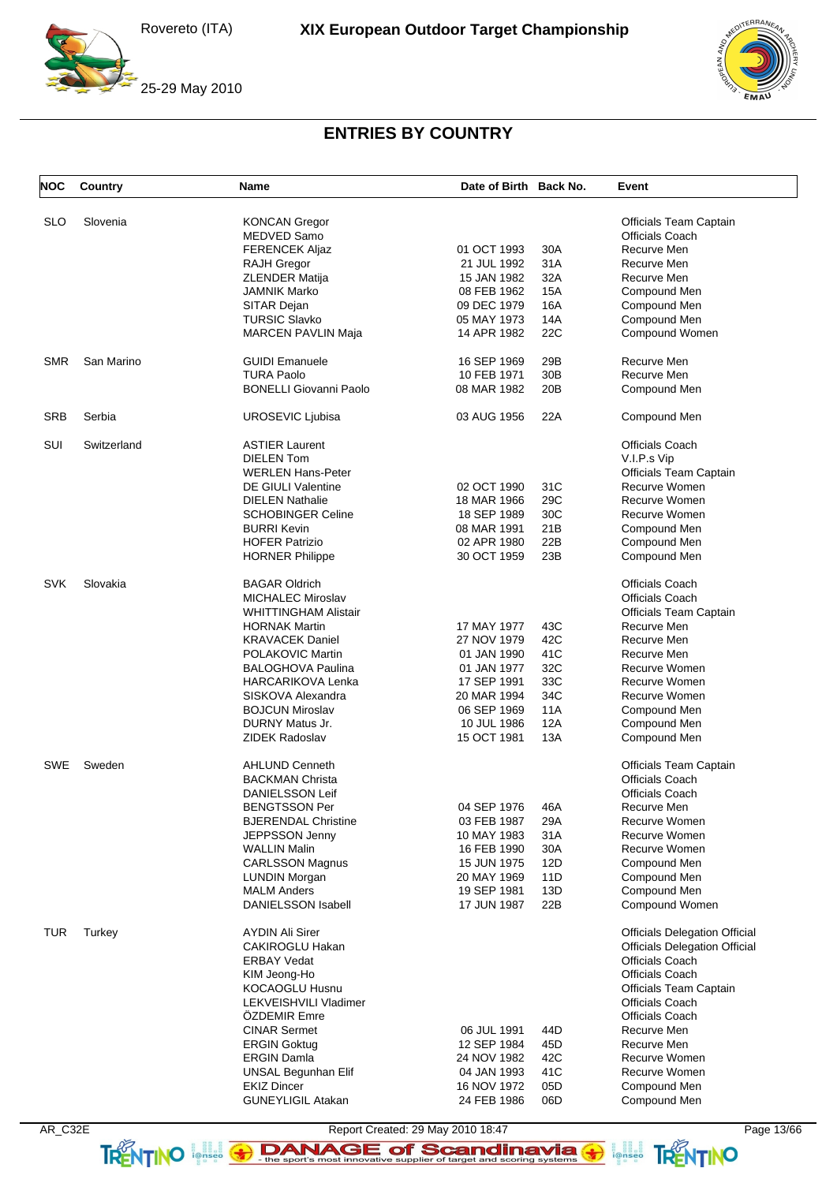## ENTRIES BY COUNTRY

| NOC | Country | Name | Date of Birth | Back No. | Event |
|---|---|---|---|---|---|
| SLO | Slovenia | KONCAN Gregor | | | Officials Team Captain |
| | | MEDVED Samo | | | Officials Coach |
| | | FERENCEK Aljaz | 01 OCT 1993 | 30A | Recurve Men |
| | | RAJH Gregor | 21 JUL 1992 | 31A | Recurve Men |
| | | ZLENDER Matija | 15 JAN 1982 | 32A | Recurve Men |
| | | JAMNIK Marko | 08 FEB 1962 | 15A | Compound Men |
| | | SITAR Dejan | 09 DEC 1979 | 16A | Compound Men |
| | | TURSIC Slavko | 05 MAY 1973 | 14A | Compound Men |
| | | MARCEN PAVLIN Maja | 14 APR 1982 | 22C | Compound Women |
| SMR | San Marino | GUIDI Emanuele | 16 SEP 1969 | 29B | Recurve Men |
| | | TURA Paolo | 10 FEB 1971 | 30B | Recurve Men |
| | | BONELLI Giovanni Paolo | 08 MAR 1982 | 20B | Compound Men |
| SRB | Serbia | UROSEVIC Ljubisa | 03 AUG 1956 | 22A | Compound Men |
| SUI | Switzerland | ASTIER Laurent | | | Officials Coach |
| | | DIELEN Tom | | | V.I.P.s Vip |
| | | WERLEN Hans-Peter | | | Officials Team Captain |
| | | DE GIULI Valentine | 02 OCT 1990 | 31C | Recurve Women |
| | | DIELEN Nathalie | 18 MAR 1966 | 29C | Recurve Women |
| | | SCHOBINGER Celine | 18 SEP 1989 | 30C | Recurve Women |
| | | BURRI Kevin | 08 MAR 1991 | 21B | Compound Men |
| | | HOFER Patrizio | 02 APR 1980 | 22B | Compound Men |
| | | HORNER Philippe | 30 OCT 1959 | 23B | Compound Men |
| SVK | Slovakia | BAGAR Oldrich | | | Officials Coach |
| | | MICHALEC Miroslav | | | Officials Coach |
| | | WHITTINGHAM Alistair | | | Officials Team Captain |
| | | HORNAK Martin | 17 MAY 1977 | 43C | Recurve Men |
| | | KRAVACEK Daniel | 27 NOV 1979 | 42C | Recurve Men |
| | | POLAKOVIC Martin | 01 JAN 1990 | 41C | Recurve Men |
| | | BALOGHOVA Paulina | 01 JAN 1977 | 32C | Recurve Women |
| | | HARCARIKOVA Lenka | 17 SEP 1991 | 33C | Recurve Women |
| | | SISKOVA Alexandra | 20 MAR 1994 | 34C | Recurve Women |
| | | BOJCUN Miroslav | 06 SEP 1969 | 11A | Compound Men |
| | | DURNY Matus Jr. | 10 JUL 1986 | 12A | Compound Men |
| | | ZIDEK Radoslav | 15 OCT 1981 | 13A | Compound Men |
| SWE | Sweden | AHLUND Cenneth | | | Officials Team Captain |
| | | BACKMAN Christa | | | Officials Coach |
| | | DANIELSSON Leif | | | Officials Coach |
| | | BENGTSSON Per | 04 SEP 1976 | 46A | Recurve Men |
| | | BJERENDAL Christine | 03 FEB 1987 | 29A | Recurve Women |
| | | JEPPSSON Jenny | 10 MAY 1983 | 31A | Recurve Women |
| | | WALLIN Malin | 16 FEB 1990 | 30A | Recurve Women |
| | | CARLSSON Magnus | 15 JUN 1975 | 12D | Compound Men |
| | | LUNDIN Morgan | 20 MAY 1969 | 11D | Compound Men |
| | | MALM Anders | 19 SEP 1981 | 13D | Compound Men |
| | | DANIELSSON Isabell | 17 JUN 1987 | 22B | Compound Women |
| TUR | Turkey | AYDIN Ali Sirer | | | Officials Delegation Official |
| | | CAKIROGLU Hakan | | | Officials Delegation Official |
| | | ERBAY Vedat | | | Officials Coach |
| | | KIM Jeong-Ho | | | Officials Coach |
| | | KOCAOGLU Husnu | | | Officials Team Captain |
| | | LEKVEISHVILI Vladimer | | | Officials Coach |
| | | ÖZDEMIR Emre | | | Officials Coach |
| | | CINAR Sermet | 06 JUL 1991 | 44D | Recurve Men |
| | | ERGIN Goktug | 12 SEP 1984 | 45D | Recurve Men |
| | | ERGIN Damla | 24 NOV 1982 | 42C | Recurve Women |
| | | UNSAL Begunhan Elif | 04 JAN 1993 | 41C | Recurve Women |
| | | EKIZ Dincer | 16 NOV 1972 | 05D | Compound Men |
| | | GUNEYLIGIL Atakan | 24 FEB 1986 | 06D | Compound Men |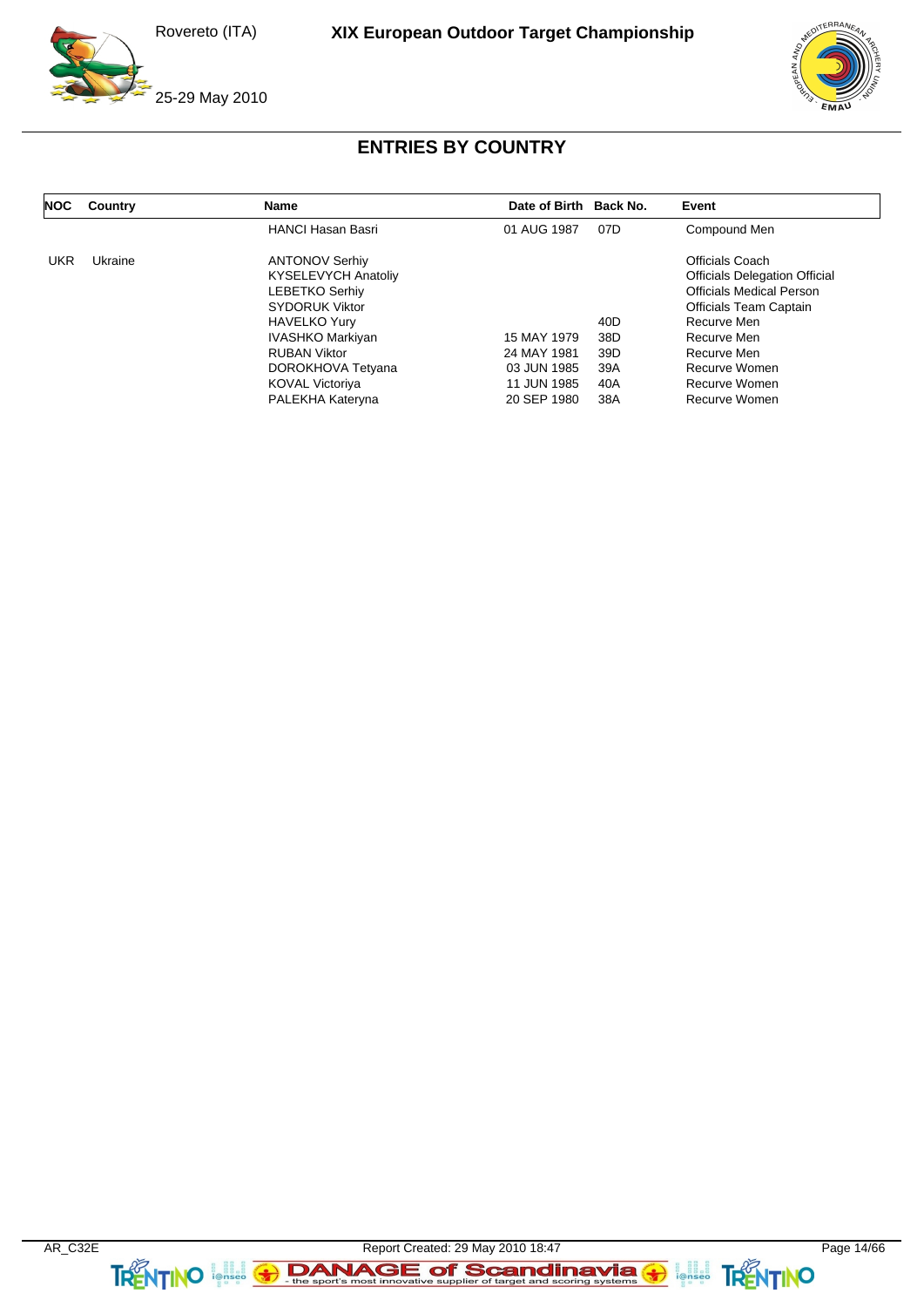## ENTRIES BY COUNTRY

| NOC | Country | Name | Date of Birth | Back No. | Event |
|---|---|---|---|---|---|
| | | HANCI Hasan Basri | 01 AUG 1987 | 07D | Compound Men |
| UKR | Ukraine | ANTONOV Serhiy | | | Officials Coach |
| | | KYSELEVYCH Anatoliy | | | Officials Delegation Official |
| | | LEBETKO Serhiy | | | Officials Medical Person |
| | | SYDORUK Viktor | | | Officials Team Captain |
| | | HAVELKO Yury | | 40D | Recurve Men |
| | | IVASHKO Markiyan | 15 MAY 1979 | 38D | Recurve Men |
| | | RUBAN Viktor | 24 MAY 1981 | 39D | Recurve Men |
| | | DOROKHOVA Tetyana | 03 JUN 1985 | 39A | Recurve Women |
| | | KOVAL Victoriya | 11 JUN 1985 | 40A | Recurve Women |
| | | PALEKHA Kateryna | 20 SEP 1980 | 38A | Recurve Women |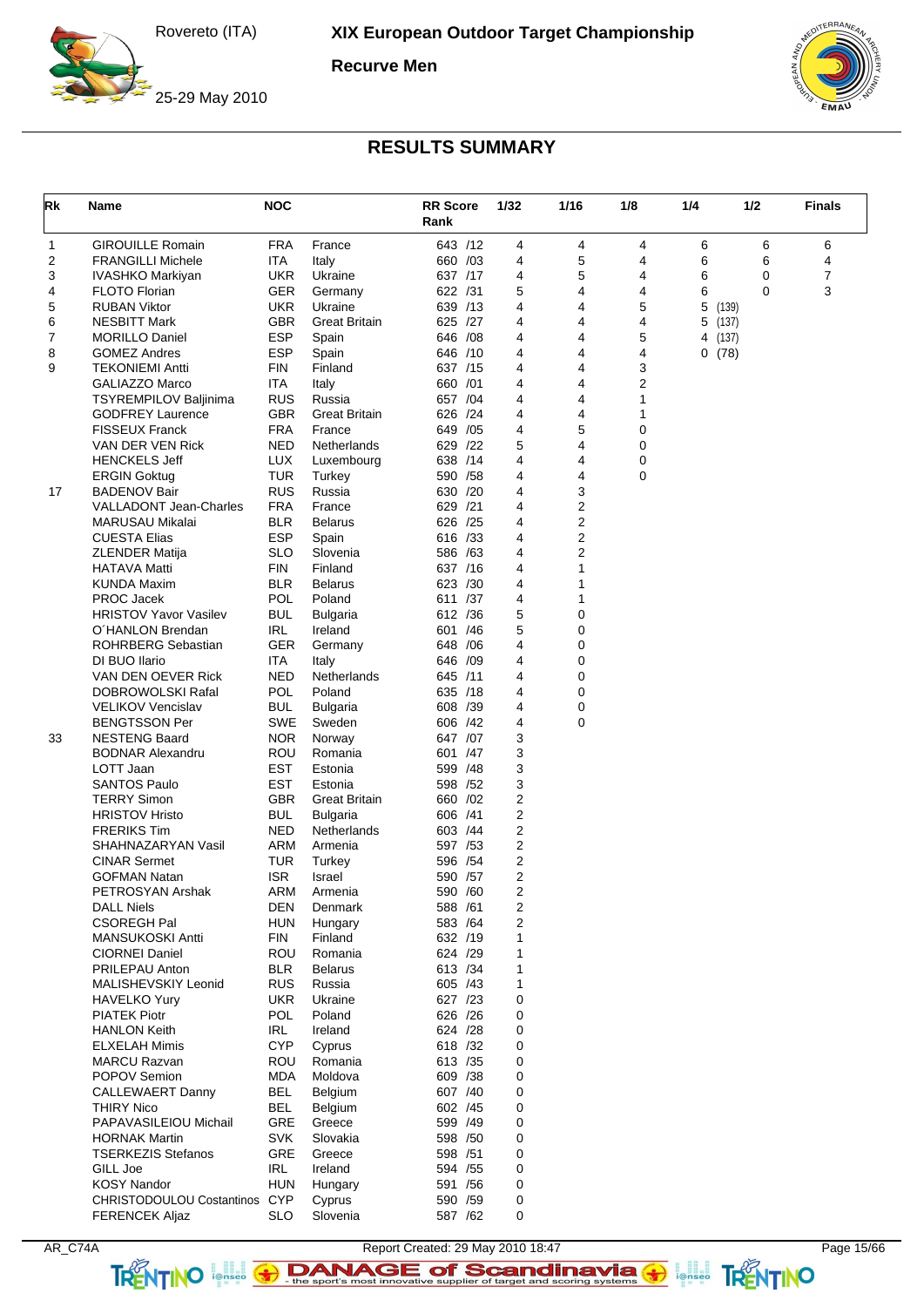# XIX European Outdoor Target Championship

Rovereto (ITA)

25-29 May 2010

## Recurve Men

## RESULTS SUMMARY

| Rk | Name | NOC | | RR Score Rank | 1/32 | 1/16 | 1/8 | 1/4 | 1/2 | Finals |
|---|---|---|---|---|---|---|---|---|---|---|
| 1 | GIROUILLE Romain | FRA | France | 643 /12 | 4 | 4 | 4 | 6 | 6 | 6 |
| 2 | FRANGILLI Michele | ITA | Italy | 660 /03 | 4 | 5 | 4 | 6 | 6 | 4 |
| 3 | IVASHKO Markiyan | UKR | Ukraine | 637 /17 | 4 | 5 | 4 | 6 | 0 | 7 |
| 4 | FLOTO Florian | GER | Germany | 622 /31 | 5 | 4 | 4 | 6 | 0 | 3 |
| 5 | RUBAN Viktor | UKR | Ukraine | 639 /13 | 4 | 4 | 5 | 5 (139) | | |
| 6 | NESBITT Mark | GBR | Great Britain | 625 /27 | 4 | 4 | 4 | 5 (137) | | |
| 7 | MORILLO Daniel | ESP | Spain | 646 /08 | 4 | 4 | 5 | 4 (137) | | |
| 8 | GOMEZ Andres | ESP | Spain | 646 /10 | 4 | 4 | 4 | 0 (78) | | |
| 9 | TEKONIEMI Antti | FIN | Finland | 637 /15 | 4 | 4 | 3 | | | |
| | GALIAZZO Marco | ITA | Italy | 660 /01 | 4 | 4 | 2 | | | |
| | TSYREMPILOV Baljinima | RUS | Russia | 657 /04 | 4 | 4 | 1 | | | |
| | GODFREY Laurence | GBR | Great Britain | 626 /24 | 4 | 4 | 1 | | | |
| | FISSEUX Franck | FRA | France | 649 /05 | 4 | 5 | 0 | | | |
| | VAN DER VEN Rick | NED | Netherlands | 629 /22 | 5 | 4 | 0 | | | |
| | HENCKELS Jeff | LUX | Luxembourg | 638 /14 | 4 | 4 | 0 | | | |
| | ERGIN Goktug | TUR | Turkey | 590 /58 | 4 | 4 | 0 | | | |
| 17 | BADENOV Bair | RUS | Russia | 630 /20 | 4 | 3 | | | | |
| | VALLADONT Jean-Charles | FRA | France | 629 /21 | 4 | 2 | | | | |
| | MARUSAU Mikalai | BLR | Belarus | 626 /25 | 4 | 2 | | | | |
| | CUESTA Elias | ESP | Spain | 616 /33 | 4 | 2 | | | | |
| | ZLENDER Matija | SLO | Slovenia | 586 /63 | 4 | 2 | | | | |
| | HATAVA Matti | FIN | Finland | 637 /16 | 4 | 1 | | | | |
| | KUNDA Maxim | BLR | Belarus | 623 /30 | 4 | 1 | | | | |
| | PROC Jacek | POL | Poland | 611 /37 | 4 | 1 | | | | |
| | HRISTOV Yavor Vasilev | BUL | Bulgaria | 612 /36 | 5 | 0 | | | | |
| | O´HANLON Brendan | IRL | Ireland | 601 /46 | 5 | 0 | | | | |
| | ROHRBERG Sebastian | GER | Germany | 648 /06 | 4 | 0 | | | | |
| | DI BUO Ilario | ITA | Italy | 646 /09 | 4 | 0 | | | | |
| | VAN DEN OEVER Rick | NED | Netherlands | 645 /11 | 4 | 0 | | | | |
| | DOBROWOLSKI Rafal | POL | Poland | 635 /18 | 4 | 0 | | | | |
| | VELIKOV Vencislav | BUL | Bulgaria | 608 /39 | 4 | 0 | | | | |
| | BENGTSSON Per | SWE | Sweden | 606 /42 | 4 | 0 | | | | |
| 33 | NESTENG Baard | NOR | Norway | 647 /07 | 3 | | | | | |
| | BODNAR Alexandru | ROU | Romania | 601 /47 | 3 | | | | | |
| | LOTT Jaan | EST | Estonia | 599 /48 | 3 | | | | | |
| | SANTOS Paulo | EST | Estonia | 598 /52 | 3 | | | | | |
| | TERRY Simon | GBR | Great Britain | 660 /02 | 2 | | | | | |
| | HRISTOV Hristo | BUL | Bulgaria | 606 /41 | 2 | | | | | |
| | FRERIKS Tim | NED | Netherlands | 603 /44 | 2 | | | | | |
| | SHAHNAZARYAN Vasil | ARM | Armenia | 597 /53 | 2 | | | | | |
| | CINAR Sermet | TUR | Turkey | 596 /54 | 2 | | | | | |
| | GOFMAN Natan | ISR | Israel | 590 /57 | 2 | | | | | |
| | PETROSYAN Arshak | ARM | Armenia | 590 /60 | 2 | | | | | |
| | DALL Niels | DEN | Denmark | 588 /61 | 2 | | | | | |
| | CSOREGH Pal | HUN | Hungary | 583 /64 | 2 | | | | | |
| | MANSUKOSKI Antti | FIN | Finland | 632 /19 | 1 | | | | | |
| | CIORNEI Daniel | ROU | Romania | 624 /29 | 1 | | | | | |
| | PRILEPAU Anton | BLR | Belarus | 613 /34 | 1 | | | | | |
| | MALISHEVSKIY Leonid | RUS | Russia | 605 /43 | 1 | | | | | |
| | HAVELKO Yury | UKR | Ukraine | 627 /23 | 0 | | | | | |
| | PIATEK Piotr | POL | Poland | 626 /26 | 0 | | | | | |
| | HANLON Keith | IRL | Ireland | 624 /28 | 0 | | | | | |
| | ELXELAH Mimis | CYP | Cyprus | 618 /32 | 0 | | | | | |
| | MARCU Razvan | ROU | Romania | 613 /35 | 0 | | | | | |
| | POPOV Semion | MDA | Moldova | 609 /38 | 0 | | | | | |
| | CALLEWAERT Danny | BEL | Belgium | 607 /40 | 0 | | | | | |
| | THIRY Nico | BEL | Belgium | 602 /45 | 0 | | | | | |
| | PAPAVASILEIOU Michail | GRE | Greece | 599 /49 | 0 | | | | | |
| | HORNAK Martin | SVK | Slovakia | 598 /50 | 0 | | | | | |
| | TSERKEZIS Stefanos | GRE | Greece | 598 /51 | 0 | | | | | |
| | GILL Joe | IRL | Ireland | 594 /55 | 0 | | | | | |
| | KOSY Nandor | HUN | Hungary | 591 /56 | 0 | | | | | |
| | CHRISTODOULOU Costantinos | CYP | Cyprus | 590 /59 | 0 | | | | | |
| | FERENCEK Aljaz | SLO | Slovenia | 587 /62 | 0 | | | | | |

AR_C74A Report Created: 29 May 2010 18:47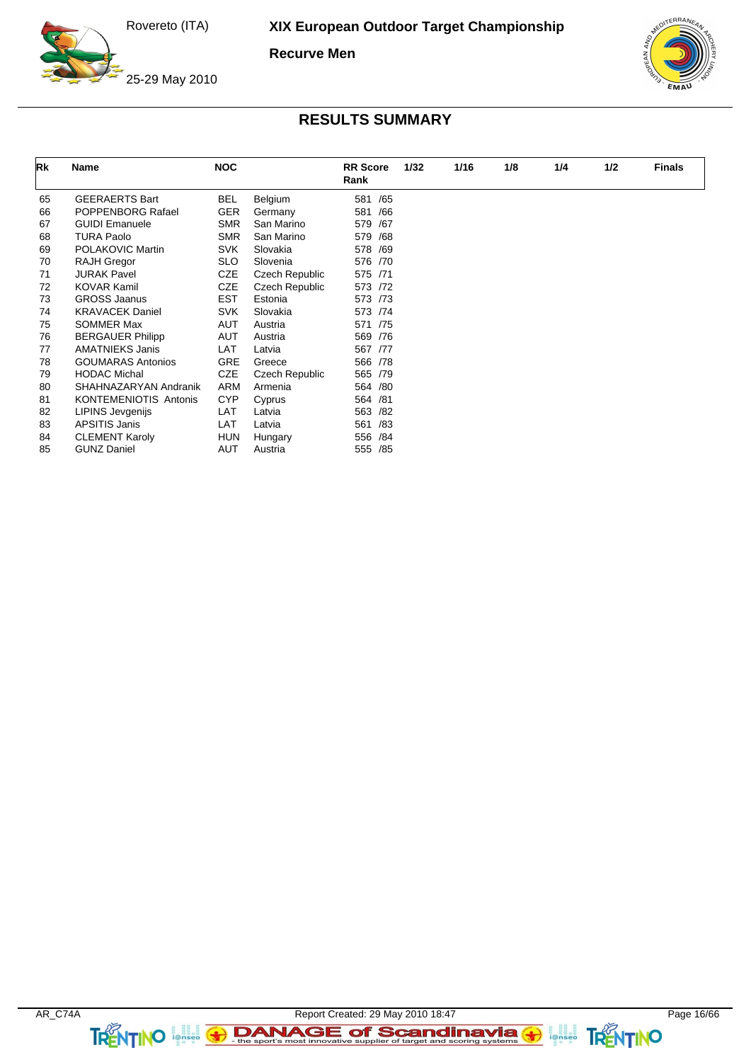# XIX European Outdoor Target Championship

Rovereto (ITA)

25-29 May 2010

**Recurve Men**

## RESULTS SUMMARY

| Rk | Name | NOC | | RR Score Rank | 1/32 | 1/16 | 1/8 | 1/4 | 1/2 | Finals |
|---|---|---|---|---|---|---|---|---|---|---|
| 65 | GEERAERTS Bart | BEL | Belgium | 581 /65 | | | | | | |
| 66 | POPPENBORG Rafael | GER | Germany | 581 /66 | | | | | | |
| 67 | GUIDI Emanuele | SMR | San Marino | 579 /67 | | | | | | |
| 68 | TURA Paolo | SMR | San Marino | 579 /68 | | | | | | |
| 69 | POLAKOVIC Martin | SVK | Slovakia | 578 /69 | | | | | | |
| 70 | RAJH Gregor | SLO | Slovenia | 576 /70 | | | | | | |
| 71 | JURAK Pavel | CZE | Czech Republic | 575 /71 | | | | | | |
| 72 | KOVAR Kamil | CZE | Czech Republic | 573 /72 | | | | | | |
| 73 | GROSS Jaanus | EST | Estonia | 573 /73 | | | | | | |
| 74 | KRAVACEK Daniel | SVK | Slovakia | 573 /74 | | | | | | |
| 75 | SOMMER Max | AUT | Austria | 571 /75 | | | | | | |
| 76 | BERGAUER Philipp | AUT | Austria | 569 /76 | | | | | | |
| 77 | AMATNIEKS Janis | LAT | Latvia | 567 /77 | | | | | | |
| 78 | GOUMARAS Antonios | GRE | Greece | 566 /78 | | | | | | |
| 79 | HODAC Michal | CZE | Czech Republic | 565 /79 | | | | | | |
| 80 | SHAHNAZARYAN Andranik | ARM | Armenia | 564 /80 | | | | | | |
| 81 | KONTEMENIOTIS Antonis | CYP | Cyprus | 564 /81 | | | | | | |
| 82 | LIPINS Jevgenijs | LAT | Latvia | 563 /82 | | | | | | |
| 83 | APSITIS Janis | LAT | Latvia | 561 /83 | | | | | | |
| 84 | CLEMENT Karoly | HUN | Hungary | 556 /84 | | | | | | |
| 85 | GUNZ Daniel | AUT | Austria | 555 /85 | | | | | | |

AR_C74A Report Created: 29 May 2010 18:47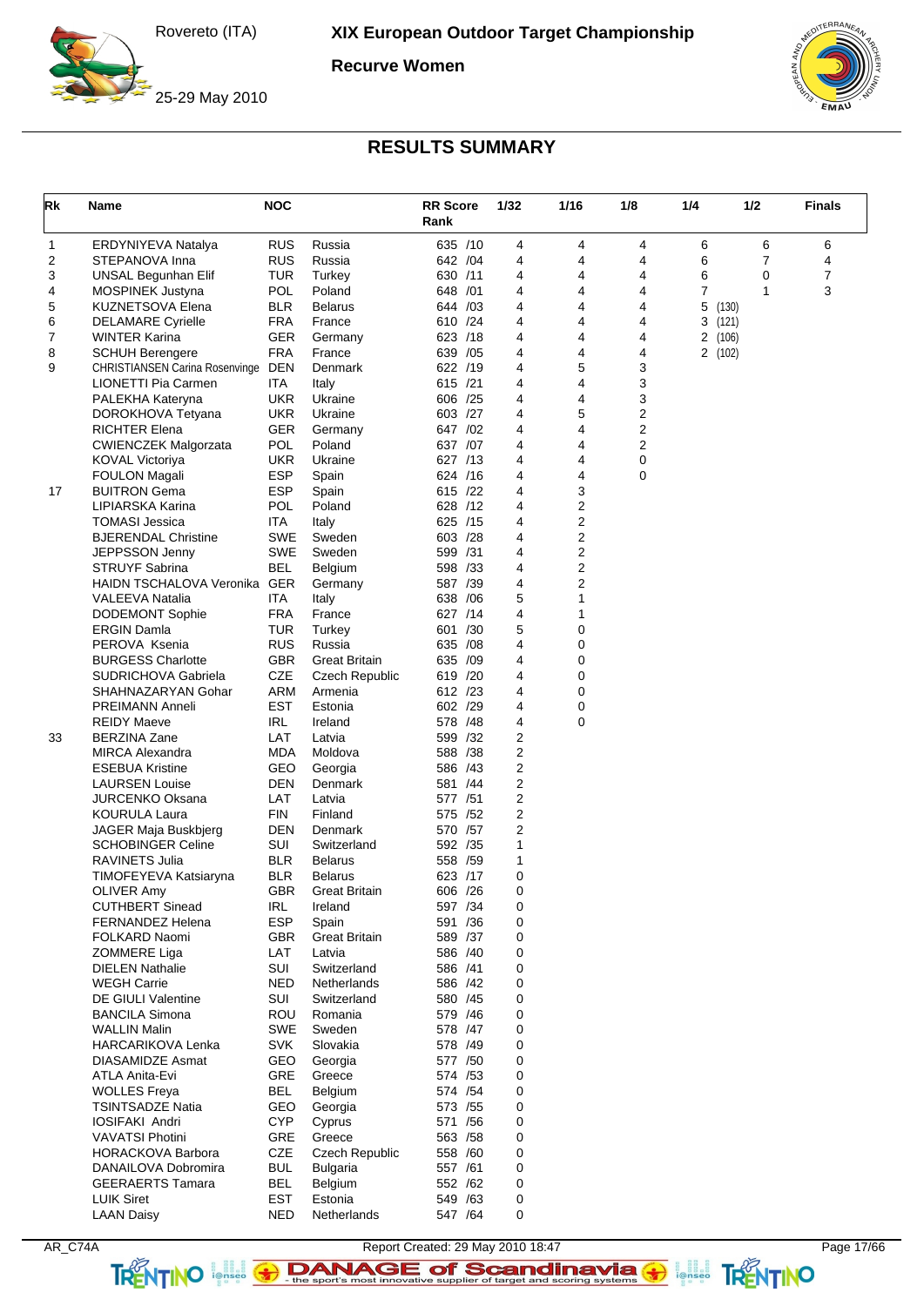# XIX European Outdoor Target Championship

## Recurve Women

Rovereto (ITA)

25-29 May 2010

## RESULTS SUMMARY

| Rk | Name | NOC | | RR Score Rank | 1/32 | 1/16 | 1/8 | 1/4 | 1/2 | Finals |
|---|---|---|---|---|---|---|---|---|---|---|
| 1 | ERDYNIYEVA Natalya | RUS | Russia | 635 /10 | 4 | 4 | 4 | 6 | 6 | 6 |
| 2 | STEPANOVA Inna | RUS | Russia | 642 /04 | 4 | 4 | 4 | 6 | 7 | 4 |
| 3 | UNSAL Begunhan Elif | TUR | Turkey | 630 /11 | 4 | 4 | 4 | 6 | 0 | 7 |
| 4 | MOSPINEK Justyna | POL | Poland | 648 /01 | 4 | 4 | 4 | 7 | 1 | 3 |
| 5 | KUZNETSOVA Elena | BLR | Belarus | 644 /03 | 4 | 4 | 4 | 5 (130) | | |
| 6 | DELAMARE Cyrielle | FRA | France | 610 /24 | 4 | 4 | 4 | 3 (121) | | |
| 7 | WINTER Karina | GER | Germany | 623 /18 | 4 | 4 | 4 | 2 (106) | | |
| 8 | SCHUH Berengere | FRA | France | 639 /05 | 4 | 4 | 4 | 2 (102) | | |
| 9 | CHRISTIANSEN Carina Rosenvinge | DEN | Denmark | 622 /19 | 4 | 5 | 3 | | | |
| | LIONETTI Pia Carmen | ITA | Italy | 615 /21 | 4 | 4 | 3 | | | |
| | PALEKHA Kateryna | UKR | Ukraine | 606 /25 | 4 | 4 | 3 | | | |
| | DOROKHOVA Tetyana | UKR | Ukraine | 603 /27 | 4 | 5 | 2 | | | |
| | RICHTER Elena | GER | Germany | 647 /02 | 4 | 4 | 2 | | | |
| | CWIENCZEK Malgorzata | POL | Poland | 637 /07 | 4 | 4 | 2 | | | |
| | KOVAL Victoriya | UKR | Ukraine | 627 /13 | 4 | 4 | 0 | | | |
| | FOULON Magali | ESP | Spain | 624 /16 | 4 | 4 | 0 | | | |
| 17 | BUITRON Gema | ESP | Spain | 615 /22 | 4 | 3 | | | | |
| | LIPIARSKA Karina | POL | Poland | 628 /12 | 4 | 2 | | | | |
| | TOMASI Jessica | ITA | Italy | 625 /15 | 4 | 2 | | | | |
| | BJERENDAL Christine | SWE | Sweden | 603 /28 | 4 | 2 | | | | |
| | JEPPSSON Jenny | SWE | Sweden | 599 /31 | 4 | 2 | | | | |
| | STRUYF Sabrina | BEL | Belgium | 598 /33 | 4 | 2 | | | | |
| | HAIDN TSCHALOVA Veronika | GER | Germany | 587 /39 | 4 | 2 | | | | |
| | VALEEVA Natalia | ITA | Italy | 638 /06 | 5 | 1 | | | | |
| | DODEMONT Sophie | FRA | France | 627 /14 | 4 | 1 | | | | |
| | ERGIN Damla | TUR | Turkey | 601 /30 | 5 | 0 | | | | |
| | PEROVA Ksenia | RUS | Russia | 635 /08 | 4 | 0 | | | | |
| | BURGESS Charlotte | GBR | Great Britain | 635 /09 | 4 | 0 | | | | |
| | SUDRICHOVA Gabriela | CZE | Czech Republic | 619 /20 | 4 | 0 | | | | |
| | SHAHNAZARYAN Gohar | ARM | Armenia | 612 /23 | 4 | 0 | | | | |
| | PREIMANN Anneli | EST | Estonia | 602 /29 | 4 | 0 | | | | |
| | REIDY Maeve | IRL | Ireland | 578 /48 | 4 | 0 | | | | |
| 33 | BERZINA Zane | LAT | Latvia | 599 /32 | 2 | | | | | |
| | MIRCA Alexandra | MDA | Moldova | 588 /38 | 2 | | | | | |
| | ESEBUA Kristine | GEO | Georgia | 586 /43 | 2 | | | | | |
| | LAURSEN Louise | DEN | Denmark | 581 /44 | 2 | | | | | |
| | JURCENKO Oksana | LAT | Latvia | 577 /51 | 2 | | | | | |
| | KOURULA Laura | FIN | Finland | 575 /52 | 2 | | | | | |
| | JAGER Maja Buskbjerg | DEN | Denmark | 570 /57 | 2 | | | | | |
| | SCHOBINGER Celine | SUI | Switzerland | 592 /35 | 1 | | | | | |
| | RAVINETS Julia | BLR | Belarus | 558 /59 | 1 | | | | | |
| | TIMOFEYEVA Katsiaryna | BLR | Belarus | 623 /17 | 0 | | | | | |
| | OLIVER Amy | GBR | Great Britain | 606 /26 | 0 | | | | | |
| | CUTHBERT Sinead | IRL | Ireland | 597 /34 | 0 | | | | | |
| | FERNANDEZ Helena | ESP | Spain | 591 /36 | 0 | | | | | |
| | FOLKARD Naomi | GBR | Great Britain | 589 /37 | 0 | | | | | |
| | ZOMMERE Liga | LAT | Latvia | 586 /40 | 0 | | | | | |
| | DIELEN Nathalie | SUI | Switzerland | 586 /41 | 0 | | | | | |
| | WEGH Carrie | NED | Netherlands | 586 /42 | 0 | | | | | |
| | DE GIULI Valentine | SUI | Switzerland | 580 /45 | 0 | | | | | |
| | BANCILA Simona | ROU | Romania | 579 /46 | 0 | | | | | |
| | WALLIN Malin | SWE | Sweden | 578 /47 | 0 | | | | | |
| | HARCARIKOVA Lenka | SVK | Slovakia | 578 /49 | 0 | | | | | |
| | DIASAMIDZE Asmat | GEO | Georgia | 577 /50 | 0 | | | | | |
| | ATLA Anita-Evi | GRE | Greece | 574 /53 | 0 | | | | | |
| | WOLLES Freya | BEL | Belgium | 574 /54 | 0 | | | | | |
| | TSINTSADZE Natia | GEO | Georgia | 573 /55 | 0 | | | | | |
| | IOSIFAKI Andri | CYP | Cyprus | 571 /56 | 0 | | | | | |
| | VAVATSI Photini | GRE | Greece | 563 /58 | 0 | | | | | |
| | HORACKOVA Barbora | CZE | Czech Republic | 558 /60 | 0 | | | | | |
| | DANAILOVA Dobromira | BUL | Bulgaria | 557 /61 | 0 | | | | | |
| | GEERAERTS Tamara | BEL | Belgium | 552 /62 | 0 | | | | | |
| | LUIK Siret | EST | Estonia | 549 /63 | 0 | | | | | |
| | LAAN Daisy | NED | Netherlands | 547 /64 | 0 | | | | | |

AR_C74A Report Created: 29 May 2010 18:47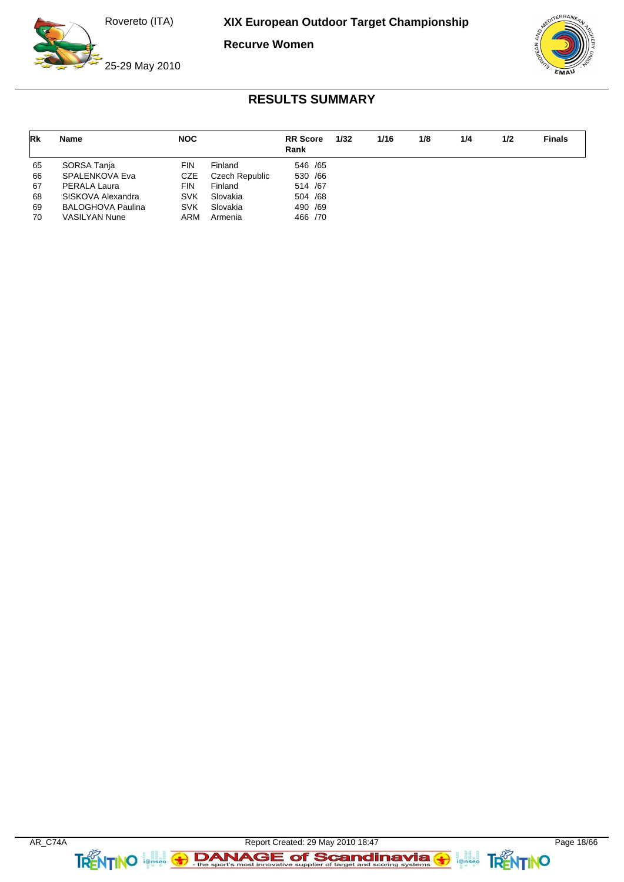# XIX European Outdoor Target Championship

Rovereto (ITA)

25-29 May 2010

## Recurve Women

## RESULTS SUMMARY

| Rk | Name | NOC | | RR Score Rank | 1/32 | 1/16 | 1/8 | 1/4 | 1/2 | Finals |
|---|---|---|---|---|---|---|---|---|---|---|
| 65 | SORSA Tanja | FIN | Finland | 546 /65 | | | | | | |
| 66 | SPALENKOVA Eva | CZE | Czech Republic | 530 /66 | | | | | | |
| 67 | PERALA Laura | FIN | Finland | 514 /67 | | | | | | |
| 68 | SISKOVA Alexandra | SVK | Slovakia | 504 /68 | | | | | | |
| 69 | BALOGHOVA Paulina | SVK | Slovakia | 490 /69 | | | | | | |
| 70 | VASILYAN Nune | ARM | Armenia | 466 /70 | | | | | | |

AR_C74A Report Created: 29 May 2010 18:47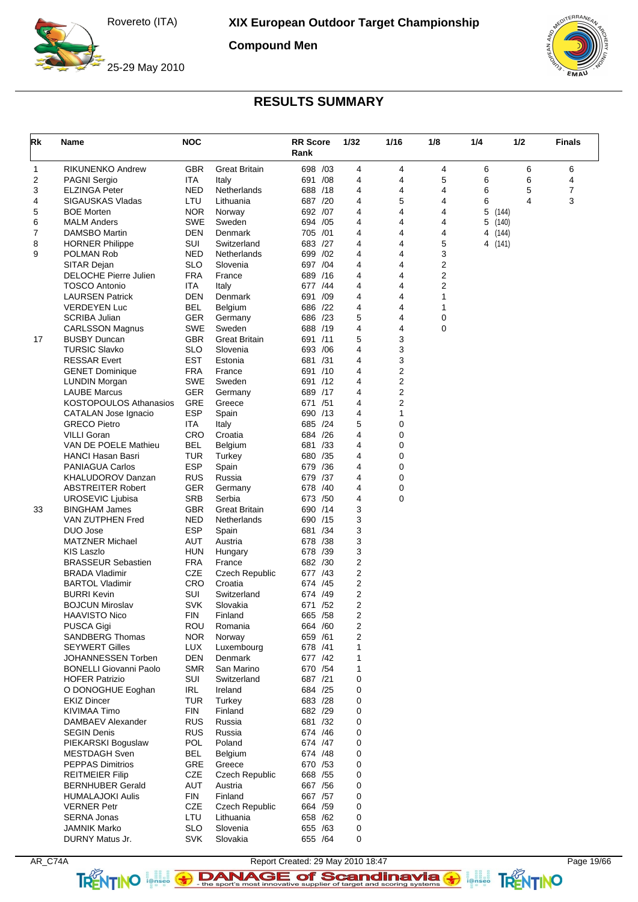Rovereto (ITA)

25-29 May 2010

# XIX European Outdoor Target Championship

## Compound Men

## RESULTS SUMMARY

| Rk | Name | NOC | | RR Score Rank | 1/32 | 1/16 | 1/8 | 1/4 | 1/2 | Finals |
|---|---|---|---|---|---|---|---|---|---|---|
| 1 | RIKUNENKO Andrew | GBR | Great Britain | 698 /03 | 4 | 4 | 4 | 6 | 6 | 6 |
| 2 | PAGNI Sergio | ITA | Italy | 691 /08 | 4 | 4 | 5 | 6 | 6 | 4 |
| 3 | ELZINGA Peter | NED | Netherlands | 688 /18 | 4 | 4 | 4 | 6 | 5 | 7 |
| 4 | SIGAUSKAS Vladas | LTU | Lithuania | 687 /20 | 4 | 5 | 4 | 6 | 4 | 3 |
| 5 | BOE Morten | NOR | Norway | 692 /07 | 4 | 4 | 4 | 5 (144) | | |
| 6 | MALM Anders | SWE | Sweden | 694 /05 | 4 | 4 | 4 | 5 (140) | | |
| 7 | DAMSBO Martin | DEN | Denmark | 705 /01 | 4 | 4 | 4 | 4 (144) | | |
| 8 | HORNER Philippe | SUI | Switzerland | 683 /27 | 4 | 4 | 5 | 4 (141) | | |
| 9 | POLMAN Rob | NED | Netherlands | 699 /02 | 4 | 4 | 3 | | | |
| | SITAR Dejan | SLO | Slovenia | 697 /04 | 4 | 4 | 2 | | | |
| | DELOCHE Pierre Julien | FRA | France | 689 /16 | 4 | 4 | 2 | | | |
| | TOSCO Antonio | ITA | Italy | 677 /44 | 4 | 4 | 2 | | | |
| | LAURSEN Patrick | DEN | Denmark | 691 /09 | 4 | 4 | 1 | | | |
| | VERDEYEN Luc | BEL | Belgium | 686 /22 | 4 | 4 | 1 | | | |
| | SCRIBA Julian | GER | Germany | 686 /23 | 5 | 4 | 0 | | | |
| | CARLSSON Magnus | SWE | Sweden | 688 /19 | 4 | 4 | 0 | | | |
| 17 | BUSBY Duncan | GBR | Great Britain | 691 /11 | 5 | 3 | | | | |
| | TURSIC Slavko | SLO | Slovenia | 693 /06 | 4 | 3 | | | | |
| | RESSAR Evert | EST | Estonia | 681 /31 | 4 | 3 | | | | |
| | GENET Dominique | FRA | France | 691 /10 | 4 | 2 | | | | |
| | LUNDIN Morgan | SWE | Sweden | 691 /12 | 4 | 2 | | | | |
| | LAUBE Marcus | GER | Germany | 689 /17 | 4 | 2 | | | | |
| | KOSTOPOULOS Athanasios | GRE | Greece | 671 /51 | 4 | 2 | | | | |
| | CATALAN Jose Ignacio | ESP | Spain | 690 /13 | 4 | 1 | | | | |
| | GRECO Pietro | ITA | Italy | 685 /24 | 5 | 0 | | | | |
| | VILLI Goran | CRO | Croatia | 684 /26 | 4 | 0 | | | | |
| | VAN DE POELE Mathieu | BEL | Belgium | 681 /33 | 4 | 0 | | | | |
| | HANCI Hasan Basri | TUR | Turkey | 680 /35 | 4 | 0 | | | | |
| | PANIAGUA Carlos | ESP | Spain | 679 /36 | 4 | 0 | | | | |
| | KHALUDOROV Danzan | RUS | Russia | 679 /37 | 4 | 0 | | | | |
| | ABSTREITER Robert | GER | Germany | 678 /40 | 4 | 0 | | | | |
| | UROSEVIC Ljubisa | SRB | Serbia | 673 /50 | 4 | 0 | | | | |
| 33 | BINGHAM James | GBR | Great Britain | 690 /14 | 3 | | | | | |
| | VAN ZUTPHEN Fred | NED | Netherlands | 690 /15 | 3 | | | | | |
| | DUO Jose | ESP | Spain | 681 /34 | 3 | | | | | |
| | MATZNER Michael | AUT | Austria | 678 /38 | 3 | | | | | |
| | KIS Laszlo | HUN | Hungary | 678 /39 | 3 | | | | | |
| | BRASSEUR Sebastien | FRA | France | 682 /30 | 2 | | | | | |
| | BRADA Vladimir | CZE | Czech Republic | 677 /43 | 2 | | | | | |
| | BARTOL Vladimir | CRO | Croatia | 674 /45 | 2 | | | | | |
| | BURRI Kevin | SUI | Switzerland | 674 /49 | 2 | | | | | |
| | BOJCUN Miroslav | SVK | Slovakia | 671 /52 | 2 | | | | | |
| | HAAVISTO Nico | FIN | Finland | 665 /58 | 2 | | | | | |
| | PUSCA Gigi | ROU | Romania | 664 /60 | 2 | | | | | |
| | SANDBERG Thomas | NOR | Norway | 659 /61 | 2 | | | | | |
| | SEYWERT Gilles | LUX | Luxembourg | 678 /41 | 1 | | | | | |
| | JOHANNESSEN Torben | DEN | Denmark | 677 /42 | 1 | | | | | |
| | BONELLI Giovanni Paolo | SMR | San Marino | 670 /54 | 1 | | | | | |
| | HOFER Patrizio | SUI | Switzerland | 687 /21 | 0 | | | | | |
| | O DONOGHUE Eoghan | IRL | Ireland | 684 /25 | 0 | | | | | |
| | EKIZ Dincer | TUR | Turkey | 683 /28 | 0 | | | | | |
| | KIVIMAA Timo | FIN | Finland | 682 /29 | 0 | | | | | |
| | DAMBAEV Alexander | RUS | Russia | 681 /32 | 0 | | | | | |
| | SEGIN Denis | RUS | Russia | 674 /46 | 0 | | | | | |
| | PIEKARSKI Boguslaw | POL | Poland | 674 /47 | 0 | | | | | |
| | MESTDAGH Sven | BEL | Belgium | 674 /48 | 0 | | | | | |
| | PEPPAS Dimitrios | GRE | Greece | 670 /53 | 0 | | | | | |
| | REITMEIER Filip | CZE | Czech Republic | 668 /55 | 0 | | | | | |
| | BERNHUBER Gerald | AUT | Austria | 667 /56 | 0 | | | | | |
| | HUMALAJOKI Aulis | FIN | Finland | 667 /57 | 0 | | | | | |
| | VERNER Petr | CZE | Czech Republic | 664 /59 | 0 | | | | | |
| | SERNA Jonas | LTU | Lithuania | 658 /62 | 0 | | | | | |
| | JAMNIK Marko | SLO | Slovenia | 655 /63 | 0 | | | | | |
| | DURNY Matus Jr. | SVK | Slovakia | 655 /64 | 0 | | | | | |

AR_C74A Report Created: 29 May 2010 18:47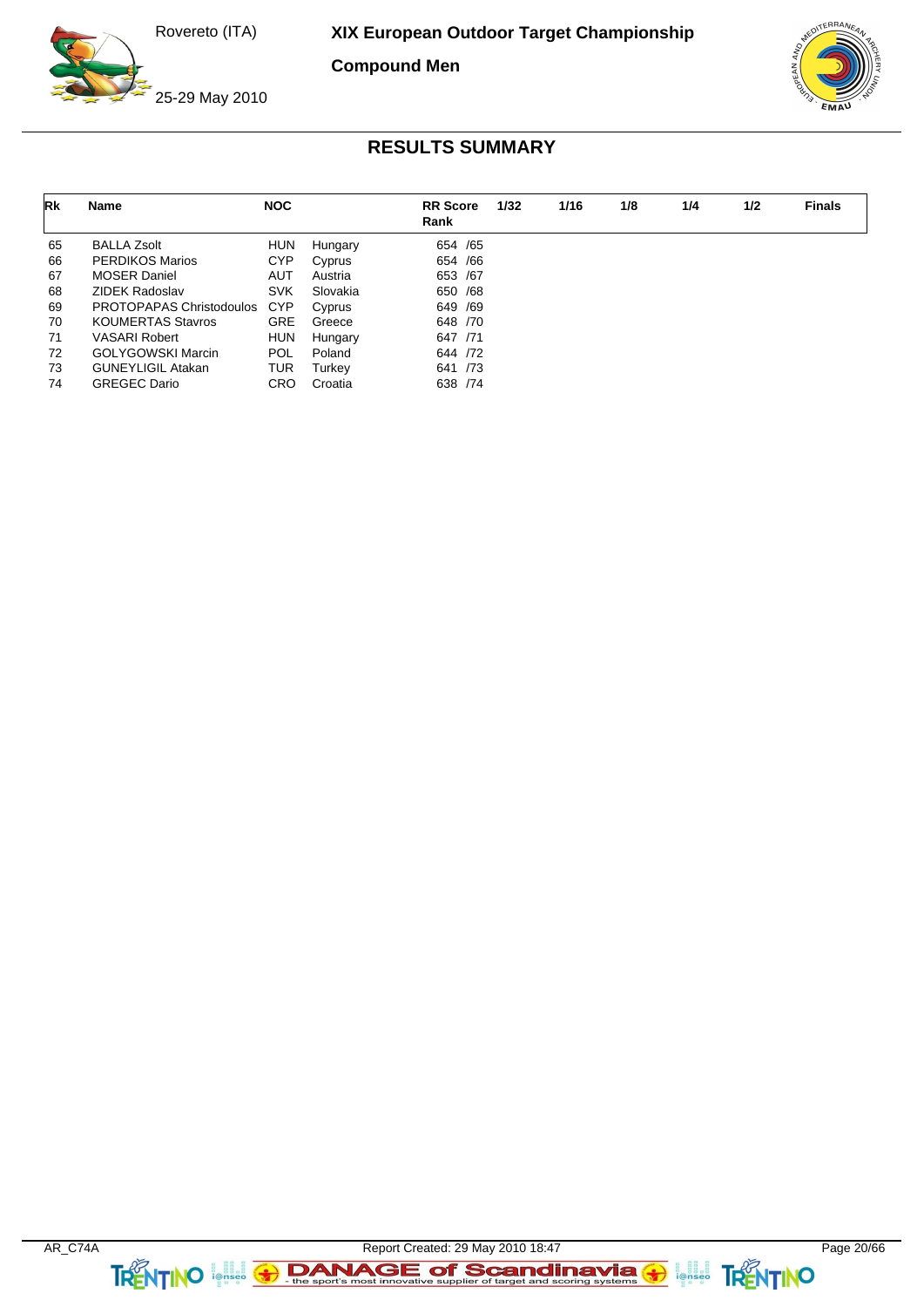# XIX European Outdoor Target Championship

## Compound Men

Rovereto (ITA)

25-29 May 2010

### RESULTS SUMMARY

| Rk | Name | NOC | | RR Score Rank | 1/32 | 1/16 | 1/8 | 1/4 | 1/2 | Finals |
|---|---|---|---|---|---|---|---|---|---|---|
| 65 | BALLA Zsolt | HUN | Hungary | 654 /65 | | | | | | |
| 66 | PERDIKOS Marios | CYP | Cyprus | 654 /66 | | | | | | |
| 67 | MOSER Daniel | AUT | Austria | 653 /67 | | | | | | |
| 68 | ZIDEK Radoslav | SVK | Slovakia | 650 /68 | | | | | | |
| 69 | PROTOPAPAS Christodoulos | CYP | Cyprus | 649 /69 | | | | | | |
| 70 | KOUMERTAS Stavros | GRE | Greece | 648 /70 | | | | | | |
| 71 | VASARI Robert | HUN | Hungary | 647 /71 | | | | | | |
| 72 | GOLYGOWSKI Marcin | POL | Poland | 644 /72 | | | | | | |
| 73 | GUNEYLIGIL Atakan | TUR | Turkey | 641 /73 | | | | | | |
| 74 | GREGEC Dario | CRO | Croatia | 638 /74 | | | | | | |

AR_C74A Report Created: 29 May 2010 18:47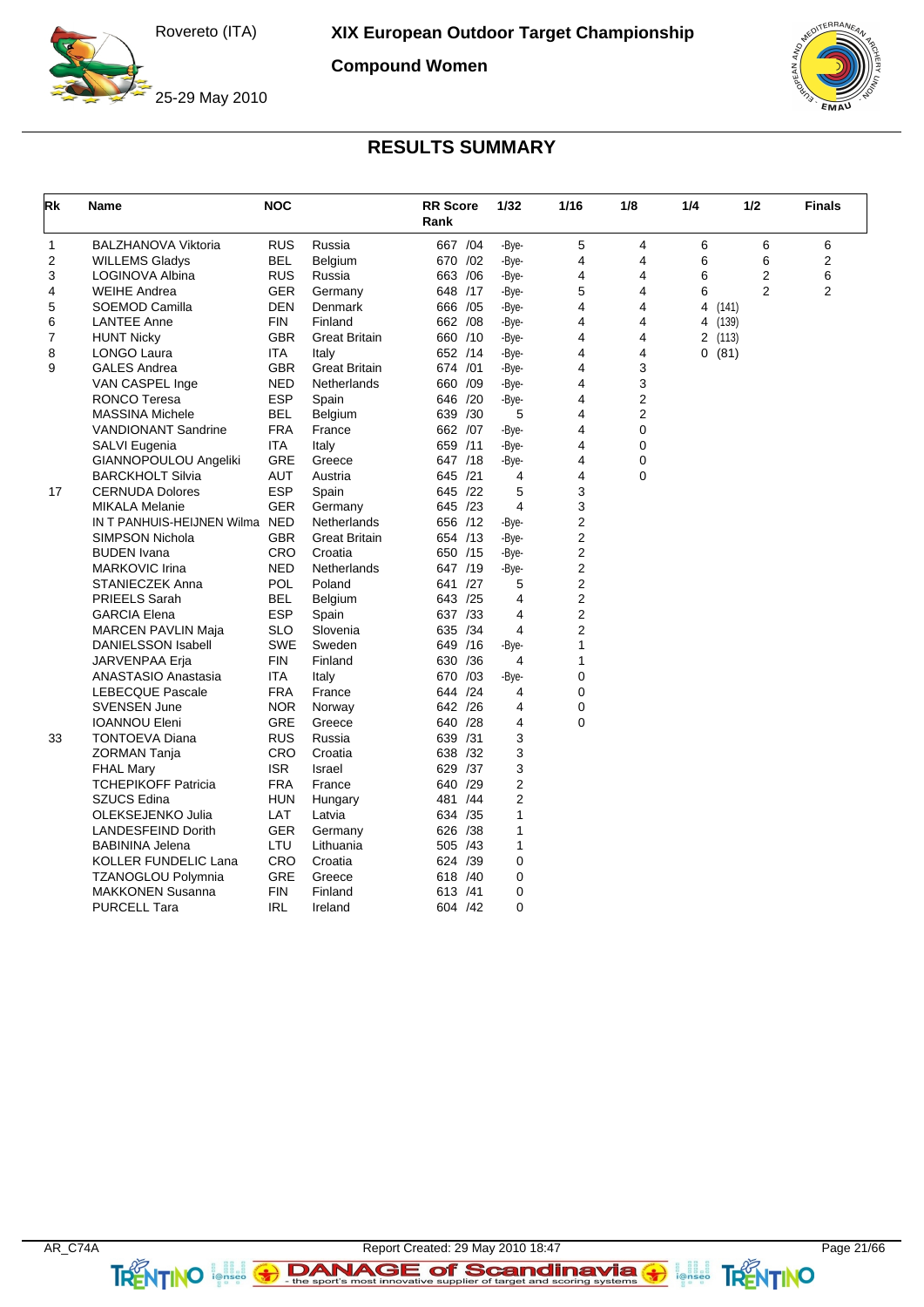# XIX European Outdoor Target Championship

Rovereto (ITA)

25-29 May 2010

## Compound Women

## RESULTS SUMMARY

| Rk | Name | NOC | | RR Score Rank | 1/32 | 1/16 | 1/8 | 1/4 | 1/2 | Finals |
|---|---|---|---|---|---|---|---|---|---|---|
| 1 | BALZHANOVA Viktoria | RUS | Russia | 667 /04 | -Bye- | 5 | 4 | 6 | 6 | 6 |
| 2 | WILLEMS Gladys | BEL | Belgium | 670 /02 | -Bye- | 4 | 4 | 6 | 6 | 2 |
| 3 | LOGINOVA Albina | RUS | Russia | 663 /06 | -Bye- | 4 | 4 | 6 | 2 | 6 |
| 4 | WEIHE Andrea | GER | Germany | 648 /17 | -Bye- | 5 | 4 | 6 | 2 | 2 |
| 5 | SOEMOD Camilla | DEN | Denmark | 666 /05 | -Bye- | 4 | 4 | 4 (141) | | |
| 6 | LANTEE Anne | FIN | Finland | 662 /08 | -Bye- | 4 | 4 | 4 (139) | | |
| 7 | HUNT Nicky | GBR | Great Britain | 660 /10 | -Bye- | 4 | 4 | 2 (113) | | |
| 8 | LONGO Laura | ITA | Italy | 652 /14 | -Bye- | 4 | 4 | 0 (81) | | |
| 9 | GALES Andrea | GBR | Great Britain | 674 /01 | -Bye- | 4 | 3 | | | |
| | VAN CASPEL Inge | NED | Netherlands | 660 /09 | -Bye- | 4 | 3 | | | |
| | RONCO Teresa | ESP | Spain | 646 /20 | -Bye- | 4 | 2 | | | |
| | MASSINA Michele | BEL | Belgium | 639 /30 | 5 | 4 | 2 | | | |
| | VANDIONANT Sandrine | FRA | France | 662 /07 | -Bye- | 4 | 0 | | | |
| | SALVI Eugenia | ITA | Italy | 659 /11 | -Bye- | 4 | 0 | | | |
| | GIANNOPOULOU Angeliki | GRE | Greece | 647 /18 | -Bye- | 4 | 0 | | | |
| | BARCKHOLT Silvia | AUT | Austria | 645 /21 | 4 | 4 | 0 | | | |
| 17 | CERNUDA Dolores | ESP | Spain | 645 /22 | 5 | 3 | | | | |
| | MIKALA Melanie | GER | Germany | 645 /23 | 4 | 3 | | | | |
| | IN T PANHUIS-HEIJNEN Wilma | NED | Netherlands | 656 /12 | -Bye- | 2 | | | | |
| | SIMPSON Nichola | GBR | Great Britain | 654 /13 | -Bye- | 2 | | | | |
| | BUDEN Ivana | CRO | Croatia | 650 /15 | -Bye- | 2 | | | | |
| | MARKOVIC Irina | NED | Netherlands | 647 /19 | -Bye- | 2 | | | | |
| | STANIECZEK Anna | POL | Poland | 641 /27 | 5 | 2 | | | | |
| | PRIEELS Sarah | BEL | Belgium | 643 /25 | 4 | 2 | | | | |
| | GARCIA Elena | ESP | Spain | 637 /33 | 4 | 2 | | | | |
| | MARCEN PAVLIN Maja | SLO | Slovenia | 635 /34 | 4 | 2 | | | | |
| | DANIELSSON Isabell | SWE | Sweden | 649 /16 | -Bye- | 1 | | | | |
| | JARVENPAA Erja | FIN | Finland | 630 /36 | 4 | 1 | | | | |
| | ANASTASIO Anastasia | ITA | Italy | 670 /03 | -Bye- | 0 | | | | |
| | LEBECQUE Pascale | FRA | France | 644 /24 | 4 | 0 | | | | |
| | SVENSEN June | NOR | Norway | 642 /26 | 4 | 0 | | | | |
| | IOANNOU Eleni | GRE | Greece | 640 /28 | 4 | 0 | | | | |
| 33 | TONTOEVA Diana | RUS | Russia | 639 /31 | 3 | | | | | |
| | ZORMAN Tanja | CRO | Croatia | 638 /32 | 3 | | | | | |
| | FHAL Mary | ISR | Israel | 629 /37 | 3 | | | | | |
| | TCHEPIKOFF Patricia | FRA | France | 640 /29 | 2 | | | | | |
| | SZUCS Edina | HUN | Hungary | 481 /44 | 2 | | | | | |
| | OLEKSEJENKO Julia | LAT | Latvia | 634 /35 | 1 | | | | | |
| | LANDESFEIND Dorith | GER | Germany | 626 /38 | 1 | | | | | |
| | BABININA Jelena | LTU | Lithuania | 505 /43 | 1 | | | | | |
| | KOLLER FUNDELIC Lana | CRO | Croatia | 624 /39 | 0 | | | | | |
| | TZANOGLOU Polymnia | GRE | Greece | 618 /40 | 0 | | | | | |
| | MAKKONEN Susanna | FIN | Finland | 613 /41 | 0 | | | | | |
| | PURCELL Tara | IRL | Ireland | 604 /42 | 0 | | | | | |

AR_C74A Report Created: 29 May 2010 18:47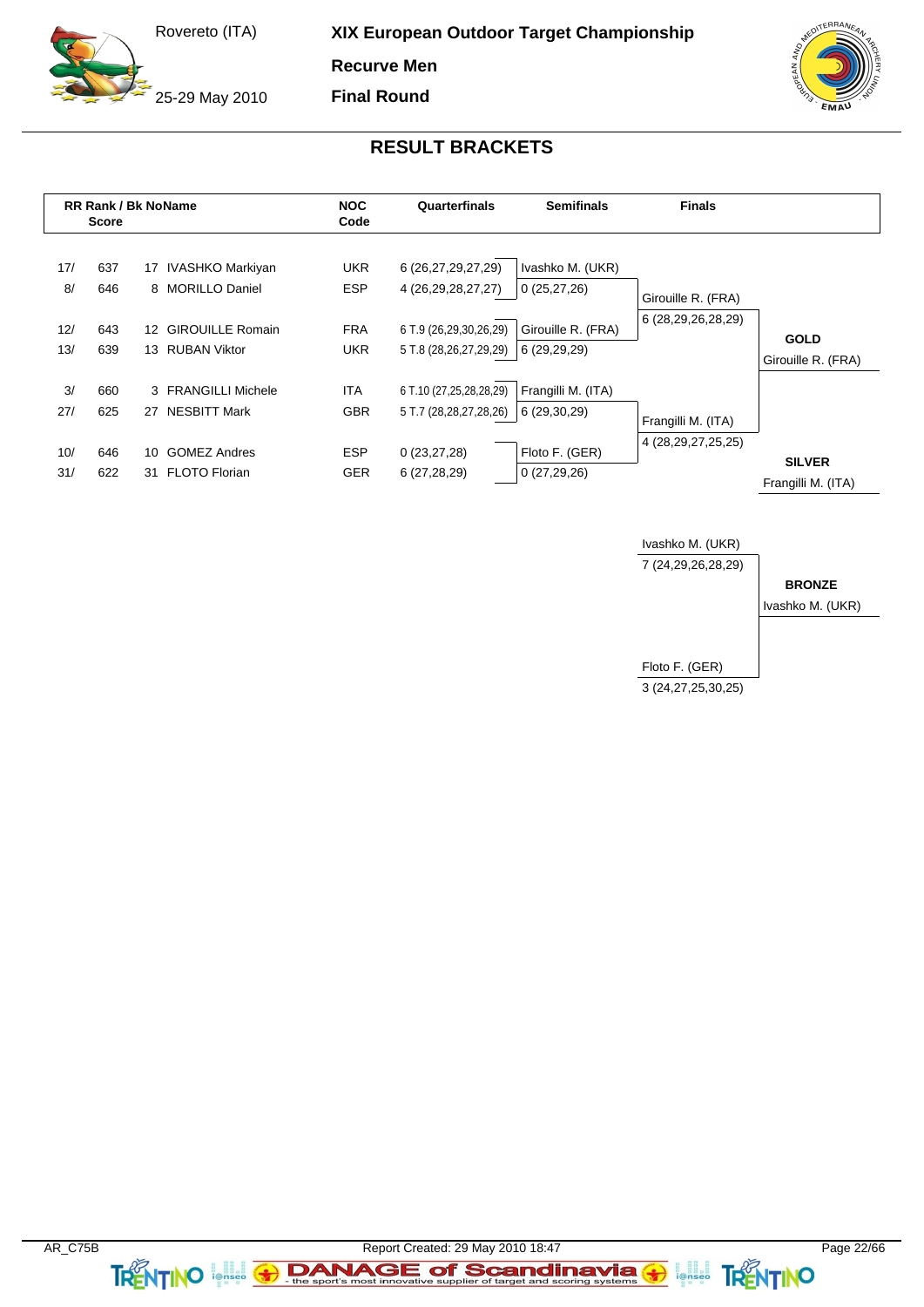# XIX European Outdoor Target Championship

Rovereto (ITA)

25-29 May 2010

**Recurve Men**

**Final Round**

## RESULT BRACKETS

| RR Rank / Score | | Bk No | Name | NOC Code | Quarterfinals | Semifinals | Finals | |
|---|---|---|---|---|---|---|---|---|
| 17/ | 637 | 17 | IVASHKO Markiyan | UKR | 6 (26,27,29,27,29) | Ivashko M. (UKR) | | |
| 8/ | 646 | 8 | MORILLO Daniel | ESP | 4 (26,29,28,27,27) | 0 (25,27,26) | Girouille R. (FRA) | |
| | | | | | | | 6 (28,29,26,28,29) | |
| 12/ | 643 | 12 | GIROUILLE Romain | FRA | 6 T.9 (26,29,30,26,29) | Girouille R. (FRA) | | **GOLD** |
| 13/ | 639 | 13 | RUBAN Viktor | UKR | 5 T.8 (28,26,27,29,29) | 6 (29,29,29) | | Girouille R. (FRA) |
| 3/ | 660 | 3 | FRANGILLI Michele | ITA | 6 T.10 (27,25,28,28,29) | Frangilli M. (ITA) | | |
| 27/ | 625 | 27 | NESBITT Mark | GBR | 5 T.7 (28,28,27,28,26) | 6 (29,30,29) | Frangilli M. (ITA) | |
| | | | | | | | 4 (28,29,27,25,25) | |
| 10/ | 646 | 10 | GOMEZ Andres | ESP | 0 (23,27,28) | Floto F. (GER) | | **SILVER** |
| 31/ | 622 | 31 | FLOTO Florian | GER | 6 (27,28,29) | 0 (27,29,26) | | Frangilli M. (ITA) |

| Bronze Match | |
|---|---|
| Ivashko M. (UKR) | |
| 7 (24,29,26,28,29) | **BRONZE** |
| | Ivashko M. (UKR) |
| Floto F. (GER) | |
| 3 (24,27,25,30,25) | |

AR_C75B

Report Created: 29 May 2010 18:47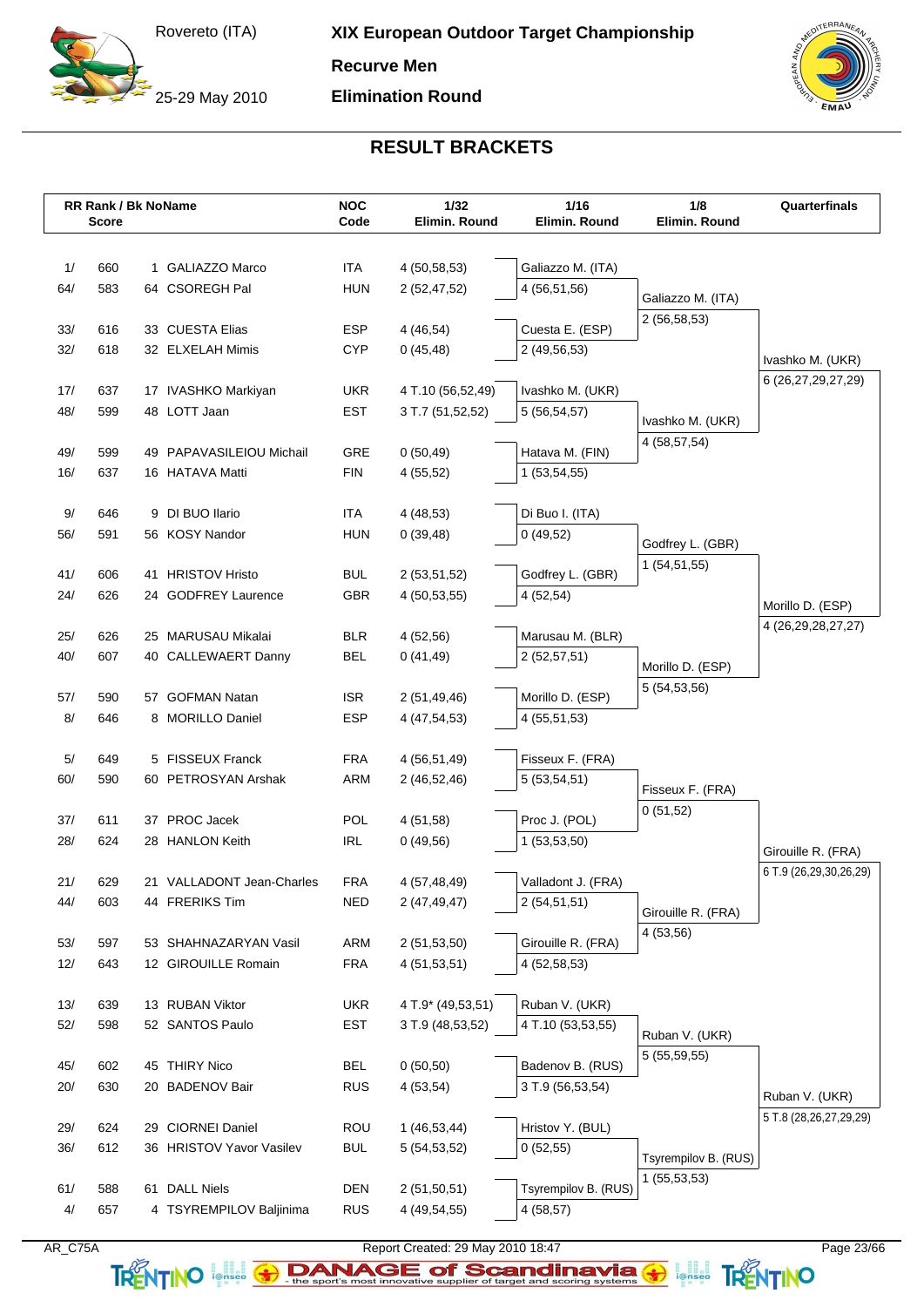Rovereto (ITA)

25-29 May 2010

# XIX European Outdoor Target Championship

**Recurve Men**

**Elimination Round**

## RESULT BRACKETS

| RR Rank / Score | | Bk No | Name | NOC Code | 1/32 Elimin. Round | 1/16 Elimin. Round | 1/8 Elimin. Round | Quarterfinals |
|---|---|---|---|---|---|---|---|---|
| 1/ | 660 | 1 | GALIAZZO Marco | ITA | 4 (50,58,53) | Galiazzo M. (ITA) | | |
| 64/ | 583 | 64 | CSOREGH Pal | HUN | 2 (52,47,52) | 4 (56,51,56) | Galiazzo M. (ITA) | |
| | | | | | | | 2 (56,58,53) | |
| 33/ | 616 | 33 | CUESTA Elias | ESP | 4 (46,54) | Cuesta E. (ESP) | | |
| 32/ | 618 | 32 | ELXELAH Mimis | CYP | 0 (45,48) | 2 (49,56,53) | | Ivashko M. (UKR) |
| | | | | | | | | 6 (26,27,29,27,29) |
| 17/ | 637 | 17 | IVASHKO Markiyan | UKR | 4 T.10 (56,52,49) | Ivashko M. (UKR) | | |
| 48/ | 599 | 48 | LOTT Jaan | EST | 3 T.7 (51,52,52) | 5 (56,54,57) | Ivashko M. (UKR) | |
| | | | | | | | 4 (58,57,54) | |
| 49/ | 599 | 49 | PAPAVASILEIOU Michail | GRE | 0 (50,49) | Hatava M. (FIN) | | |
| 16/ | 637 | 16 | HATAVA Matti | FIN | 4 (55,52) | 1 (53,54,55) | | |
| 9/ | 646 | 9 | DI BUO Ilario | ITA | 4 (48,53) | Di Buo I. (ITA) | | |
| 56/ | 591 | 56 | KOSY Nandor | HUN | 0 (39,48) | 0 (49,52) | Godfrey L. (GBR) | |
| | | | | | | | 1 (54,51,55) | |
| 41/ | 606 | 41 | HRISTOV Hristo | BUL | 2 (53,51,52) | Godfrey L. (GBR) | | |
| 24/ | 626 | 24 | GODFREY Laurence | GBR | 4 (50,53,55) | 4 (52,54) | | Morillo D. (ESP) |
| | | | | | | | | 4 (26,29,28,27,27) |
| 25/ | 626 | 25 | MARUSAU Mikalai | BLR | 4 (52,56) | Marusau M. (BLR) | | |
| 40/ | 607 | 40 | CALLEWAERT Danny | BEL | 0 (41,49) | 2 (52,57,51) | Morillo D. (ESP) | |
| | | | | | | | 5 (54,53,56) | |
| 57/ | 590 | 57 | GOFMAN Natan | ISR | 2 (51,49,46) | Morillo D. (ESP) | | |
| 8/ | 646 | 8 | MORILLO Daniel | ESP | 4 (47,54,53) | 4 (55,51,53) | | |
| 5/ | 649 | 5 | FISSEUX Franck | FRA | 4 (56,51,49) | Fisseux F. (FRA) | | |
| 60/ | 590 | 60 | PETROSYAN Arshak | ARM | 2 (46,52,46) | 5 (53,54,51) | Fisseux F. (FRA) | |
| | | | | | | | 0 (51,52) | |
| 37/ | 611 | 37 | PROC Jacek | POL | 4 (51,58) | Proc J. (POL) | | |
| 28/ | 624 | 28 | HANLON Keith | IRL | 0 (49,56) | 1 (53,53,50) | | Girouille R. (FRA) |
| | | | | | | | | 6 T.9 (26,29,30,26,29) |
| 21/ | 629 | 21 | VALLADONT Jean-Charles | FRA | 4 (57,48,49) | Valladont J. (FRA) | | |
| 44/ | 603 | 44 | FRERIKS Tim | NED | 2 (47,49,47) | 2 (54,51,51) | Girouille R. (FRA) | |
| | | | | | | | 4 (53,56) | |
| 53/ | 597 | 53 | SHAHNAZARYAN Vasil | ARM | 2 (51,53,50) | Girouille R. (FRA) | | |
| 12/ | 643 | 12 | GIROUILLE Romain | FRA | 4 (51,53,51) | 4 (52,58,53) | | |
| 13/ | 639 | 13 | RUBAN Viktor | UKR | 4 T.9* (49,53,51) | Ruban V. (UKR) | | |
| 52/ | 598 | 52 | SANTOS Paulo | EST | 3 T.9 (48,53,52) | 4 T.10 (53,53,55) | Ruban V. (UKR) | |
| | | | | | | | 5 (55,59,55) | |
| 45/ | 602 | 45 | THIRY Nico | BEL | 0 (50,50) | Badenov B. (RUS) | | |
| 20/ | 630 | 20 | BADENOV Bair | RUS | 4 (53,54) | 3 T.9 (56,53,54) | | Ruban V. (UKR) |
| | | | | | | | | 5 T.8 (28,26,27,29,29) |
| 29/ | 624 | 29 | CIORNEI Daniel | ROU | 1 (46,53,44) | Hristov Y. (BUL) | | |
| 36/ | 612 | 36 | HRISTOV Yavor Vasilev | BUL | 5 (54,53,52) | 0 (52,55) | Tsyrempilov B. (RUS) | |
| | | | | | | | 1 (55,53,53) | |
| 61/ | 588 | 61 | DALL Niels | DEN | 2 (51,50,51) | Tsyrempilov B. (RUS) | | |
| 4/ | 657 | 4 | TSYREMPILOV Baljinima | RUS | 4 (49,54,55) | 4 (58,57) | | |

AR_C75A

Report Created: 29 May 2010 18:47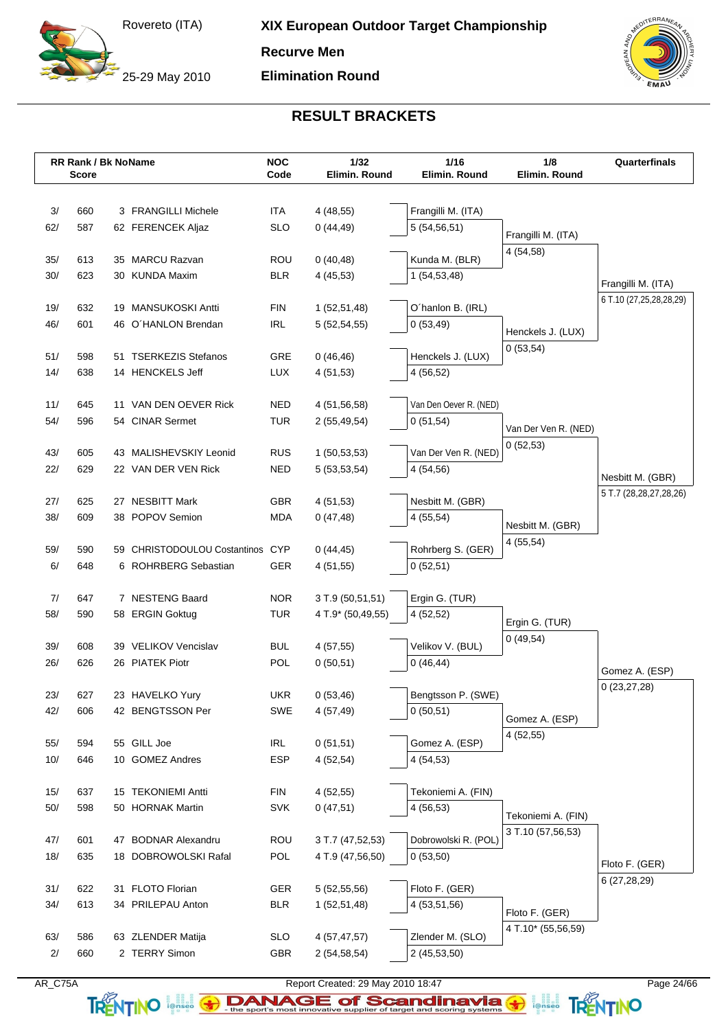# XIX European Outdoor Target Championship

Rovereto (ITA)

25-29 May 2010

**Recurve Men**

**Elimination Round**

## RESULT BRACKETS

| RR Rank / Score | Bk No | Name | NOC Code | 1/32 Elimin. Round |
|---|---|---|---|---|
| 3/ 660 | 3 | FRANGILLI Michele | ITA | 4 (48,55) |
| 62/ 587 | 62 | FERENCEK Aljaz | SLO | 0 (44,49) |
| 35/ 613 | 35 | MARCU Razvan | ROU | 0 (40,48) |
| 30/ 623 | 30 | KUNDA Maxim | BLR | 4 (45,53) |
| 19/ 632 | 19 | MANSUKOSKI Antti | FIN | 1 (52,51,48) |
| 46/ 601 | 46 | O´HANLON Brendan | IRL | 5 (52,54,55) |
| 51/ 598 | 51 | TSERKEZIS Stefanos | GRE | 0 (46,46) |
| 14/ 638 | 14 | HENCKELS Jeff | LUX | 4 (51,53) |
| 11/ 645 | 11 | VAN DEN OEVER Rick | NED | 4 (51,56,58) |
| 54/ 596 | 54 | CINAR Sermet | TUR | 2 (55,49,54) |
| 43/ 605 | 43 | MALISHEVSKIY Leonid | RUS | 1 (50,53,53) |
| 22/ 629 | 22 | VAN DER VEN Rick | NED | 5 (53,53,54) |
| 27/ 625 | 27 | NESBITT Mark | GBR | 4 (51,53) |
| 38/ 609 | 38 | POPOV Semion | MDA | 0 (47,48) |
| 59/ 590 | 59 | CHRISTODOULOU Costantinos | CYP | 0 (44,45) |
| 6/ 648 | 6 | ROHRBERG Sebastian | GER | 4 (51,55) |
| 7/ 647 | 7 | NESTENG Baard | NOR | 3 T.9 (50,51,51) |
| 58/ 590 | 58 | ERGIN Goktug | TUR | 4 T.9* (50,49,55) |
| 39/ 608 | 39 | VELIKOV Vencislav | BUL | 4 (57,55) |
| 26/ 626 | 26 | PIATEK Piotr | POL | 0 (50,51) |
| 23/ 627 | 23 | HAVELKO Yury | UKR | 0 (53,46) |
| 42/ 606 | 42 | BENGTSSON Per | SWE | 4 (57,49) |
| 55/ 594 | 55 | GILL Joe | IRL | 0 (51,51) |
| 10/ 646 | 10 | GOMEZ Andres | ESP | 4 (52,54) |
| 15/ 637 | 15 | TEKONIEMI Antti | FIN | 4 (52,55) |
| 50/ 598 | 50 | HORNAK Martin | SVK | 0 (47,51) |
| 47/ 601 | 47 | BODNAR Alexandru | ROU | 3 T.7 (47,52,53) |
| 18/ 635 | 18 | DOBROWOLSKI Rafal | POL | 4 T.9 (47,56,50) |
| 31/ 622 | 31 | FLOTO Florian | GER | 5 (52,55,56) |
| 34/ 613 | 34 | PRILEPAU Anton | BLR | 1 (52,51,48) |
| 63/ 586 | 63 | ZLENDER Matija | SLO | 4 (57,47,57) |
| 2/ 660 | 2 | TERRY Simon | GBR | 2 (54,58,54) |

### 1/16 Elimin. Round

| Name | Score |
|---|---|
| Frangilli M. (ITA) | 5 (54,56,51) |
| Kunda M. (BLR) | 1 (54,53,48) |
| O´hanlon B. (IRL) | 0 (53,49) |
| Henckels J. (LUX) | 4 (56,52) |
| Van Den Oever R. (NED) | 0 (51,54) |
| Van Der Ven R. (NED) | 4 (54,56) |
| Nesbitt M. (GBR) | 4 (55,54) |
| Rohrberg S. (GER) | 0 (52,51) |
| Ergin G. (TUR) | 4 (52,52) |
| Velikov V. (BUL) | 0 (46,44) |
| Bengtsson P. (SWE) | 0 (50,51) |
| Gomez A. (ESP) | 4 (54,53) |
| Tekoniemi A. (FIN) | 4 (56,53) |
| Dobrowolski R. (POL) | 0 (53,50) |
| Floto F. (GER) | 4 (53,51,56) |
| Zlender M. (SLO) | 2 (45,53,50) |

### 1/8 Elimin. Round

| Name | Score |
|---|---|
| Frangilli M. (ITA) | 4 (54,58) |
| Henckels J. (LUX) | 0 (53,54) |
| Van Der Ven R. (NED) | 0 (52,53) |
| Nesbitt M. (GBR) | 4 (55,54) |
| Ergin G. (TUR) | 0 (49,54) |
| Gomez A. (ESP) | 4 (52,55) |
| Tekoniemi A. (FIN) | 3 T.10 (57,56,53) |
| Floto F. (GER) | 4 T.10* (55,56,59) |

### Quarterfinals

| Name | Score |
|---|---|
| Frangilli M. (ITA) | 6 T.10 (27,25,28,28,29) |
| Nesbitt M. (GBR) | 5 T.7 (28,28,27,28,26) |
| Gomez A. (ESP) | 0 (23,27,28) |
| Floto F. (GER) | 6 (27,28,29) |

AR_C75A Report Created: 29 May 2010 18:47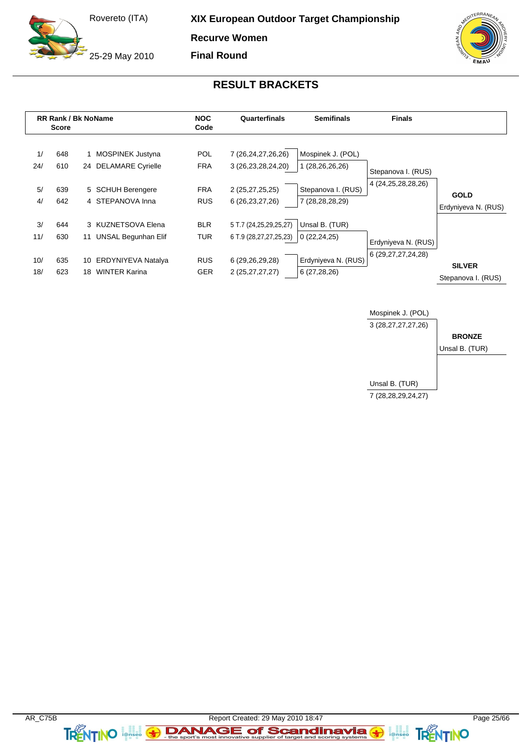Rovereto (ITA)

25-29 May 2010

# XIX European Outdoor Target Championship

## Recurve Women

## Final Round

## RESULT BRACKETS

| RR Rank / | Score | Bk | Name | NOC Code | Quarterfinals | Semifinals | Finals | |
|---|---|---|---|---|---|---|---|---|
| 1/ | 648 | 1 | MOSPINEK Justyna | POL | 7 (26,24,27,26,26) | Mospinek J. (POL) | | |
| 24/ | 610 | 24 | DELAMARE Cyrielle | FRA | 3 (26,23,28,24,20) | 1 (28,26,26,26) | Stepanova I. (RUS) | |
| 5/ | 639 | 5 | SCHUH Berengere | FRA | 2 (25,27,25,25) | Stepanova I. (RUS) | 4 (24,25,28,28,26) | **GOLD** |
| 4/ | 642 | 4 | STEPANOVA Inna | RUS | 6 (26,23,27,26) | 7 (28,28,28,29) | | Erdyniyeva N. (RUS) |
| 3/ | 644 | 3 | KUZNETSOVA Elena | BLR | 5 T.7 (24,25,29,25,27) | Unsal B. (TUR) | | |
| 11/ | 630 | 11 | UNSAL Begunhan Elif | TUR | 6 T.9 (28,27,27,25,23) | 0 (22,24,25) | Erdyniyeva N. (RUS) | |
| 10/ | 635 | 10 | ERDYNIYEVA Natalya | RUS | 6 (29,26,29,28) | Erdyniyeva N. (RUS) | 6 (29,27,27,24,28) | **SILVER** |
| 18/ | 623 | 18 | WINTER Karina | GER | 2 (25,27,27,27) | 6 (27,28,26) | | Stepanova I. (RUS) |

| Bronze Match | | |
|---|---|---|
| Mospinek J. (POL) | 3 (28,27,27,27,26) | **BRONZE** |
| Unsal B. (TUR) | 7 (28,28,29,24,27) | Unsal B. (TUR) |

AR_C75B

Report Created: 29 May 2010 18:47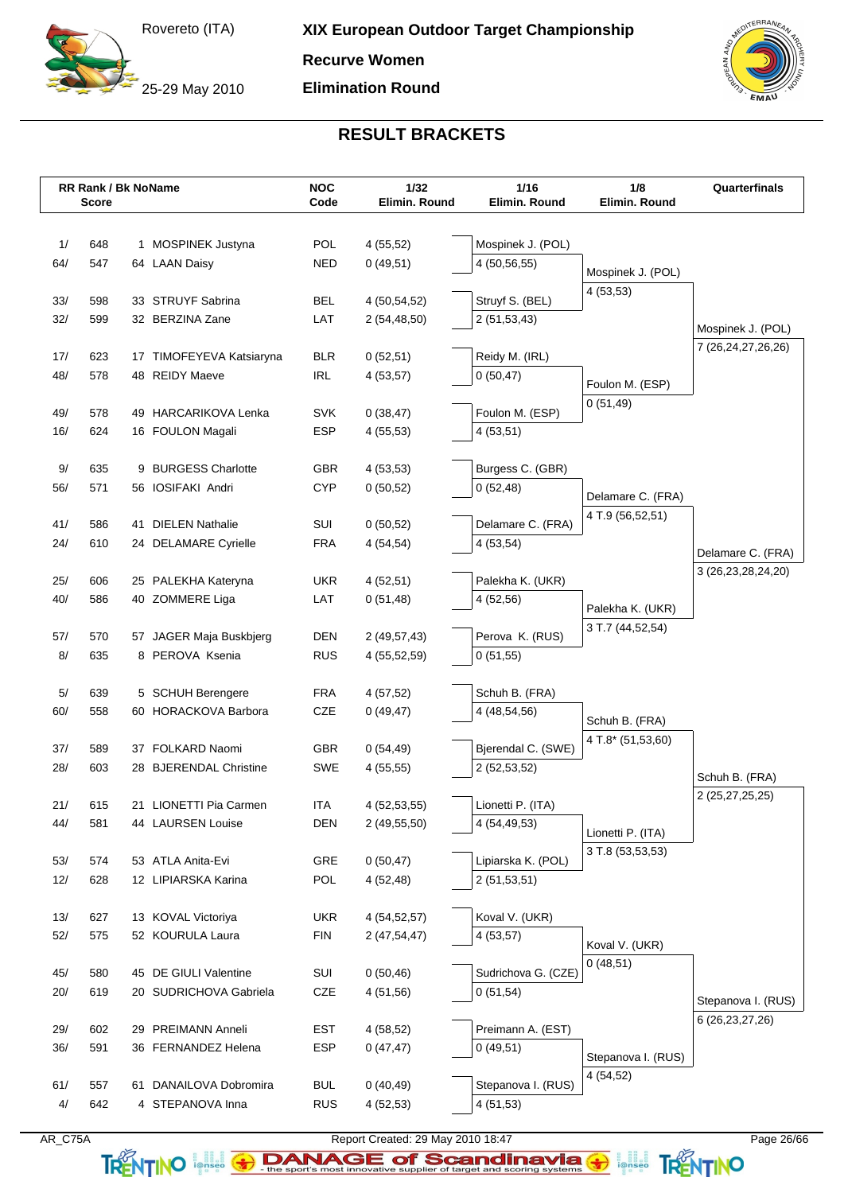# XIX European Outdoor Target Championship

Rovereto (ITA)

25-29 May 2010

**Recurve Women**

**Elimination Round**

## RESULT BRACKETS

| RR Rank / Score | Bk | Name | NOC Code | 1/32 Elimin. Round | 1/16 Elimin. Round | 1/8 Elimin. Round | Quarterfinals |
|---|---|---|---|---|---|---|---|
| 1/ 648 | 1 | MOSPINEK Justyna | POL | 4 (55,52) | Mospinek J. (POL) 4 (50,56,55) | Mospinek J. (POL) 4 (53,53) | Mospinek J. (POL) 7 (26,24,27,26,26) |
| 64/ 547 | 64 | LAAN Daisy | NED | 0 (49,51) | | | |
| 33/ 598 | 33 | STRUYF Sabrina | BEL | 4 (50,54,52) | Struyf S. (BEL) 2 (51,53,43) | | |
| 32/ 599 | 32 | BERZINA Zane | LAT | 2 (54,48,50) | | | |
| 17/ 623 | 17 | TIMOFEYEVA Katsiaryna | BLR | 0 (52,51) | Reidy M. (IRL) 0 (50,47) | Foulon M. (ESP) 0 (51,49) | |
| 48/ 578 | 48 | REIDY Maeve | IRL | 4 (53,57) | | | |
| 49/ 578 | 49 | HARCARIKOVA Lenka | SVK | 0 (38,47) | Foulon M. (ESP) 4 (53,51) | | |
| 16/ 624 | 16 | FOULON Magali | ESP | 4 (55,53) | | | |
| 9/ 635 | 9 | BURGESS Charlotte | GBR | 4 (53,53) | Burgess C. (GBR) 0 (52,48) | Delamare C. (FRA) 4 T.9 (56,52,51) | Delamare C. (FRA) 3 (26,23,28,24,20) |
| 56/ 571 | 56 | IOSIFAKI Andri | CYP | 0 (50,52) | | | |
| 41/ 586 | 41 | DIELEN Nathalie | SUI | 0 (50,52) | Delamare C. (FRA) 4 (53,54) | | |
| 24/ 610 | 24 | DELAMARE Cyrielle | FRA | 4 (54,54) | | | |
| 25/ 606 | 25 | PALEKHA Kateryna | UKR | 4 (52,51) | Palekha K. (UKR) 4 (52,56) | Palekha K. (UKR) 3 T.7 (44,52,54) | |
| 40/ 586 | 40 | ZOMMERE Liga | LAT | 0 (51,48) | | | |
| 57/ 570 | 57 | JAGER Maja Buskbjerg | DEN | 2 (49,57,43) | Perova K. (RUS) 0 (51,55) | | |
| 8/ 635 | 8 | PEROVA Ksenia | RUS | 4 (55,52,59) | | | |
| 5/ 639 | 5 | SCHUH Berengere | FRA | 4 (57,52) | Schuh B. (FRA) 4 (48,54,56) | Schuh B. (FRA) 4 T.8* (51,53,60) | Schuh B. (FRA) 2 (25,27,25,25) |
| 60/ 558 | 60 | HORACKOVA Barbora | CZE | 0 (49,47) | | | |
| 37/ 589 | 37 | FOLKARD Naomi | GBR | 0 (54,49) | Bjerendal C. (SWE) 2 (52,53,52) | | |
| 28/ 603 | 28 | BJERENDAL Christine | SWE | 4 (55,55) | | | |
| 21/ 615 | 21 | LIONETTI Pia Carmen | ITA | 4 (52,53,55) | Lionetti P. (ITA) 4 (54,49,53) | Lionetti P. (ITA) 3 T.8 (53,53,53) | |
| 44/ 581 | 44 | LAURSEN Louise | DEN | 2 (49,55,50) | | | |
| 53/ 574 | 53 | ATLA Anita-Evi | GRE | 0 (50,47) | Lipiarska K. (POL) 2 (51,53,51) | | |
| 12/ 628 | 12 | LIPIARSKA Karina | POL | 4 (52,48) | | | |
| 13/ 627 | 13 | KOVAL Victoriya | UKR | 4 (54,52,57) | Koval V. (UKR) 4 (53,57) | Koval V. (UKR) 0 (48,51) | Stepanova I. (RUS) 6 (26,23,27,26) |
| 52/ 575 | 52 | KOURULA Laura | FIN | 2 (47,54,47) | | | |
| 45/ 580 | 45 | DE GIULI Valentine | SUI | 0 (50,46) | Sudrichova G. (CZE) 0 (51,54) | | |
| 20/ 619 | 20 | SUDRICHOVA Gabriela | CZE | 4 (51,56) | | | |
| 29/ 602 | 29 | PREIMANN Anneli | EST | 4 (58,52) | Preimann A. (EST) 0 (49,51) | Stepanova I. (RUS) 4 (54,52) | |
| 36/ 591 | 36 | FERNANDEZ Helena | ESP | 0 (47,47) | | | |
| 61/ 557 | 61 | DANAILOVA Dobromira | BUL | 0 (40,49) | Stepanova I. (RUS) 4 (51,53) | | |
| 4/ 642 | 4 | STEPANOVA Inna | RUS | 4 (52,53) | | | |

AR_C75A — Report Created: 29 May 2010 18:47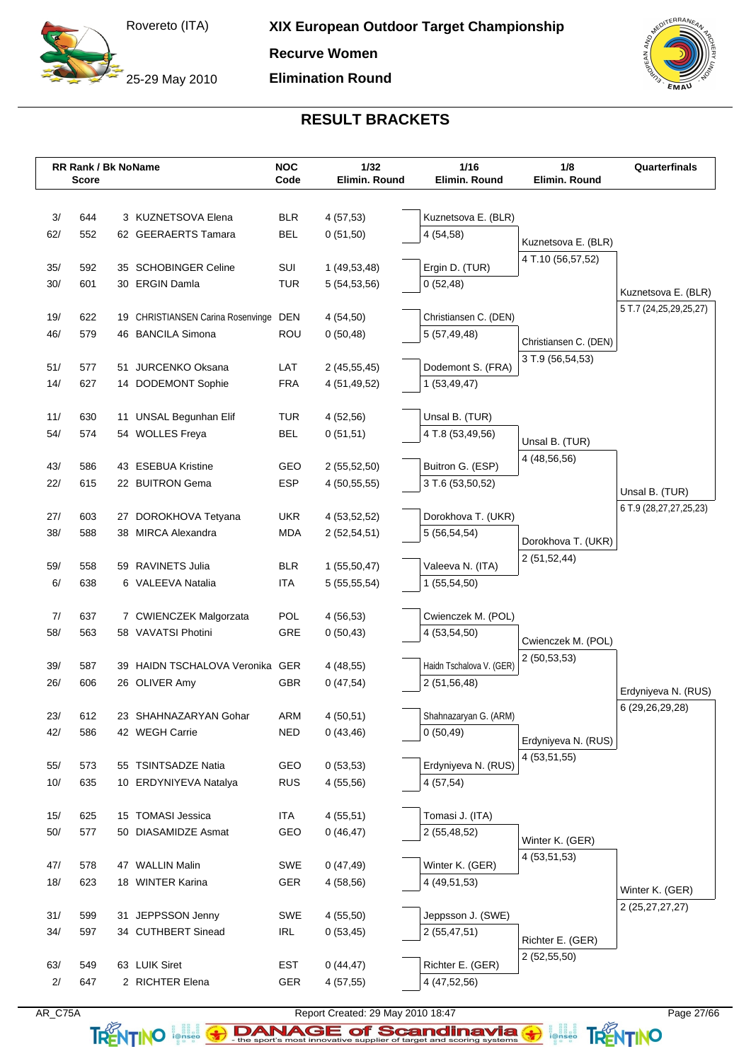# XIX European Outdoor Target Championship

Rovereto (ITA)

25-29 May 2010

**Recurve Women**

**Elimination Round**

## RESULT BRACKETS

| RR Rank / Score | Bk No | Name | NOC Code | 1/32 Elimin. Round | 1/16 Elimin. Round | 1/8 Elimin. Round | Quarterfinals |
|---|---|---|---|---|---|---|---|
| 3/ 644 | 3 | KUZNETSOVA Elena | BLR | 4 (57,53) | Kuznetsova E. (BLR) | | |
| 62/ 552 | 62 | GEERAERTS Tamara | BEL | 0 (51,50) | 4 (54,58) | Kuznetsova E. (BLR) | |
| 35/ 592 | 35 | SCHOBINGER Celine | SUI | 1 (49,53,48) | Ergin D. (TUR) | 4 T.10 (56,57,52) | |
| 30/ 601 | 30 | ERGIN Damla | TUR | 5 (54,53,56) | 0 (52,48) | | Kuznetsova E. (BLR) |
| 19/ 622 | 19 | CHRISTIANSEN Carina Rosenvinge | DEN | 4 (54,50) | Christiansen C. (DEN) | | 5 T.7 (24,25,29,25,27) |
| 46/ 579 | 46 | BANCILA Simona | ROU | 0 (50,48) | 5 (57,49,48) | Christiansen C. (DEN) | |
| 51/ 577 | 51 | JURCENKO Oksana | LAT | 2 (45,55,45) | Dodemont S. (FRA) | 3 T.9 (56,54,53) | |
| 14/ 627 | 14 | DODEMONT Sophie | FRA | 4 (51,49,52) | 1 (53,49,47) | | |
| 11/ 630 | 11 | UNSAL Begunhan Elif | TUR | 4 (52,56) | Unsal B. (TUR) | | |
| 54/ 574 | 54 | WOLLES Freya | BEL | 0 (51,51) | 4 T.8 (53,49,56) | Unsal B. (TUR) | |
| 43/ 586 | 43 | ESEBUA Kristine | GEO | 2 (55,52,50) | Buitron G. (ESP) | 4 (48,56,56) | |
| 22/ 615 | 22 | BUITRON Gema | ESP | 4 (50,55,55) | 3 T.6 (53,50,52) | | Unsal B. (TUR) |
| 27/ 603 | 27 | DOROKHOVA Tetyana | UKR | 4 (53,52,52) | Dorokhova T. (UKR) | | 6 T.9 (28,27,27,25,23) |
| 38/ 588 | 38 | MIRCA Alexandra | MDA | 2 (52,54,51) | 5 (56,54,54) | Dorokhova T. (UKR) | |
| 59/ 558 | 59 | RAVINETS Julia | BLR | 1 (55,50,47) | Valeeva N. (ITA) | 2 (51,52,44) | |
| 6/ 638 | 6 | VALEEVA Natalia | ITA | 5 (55,55,54) | 1 (55,54,50) | | |
| 7/ 637 | 7 | CWIENCZEK Malgorzata | POL | 4 (56,53) | Cwienczek M. (POL) | | |
| 58/ 563 | 58 | VAVATSI Photini | GRE | 0 (50,43) | 4 (53,54,50) | Cwienczek M. (POL) | |
| 39/ 587 | 39 | HAIDN TSCHALOVA Veronika | GER | 4 (48,55) | Haidn Tschalova V. (GER) | 2 (50,53,53) | |
| 26/ 606 | 26 | OLIVER Amy | GBR | 0 (47,54) | 2 (51,56,48) | | Erdyniyeva N. (RUS) |
| 23/ 612 | 23 | SHAHNAZARYAN Gohar | ARM | 4 (50,51) | Shahnazaryan G. (ARM) | | 6 (29,26,29,28) |
| 42/ 586 | 42 | WEGH Carrie | NED | 0 (43,46) | 0 (50,49) | Erdyniyeva N. (RUS) | |
| 55/ 573 | 55 | TSINTSADZE Natia | GEO | 0 (53,53) | Erdyniyeva N. (RUS) | 4 (53,51,55) | |
| 10/ 635 | 10 | ERDYNIYEVA Natalya | RUS | 4 (55,56) | 4 (57,54) | | |
| 15/ 625 | 15 | TOMASI Jessica | ITA | 4 (55,51) | Tomasi J. (ITA) | | |
| 50/ 577 | 50 | DIASAMIDZE Asmat | GEO | 0 (46,47) | 2 (55,48,52) | Winter K. (GER) | |
| 47/ 578 | 47 | WALLIN Malin | SWE | 0 (47,49) | Winter K. (GER) | 4 (53,51,53) | |
| 18/ 623 | 18 | WINTER Karina | GER | 4 (58,56) | 4 (49,51,53) | | Winter K. (GER) |
| 31/ 599 | 31 | JEPPSSON Jenny | SWE | 4 (55,50) | Jeppsson J. (SWE) | | 2 (25,27,27,27) |
| 34/ 597 | 34 | CUTHBERT Sinead | IRL | 0 (53,45) | 2 (55,47,51) | Richter E. (GER) | |
| 63/ 549 | 63 | LUIK Siret | EST | 0 (44,47) | Richter E. (GER) | 2 (52,55,50) | |
| 2/ 647 | 2 | RICHTER Elena | GER | 4 (57,55) | 4 (47,52,56) | | |

AR_C75A

Report Created: 29 May 2010 18:47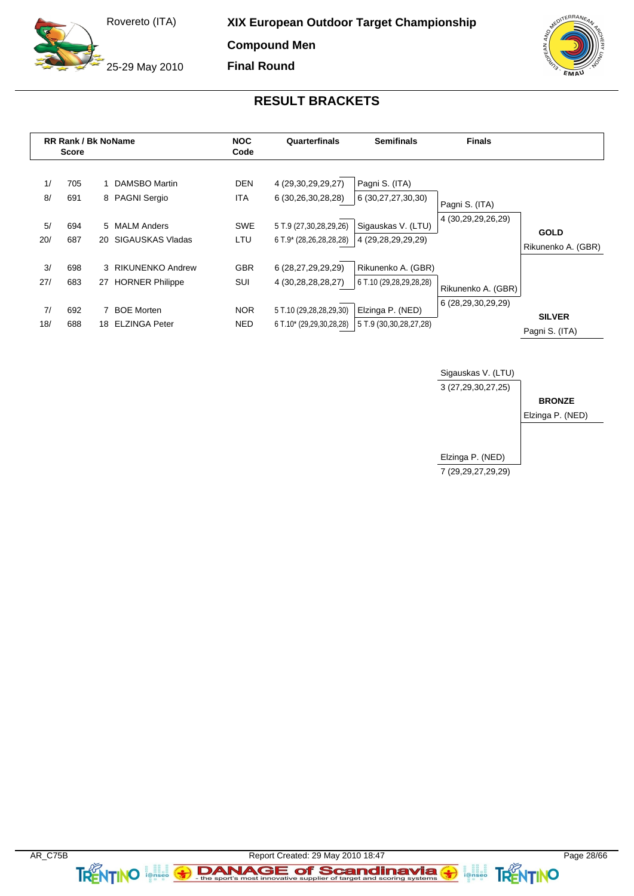Rovereto (ITA)

25-29 May 2010

**XIX European Outdoor Target Championship**

**Compound Men**

**Final Round**

## RESULT BRACKETS

| RR Rank / Score | | Bk No | Name | NOC Code | Quarterfinals | Semifinals | Finals | |
|---|---|---|---|---|---|---|---|---|
| 1/ | 705 | 1 | DAMSBO Martin | DEN | 4 (29,30,29,29,27) | Pagni S. (ITA) | | |
| 8/ | 691 | 8 | PAGNI Sergio | ITA | 6 (30,26,30,28,28) | 6 (30,27,27,30,30) | Pagni S. (ITA) | |
| | | | | | | | 4 (30,29,29,26,29) | |
| 5/ | 694 | 5 | MALM Anders | SWE | 5 T.9 (27,30,28,29,26) | Sigauskas V. (LTU) | | **GOLD** |
| 20/ | 687 | 20 | SIGAUSKAS Vladas | LTU | 6 T.9* (28,26,28,28,28) | 4 (29,28,29,29,29) | | Rikunenko A. (GBR) |
| 3/ | 698 | 3 | RIKUNENKO Andrew | GBR | 6 (28,27,29,29,29) | Rikunenko A. (GBR) | | |
| 27/ | 683 | 27 | HORNER Philippe | SUI | 4 (30,28,28,28,27) | 6 T.10 (29,28,29,28,28) | Rikunenko A. (GBR) | |
| | | | | | | | 6 (28,29,30,29,29) | |
| 7/ | 692 | 7 | BOE Morten | NOR | 5 T.10 (29,28,28,29,30) | Elzinga P. (NED) | | **SILVER** |
| 18/ | 688 | 18 | ELZINGA Peter | NED | 6 T.10* (29,29,30,28,28) | 5 T.9 (30,30,28,27,28) | | Pagni S. (ITA) |

| Bronze Match | |
|---|---|
| Sigauskas V. (LTU) | |
| 3 (27,29,30,27,25) | |
| | **BRONZE** |
| | Elzinga P. (NED) |
| Elzinga P. (NED) | |
| 7 (29,29,27,29,29) | |

AR_C75B Report Created: 29 May 2010 18:47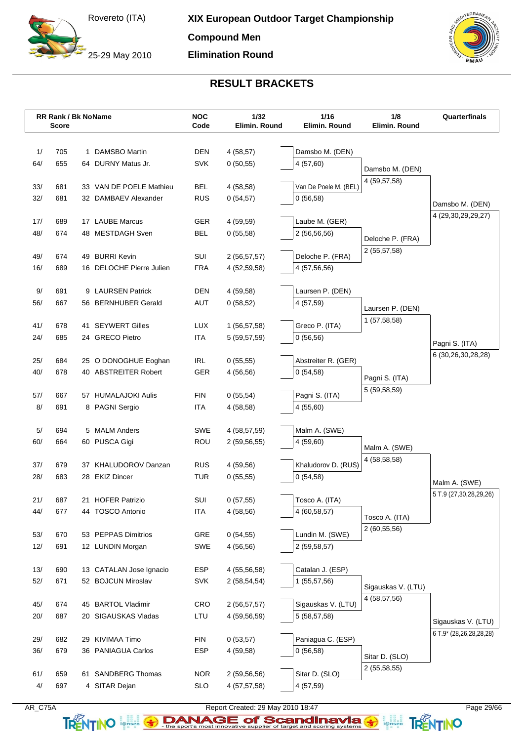# XIX European Outdoor Target Championship

Rovereto (ITA)

25-29 May 2010

**Compound Men**

**Elimination Round**

## RESULT BRACKETS

| RR Rank / Score | Bk No | Name | NOC Code | 1/32 Elimin. Round | 1/16 Elimin. Round | 1/8 Elimin. Round | Quarterfinals |
|---|---|---|---|---|---|---|---|
| 1/ 705 | 1 | DAMSBO Martin | DEN | 4 (58,57) | Damsbo M. (DEN) | | |
| 64/ 655 | 64 | DURNY Matus Jr. | SVK | 0 (50,55) | 4 (57,60) | Damsbo M. (DEN) | |
| 33/ 681 | 33 | VAN DE POELE Mathieu | BEL | 4 (58,58) | Van De Poele M. (BEL) | 4 (59,57,58) | |
| 32/ 681 | 32 | DAMBAEV Alexander | RUS | 0 (54,57) | 0 (56,58) | | Damsbo M. (DEN) |
| 17/ 689 | 17 | LAUBE Marcus | GER | 4 (59,59) | Laube M. (GER) | | 4 (29,30,29,29,27) |
| 48/ 674 | 48 | MESTDAGH Sven | BEL | 0 (55,58) | 2 (56,56,56) | Deloche P. (FRA) | |
| 49/ 674 | 49 | BURRI Kevin | SUI | 2 (56,57,57) | Deloche P. (FRA) | 2 (55,57,58) | |
| 16/ 689 | 16 | DELOCHE Pierre Julien | FRA | 4 (52,59,58) | 4 (57,56,56) | | |
| 9/ 691 | 9 | LAURSEN Patrick | DEN | 4 (59,58) | Laursen P. (DEN) | | |
| 56/ 667 | 56 | BERNHUBER Gerald | AUT | 0 (58,52) | 4 (57,59) | Laursen P. (DEN) | |
| 41/ 678 | 41 | SEYWERT Gilles | LUX | 1 (56,57,58) | Greco P. (ITA) | 1 (57,58,58) | |
| 24/ 685 | 24 | GRECO Pietro | ITA | 5 (59,57,59) | 0 (56,56) | | Pagni S. (ITA) |
| 25/ 684 | 25 | O DONOGHUE Eoghan | IRL | 0 (55,55) | Abstreiter R. (GER) | | 6 (30,26,30,28,28) |
| 40/ 678 | 40 | ABSTREITER Robert | GER | 4 (56,56) | 0 (54,58) | Pagni S. (ITA) | |
| 57/ 667 | 57 | HUMALAJOKI Aulis | FIN | 0 (55,54) | Pagni S. (ITA) | 5 (59,58,59) | |
| 8/ 691 | 8 | PAGNI Sergio | ITA | 4 (58,58) | 4 (55,60) | | |
| 5/ 694 | 5 | MALM Anders | SWE | 4 (58,57,59) | Malm A. (SWE) | | |
| 60/ 664 | 60 | PUSCA Gigi | ROU | 2 (59,56,55) | 4 (59,60) | Malm A. (SWE) | |
| 37/ 679 | 37 | KHALUDOROV Danzan | RUS | 4 (59,56) | Khaludorov D. (RUS) | 4 (58,58,58) | |
| 28/ 683 | 28 | EKIZ Dincer | TUR | 0 (55,55) | 0 (54,58) | | Malm A. (SWE) |
| 21/ 687 | 21 | HOFER Patrizio | SUI | 0 (57,55) | Tosco A. (ITA) | | 5 T.9 (27,30,28,29,26) |
| 44/ 677 | 44 | TOSCO Antonio | ITA | 4 (58,56) | 4 (60,58,57) | Tosco A. (ITA) | |
| 53/ 670 | 53 | PEPPAS Dimitrios | GRE | 0 (54,55) | Lundin M. (SWE) | 2 (60,55,56) | |
| 12/ 691 | 12 | LUNDIN Morgan | SWE | 4 (56,56) | 2 (59,58,57) | | |
| 13/ 690 | 13 | CATALAN Jose Ignacio | ESP | 4 (55,56,58) | Catalan J. (ESP) | | |
| 52/ 671 | 52 | BOJCUN Miroslav | SVK | 2 (58,54,54) | 1 (55,57,56) | Sigauskas V. (LTU) | |
| 45/ 674 | 45 | BARTOL Vladimir | CRO | 2 (56,57,57) | Sigauskas V. (LTU) | 4 (58,57,56) | |
| 20/ 687 | 20 | SIGAUSKAS Vladas | LTU | 4 (59,56,59) | 5 (58,57,58) | | Sigauskas V. (LTU) |
| 29/ 682 | 29 | KIVIMAA Timo | FIN | 0 (53,57) | Paniagua C. (ESP) | | 6 T.9* (28,26,28,28,28) |
| 36/ 679 | 36 | PANIAGUA Carlos | ESP | 4 (59,58) | 0 (56,58) | Sitar D. (SLO) | |
| 61/ 659 | 61 | SANDBERG Thomas | NOR | 2 (59,56,56) | Sitar D. (SLO) | 2 (55,58,55) | |
| 4/ 697 | 4 | SITAR Dejan | SLO | 4 (57,57,58) | 4 (57,59) | | |

AR_C75A — Report Created: 29 May 2010 18:47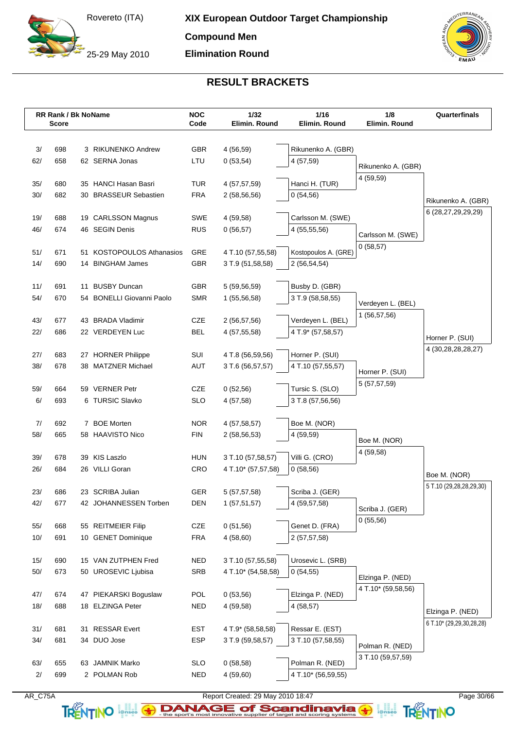# XIX European Outdoor Target Championship

Rovereto (ITA)

25-29 May 2010

**Compound Men**

**Elimination Round**

## RESULT BRACKETS

| RR Rank / Score | Bk No | Name | NOC Code | 1/32 Elimin. Round | 1/16 Elimin. Round | 1/8 Elimin. Round | Quarterfinals |
|---|---|---|---|---|---|---|---|
| 3/ 698 | 3 | RIKUNENKO Andrew | GBR | 4 (56,59) | Rikunenko A. (GBR) | Rikunenko A. (GBR) | Rikunenko A. (GBR) |
| 62/ 658 | 62 | SERNA Jonas | LTU | 0 (53,54) | 4 (57,59) | 4 (59,59) | 6 (28,27,29,29,29) |
| 35/ 680 | 35 | HANCI Hasan Basri | TUR | 4 (57,57,59) | Hanci H. (TUR) | | |
| 30/ 682 | 30 | BRASSEUR Sebastien | FRA | 2 (58,56,56) | 0 (54,56) | | |
| 19/ 688 | 19 | CARLSSON Magnus | SWE | 4 (59,58) | Carlsson M. (SWE) | Carlsson M. (SWE) | |
| 46/ 674 | 46 | SEGIN Denis | RUS | 0 (56,57) | 4 (55,55,56) | 0 (58,57) | |
| 51/ 671 | 51 | KOSTOPOULOS Athanasios | GRE | 4 T.10 (57,55,58) | Kostopoulos A. (GRE) | | |
| 14/ 690 | 14 | BINGHAM James | GBR | 3 T.9 (51,58,58) | 2 (56,54,54) | | |
| 11/ 691 | 11 | BUSBY Duncan | GBR | 5 (59,56,59) | Busby D. (GBR) | Verdeyen L. (BEL) | Horner P. (SUI) |
| 54/ 670 | 54 | BONELLI Giovanni Paolo | SMR | 1 (55,56,58) | 3 T.9 (58,58,55) | 1 (56,57,56) | 4 (30,28,28,28,27) |
| 43/ 677 | 43 | BRADA Vladimir | CZE | 2 (56,57,56) | Verdeyen L. (BEL) | | |
| 22/ 686 | 22 | VERDEYEN Luc | BEL | 4 (57,55,58) | 4 T.9* (57,58,57) | | |
| 27/ 683 | 27 | HORNER Philippe | SUI | 4 T.8 (56,59,56) | Horner P. (SUI) | Horner P. (SUI) | |
| 38/ 678 | 38 | MATZNER Michael | AUT | 3 T.6 (56,57,57) | 4 T.10 (57,55,57) | 5 (57,57,59) | |
| 59/ 664 | 59 | VERNER Petr | CZE | 0 (52,56) | Tursic S. (SLO) | | |
| 6/ 693 | 6 | TURSIC Slavko | SLO | 4 (57,58) | 3 T.8 (57,56,56) | | |
| 7/ 692 | 7 | BOE Morten | NOR | 4 (57,58,57) | Boe M. (NOR) | Boe M. (NOR) | Boe M. (NOR) |
| 58/ 665 | 58 | HAAVISTO Nico | FIN | 2 (58,56,53) | 4 (59,59) | 4 (59,58) | 5 T.10 (29,28,28,29,30) |
| 39/ 678 | 39 | KIS Laszlo | HUN | 3 T.10 (57,58,57) | Villi G. (CRO) | | |
| 26/ 684 | 26 | VILLI Goran | CRO | 4 T.10* (57,57,58) | 0 (58,56) | | |
| 23/ 686 | 23 | SCRIBA Julian | GER | 5 (57,57,58) | Scriba J. (GER) | Scriba J. (GER) | |
| 42/ 677 | 42 | JOHANNESSEN Torben | DEN | 1 (57,51,57) | 4 (59,57,58) | 0 (55,56) | |
| 55/ 668 | 55 | REITMEIER Filip | CZE | 0 (51,56) | Genet D. (FRA) | | |
| 10/ 691 | 10 | GENET Dominique | FRA | 4 (58,60) | 2 (57,57,58) | | |
| 15/ 690 | 15 | VAN ZUTPHEN Fred | NED | 3 T.10 (57,55,58) | Urosevic L. (SRB) | Elzinga P. (NED) | Elzinga P. (NED) |
| 50/ 673 | 50 | UROSEVIC Ljubisa | SRB | 4 T.10* (54,58,58) | 0 (54,55) | 4 T.10* (59,58,56) | 6 T.10* (29,29,30,28,28) |
| 47/ 674 | 47 | PIEKARSKI Boguslaw | POL | 0 (53,56) | Elzinga P. (NED) | | |
| 18/ 688 | 18 | ELZINGA Peter | NED | 4 (59,58) | 4 (58,57) | | |
| 31/ 681 | 31 | RESSAR Evert | EST | 4 T.9* (58,58,58) | Ressar E. (EST) | Polman R. (NED) | |
| 34/ 681 | 34 | DUO Jose | ESP | 3 T.9 (59,58,57) | 3 T.10 (57,58,55) | 3 T.10 (59,57,59) | |
| 63/ 655 | 63 | JAMNIK Marko | SLO | 0 (58,58) | Polman R. (NED) | | |
| 2/ 699 | 2 | POLMAN Rob | NED | 4 (59,60) | 4 T.10* (56,59,55) | | |

AR_C75A — Report Created: 29 May 2010 18:47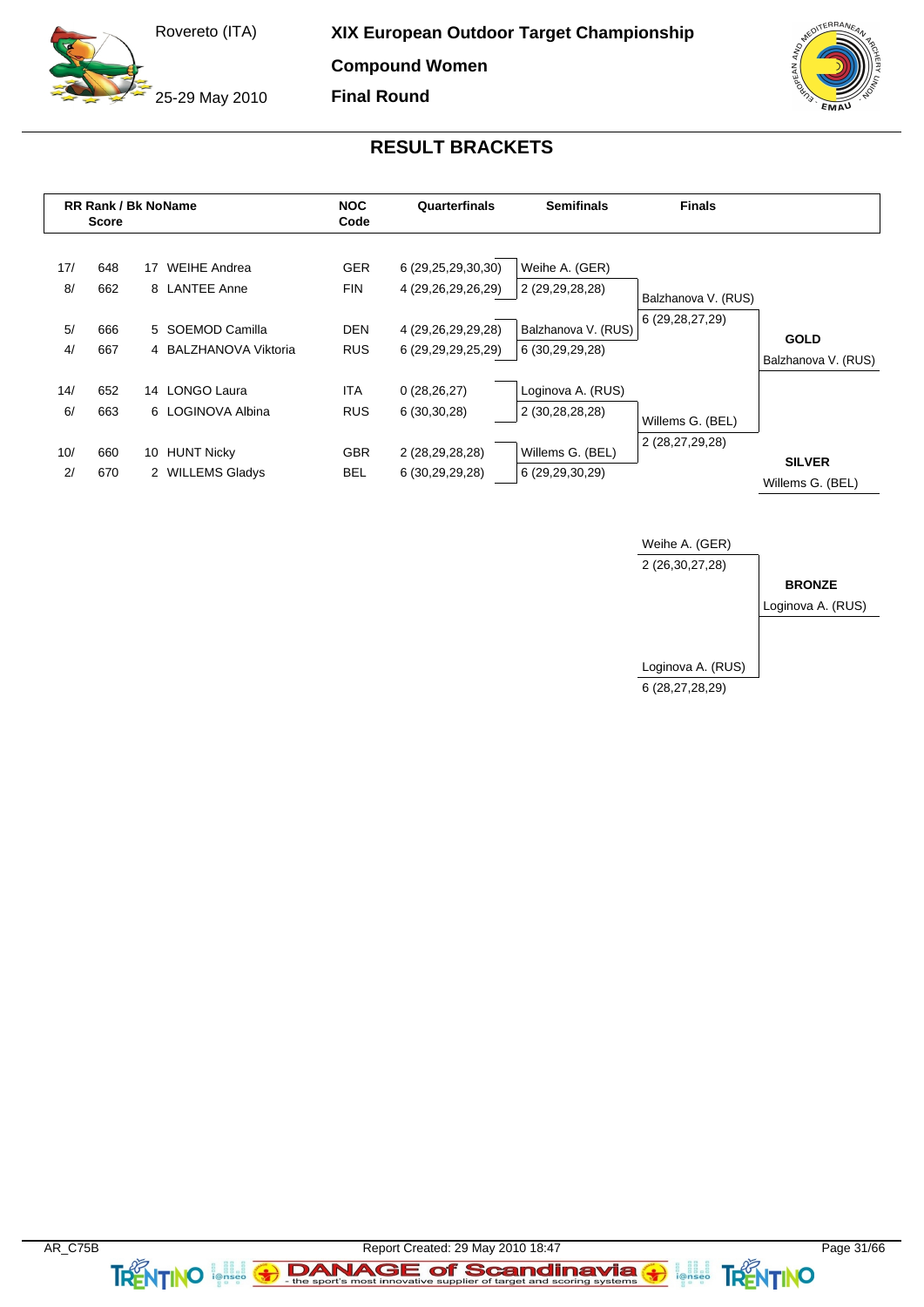Rovereto (ITA)

25-29 May 2010

**XIX European Outdoor Target Championship**

**Compound Women**

**Final Round**

## RESULT BRACKETS

| RR Rank / | Score | Bk | Name | NOC Code | Quarterfinals | Semifinals | Finals | |
|---|---|---|---|---|---|---|---|---|
| 17/ | 648 | 17 | WEIHE Andrea | GER | 6 (29,25,29,30,30) | Weihe A. (GER) | | |
| 8/ | 662 | 8 | LANTEE Anne | FIN | 4 (29,26,29,26,29) | 2 (29,29,28,28) | Balzhanova V. (RUS) | |
| | | | | | | | 6 (29,28,27,29) | |
| 5/ | 666 | 5 | SOEMOD Camilla | DEN | 4 (29,26,29,29,28) | Balzhanova V. (RUS) | | **GOLD** |
| 4/ | 667 | 4 | BALZHANOVA Viktoria | RUS | 6 (29,29,29,25,29) | 6 (30,29,29,28) | | Balzhanova V. (RUS) |
| 14/ | 652 | 14 | LONGO Laura | ITA | 0 (28,26,27) | Loginova A. (RUS) | | |
| 6/ | 663 | 6 | LOGINOVA Albina | RUS | 6 (30,30,28) | 2 (30,28,28,28) | Willems G. (BEL) | |
| | | | | | | | 2 (28,27,29,28) | |
| 10/ | 660 | 10 | HUNT Nicky | GBR | 2 (28,29,28,28) | Willems G. (BEL) | | **SILVER** |
| 2/ | 670 | 2 | WILLEMS Gladys | BEL | 6 (30,29,29,28) | 6 (29,29,30,29) | | Willems G. (BEL) |

| Bronze Match | | |
|---|---|---|
| Weihe A. (GER) | 2 (26,30,27,28) | |
| | | **BRONZE** |
| | | Loginova A. (RUS) |
| Loginova A. (RUS) | 6 (28,27,28,29) | |

AR_C75B

Report Created: 29 May 2010 18:47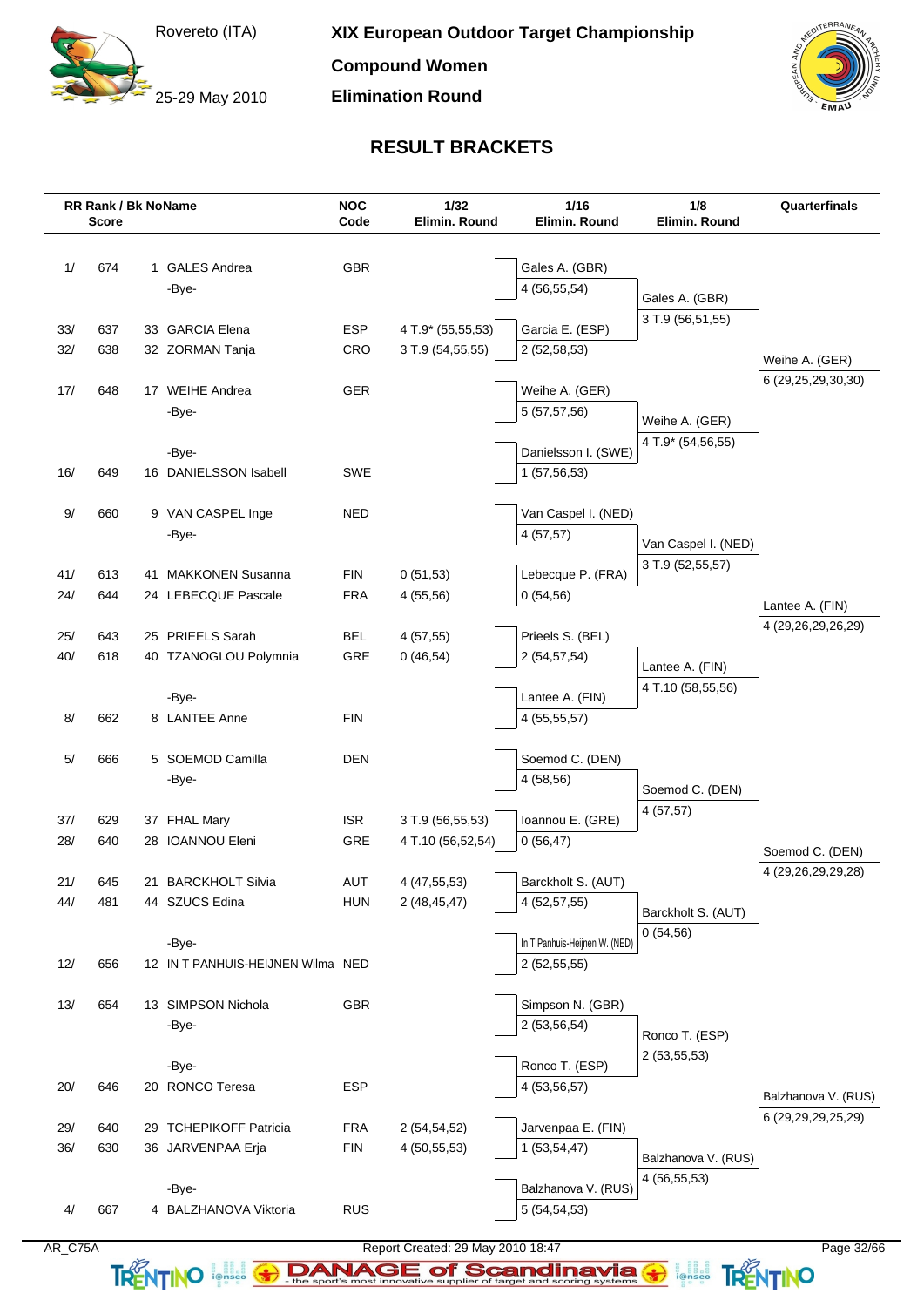# XIX European Outdoor Target Championship

Rovereto (ITA)

25-29 May 2010

**Compound Women**

**Elimination Round**

## RESULT BRACKETS

| RR Rank / Score | | Bk No | Name | NOC Code | 1/32 Elimin. Round | 1/16 Elimin. Round | 1/8 Elimin. Round | Quarterfinals |
|---|---|---|---|---|---|---|---|---|
| 1/ | 674 | 1 | GALES Andrea | GBR | | Gales A. (GBR) 4 (56,55,54) | Gales A. (GBR) 3 T.9 (56,51,55) | Weihe A. (GER) 6 (29,25,29,30,30) |
| | | | -Bye- | | | | | |
| 33/ | 637 | 33 | GARCIA Elena | ESP | 4 T.9* (55,55,53) | Garcia E. (ESP) 2 (52,58,53) | | |
| 32/ | 638 | 32 | ZORMAN Tanja | CRO | 3 T.9 (54,55,55) | | | |
| 17/ | 648 | 17 | WEIHE Andrea | GER | | Weihe A. (GER) 5 (57,57,56) | Weihe A. (GER) 4 T.9* (54,56,55) | |
| | | | -Bye- | | | | | |
| | | | -Bye- | | | Danielsson I. (SWE) 1 (57,56,53) | | |
| 16/ | 649 | 16 | DANIELSSON Isabell | SWE | | | | |
| 9/ | 660 | 9 | VAN CASPEL Inge | NED | | Van Caspel I. (NED) 4 (57,57) | Van Caspel I. (NED) 3 T.9 (52,55,57) | Lantee A. (FIN) 4 (29,26,29,26,29) |
| | | | -Bye- | | | | | |
| 41/ | 613 | 41 | MAKKONEN Susanna | FIN | 0 (51,53) | Lebecque P. (FRA) 0 (54,56) | | |
| 24/ | 644 | 24 | LEBECQUE Pascale | FRA | 4 (55,56) | | | |
| 25/ | 643 | 25 | PRIEELS Sarah | BEL | 4 (57,55) | Prieels S. (BEL) 2 (54,57,54) | Lantee A. (FIN) 4 T.10 (58,55,56) | |
| 40/ | 618 | 40 | TZANOGLOU Polymnia | GRE | 0 (46,54) | | | |
| | | | -Bye- | | | Lantee A. (FIN) 4 (55,55,57) | | |
| 8/ | 662 | 8 | LANTEE Anne | FIN | | | | |
| 5/ | 666 | 5 | SOEMOD Camilla | DEN | | Soemod C. (DEN) 4 (58,56) | Soemod C. (DEN) 4 (57,57) | Soemod C. (DEN) 4 (29,26,29,29,28) |
| | | | -Bye- | | | | | |
| 37/ | 629 | 37 | FHAL Mary | ISR | 3 T.9 (56,55,53) | Ioannou E. (GRE) 0 (56,47) | | |
| 28/ | 640 | 28 | IOANNOU Eleni | GRE | 4 T.10 (56,52,54) | | | |
| 21/ | 645 | 21 | BARCKHOLT Silvia | AUT | 4 (47,55,53) | Barckholt S. (AUT) 4 (52,57,55) | Barckholt S. (AUT) 0 (54,56) | |
| 44/ | 481 | 44 | SZUCS Edina | HUN | 2 (48,45,47) | | | |
| | | | -Bye- | | | In T Panhuis-Heijnen W. (NED) 2 (52,55,55) | | |
| 12/ | 656 | 12 | IN T PANHUIS-HEIJNEN Wilma | NED | | | | |
| 13/ | 654 | 13 | SIMPSON Nichola | GBR | | Simpson N. (GBR) 2 (53,56,54) | Ronco T. (ESP) 2 (53,55,53) | Balzhanova V. (RUS) 6 (29,29,29,25,29) |
| | | | -Bye- | | | | | |
| | | | -Bye- | | | Ronco T. (ESP) 4 (53,56,57) | | |
| 20/ | 646 | 20 | RONCO Teresa | ESP | | | | |
| 29/ | 640 | 29 | TCHEPIKOFF Patricia | FRA | 2 (54,54,52) | Jarvenpaa E. (FIN) 1 (53,54,47) | Balzhanova V. (RUS) 4 (56,55,53) | |
| 36/ | 630 | 36 | JARVENPAA Erja | FIN | 4 (50,55,53) | | | |
| | | | -Bye- | | | Balzhanova V. (RUS) 5 (54,54,53) | | |
| 4/ | 667 | 4 | BALZHANOVA Viktoria | RUS | | | | |

AR_C75A — Report Created: 29 May 2010 18:47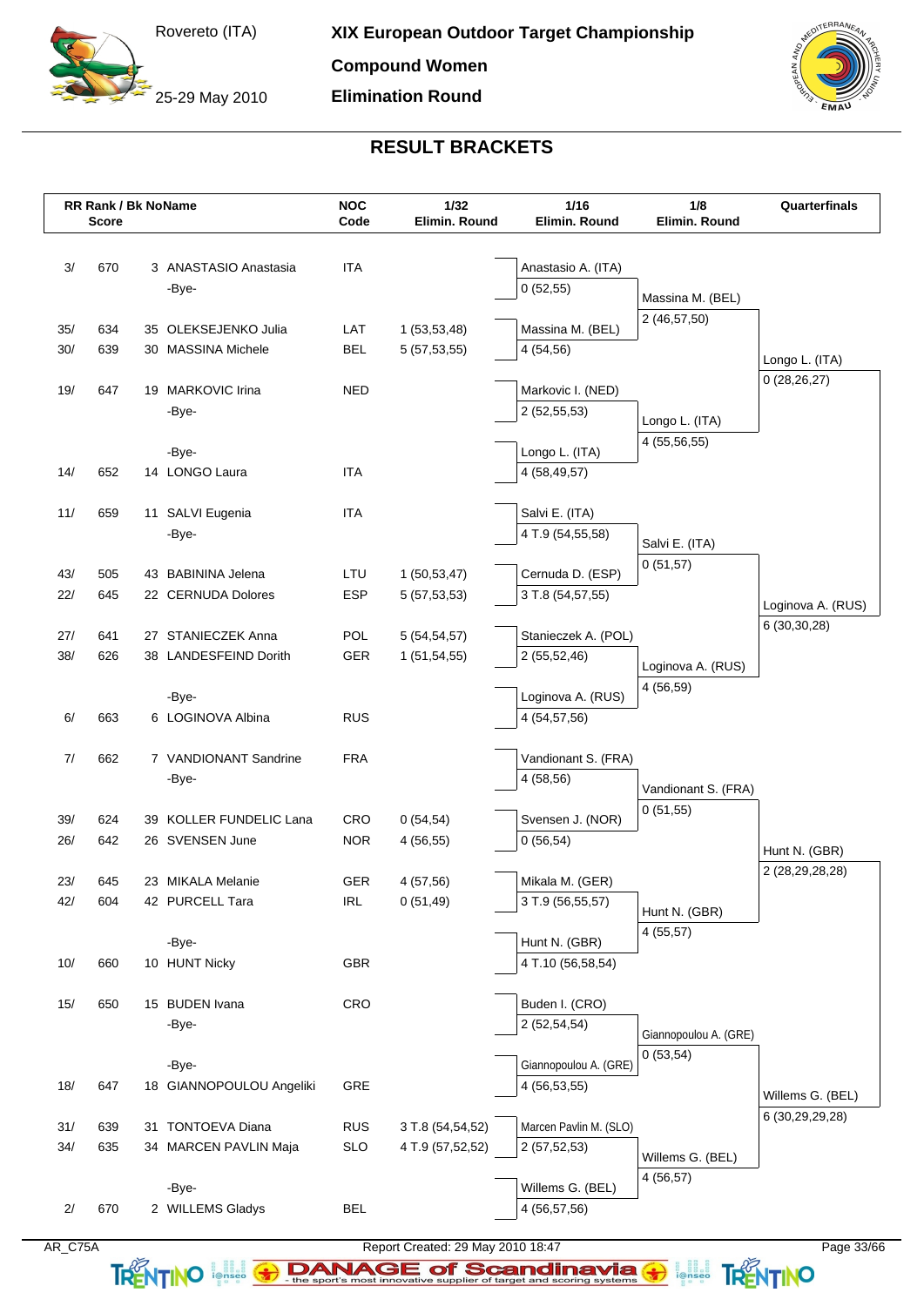# XIX European Outdoor Target Championship

Rovereto (ITA)

25-29 May 2010

**Compound Women**

**Elimination Round**

## RESULT BRACKETS

| RR Rank / Score | | Bk No | Name | NOC Code | 1/32 Elimin. Round | 1/16 Elimin. Round | 1/8 Elimin. Round | Quarterfinals |
|---|---|---|---|---|---|---|---|---|
| 3/ | 670 | 3 | ANASTASIO Anastasia | ITA | | Anastasio A. (ITA) | | |
| | | | -Bye- | | | 0 (52,55) | Massina M. (BEL) | |
| 35/ | 634 | 35 | OLEKSEJENKO Julia | LAT | 1 (53,53,48) | Massina M. (BEL) | 2 (46,57,50) | |
| 30/ | 639 | 30 | MASSINA Michele | BEL | 5 (57,53,55) | 4 (54,56) | | Longo L. (ITA) |
| 19/ | 647 | 19 | MARKOVIC Irina | NED | | Markovic I. (NED) | | 0 (28,26,27) |
| | | | -Bye- | | | 2 (52,55,53) | Longo L. (ITA) | |
| | | | -Bye- | | | Longo L. (ITA) | 4 (55,56,55) | |
| 14/ | 652 | 14 | LONGO Laura | ITA | | 4 (58,49,57) | | |
| 11/ | 659 | 11 | SALVI Eugenia | ITA | | Salvi E. (ITA) | | |
| | | | -Bye- | | | 4 T.9 (54,55,58) | Salvi E. (ITA) | |
| 43/ | 505 | 43 | BABININA Jelena | LTU | 1 (50,53,47) | Cernuda D. (ESP) | 0 (51,57) | |
| 22/ | 645 | 22 | CERNUDA Dolores | ESP | 5 (57,53,53) | 3 T.8 (54,57,55) | | Loginova A. (RUS) |
| 27/ | 641 | 27 | STANIECZEK Anna | POL | 5 (54,54,57) | Stanieczek A. (POL) | | 6 (30,30,28) |
| 38/ | 626 | 38 | LANDESFEIND Dorith | GER | 1 (51,54,55) | 2 (55,52,46) | Loginova A. (RUS) | |
| | | | -Bye- | | | Loginova A. (RUS) | 4 (56,59) | |
| 6/ | 663 | 6 | LOGINOVA Albina | RUS | | 4 (54,57,56) | | |
| 7/ | 662 | 7 | VANDIONANT Sandrine | FRA | | Vandionant S. (FRA) | | |
| | | | -Bye- | | | 4 (58,56) | Vandionant S. (FRA) | |
| 39/ | 624 | 39 | KOLLER FUNDELIC Lana | CRO | 0 (54,54) | Svensen J. (NOR) | 0 (51,55) | |
| 26/ | 642 | 26 | SVENSEN June | NOR | 4 (56,55) | 0 (56,54) | | Hunt N. (GBR) |
| 23/ | 645 | 23 | MIKALA Melanie | GER | 4 (57,56) | Mikala M. (GER) | | 2 (28,29,28,28) |
| 42/ | 604 | 42 | PURCELL Tara | IRL | 0 (51,49) | 3 T.9 (56,55,57) | Hunt N. (GBR) | |
| | | | -Bye- | | | Hunt N. (GBR) | 4 (55,57) | |
| 10/ | 660 | 10 | HUNT Nicky | GBR | | 4 T.10 (56,58,54) | | |
| 15/ | 650 | 15 | BUDEN Ivana | CRO | | Buden I. (CRO) | | |
| | | | -Bye- | | | 2 (52,54,54) | Giannopoulou A. (GRE) | |
| | | | -Bye- | | | Giannopoulou A. (GRE) | 0 (53,54) | |
| 18/ | 647 | 18 | GIANNOPOULOU Angeliki | GRE | | 4 (56,53,55) | | Willems G. (BEL) |
| 31/ | 639 | 31 | TONTOEVA Diana | RUS | 3 T.8 (54,54,52) | Marcen Pavlin M. (SLO) | | 6 (30,29,29,28) |
| 34/ | 635 | 34 | MARCEN PAVLIN Maja | SLO | 4 T.9 (57,52,52) | 2 (57,52,53) | Willems G. (BEL) | |
| | | | -Bye- | | | Willems G. (BEL) | 4 (56,57) | |
| 2/ | 670 | 2 | WILLEMS Gladys | BEL | | 4 (56,57,56) | | |

AR_C75A

Report Created: 29 May 2010 18:47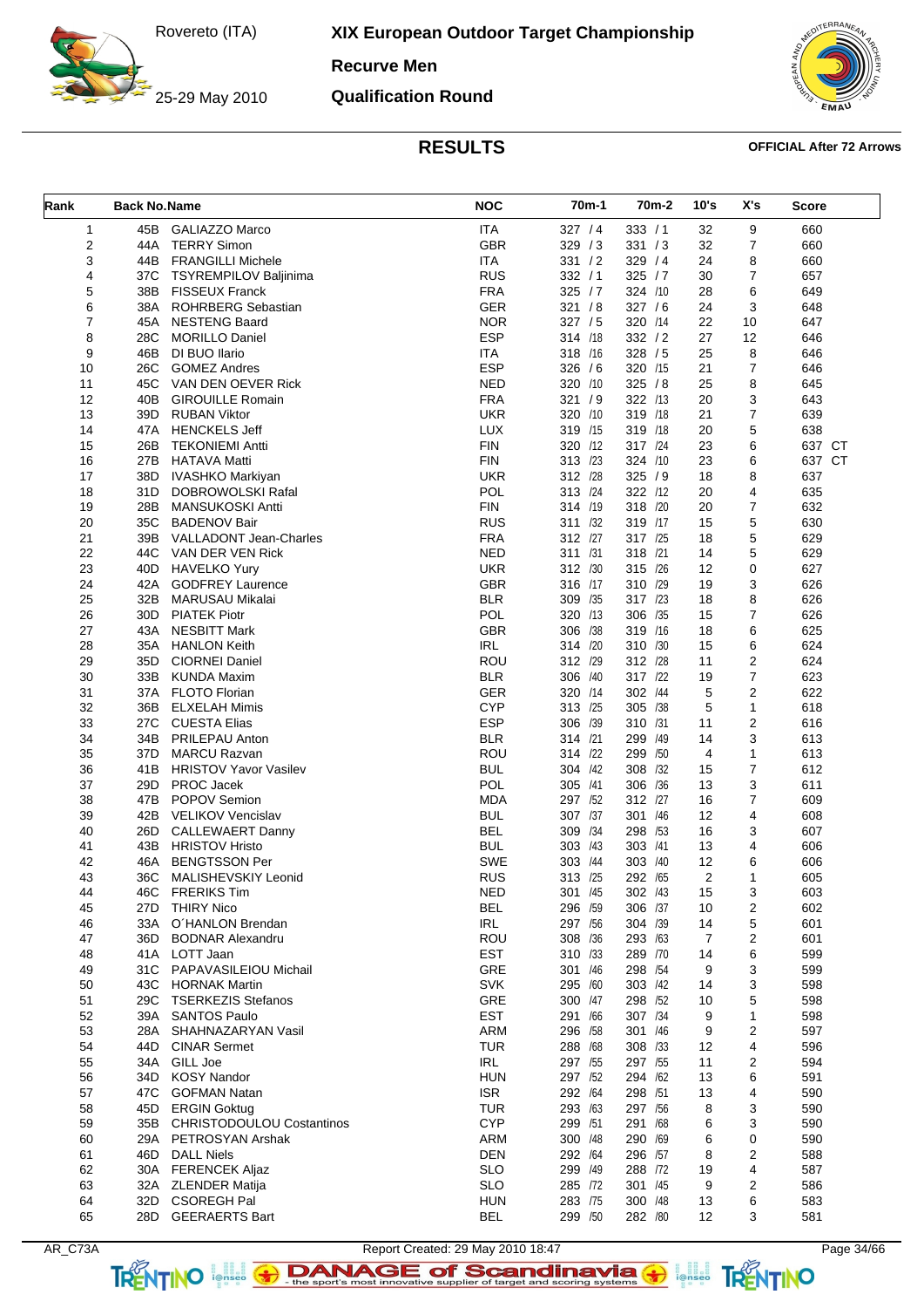# XIX European Outdoor Target Championship

Rovereto (ITA)

25-29 May 2010

**Recurve Men**

**Qualification Round**

## RESULTS

**OFFICIAL After 72 Arrows**

| Rank | Back No. | Name | NOC | 70m-1 | 70m-2 | 10's | X's | Score |
|---|---|---|---|---|---|---|---|---|
| 1 | 45B | GALIAZZO Marco | ITA | 327 / 4 | 333 / 1 | 32 | 9 | 660 |
| 2 | 44A | TERRY Simon | GBR | 329 / 3 | 331 / 3 | 32 | 7 | 660 |
| 3 | 44B | FRANGILLI Michele | ITA | 331 / 2 | 329 / 4 | 24 | 8 | 660 |
| 4 | 37C | TSYREMPILOV Baljinima | RUS | 332 / 1 | 325 / 7 | 30 | 7 | 657 |
| 5 | 38B | FISSEUX Franck | FRA | 325 / 7 | 324 /10 | 28 | 6 | 649 |
| 6 | 38A | ROHRBERG Sebastian | GER | 321 / 8 | 327 / 6 | 24 | 3 | 648 |
| 7 | 45A | NESTENG Baard | NOR | 327 / 5 | 320 /14 | 22 | 10 | 647 |
| 8 | 28C | MORILLO Daniel | ESP | 314 /18 | 332 / 2 | 27 | 12 | 646 |
| 9 | 46B | DI BUO Ilario | ITA | 318 /16 | 328 / 5 | 25 | 8 | 646 |
| 10 | 26C | GOMEZ Andres | ESP | 326 / 6 | 320 /15 | 21 | 7 | 646 |
| 11 | 45C | VAN DEN OEVER Rick | NED | 320 /10 | 325 / 8 | 25 | 8 | 645 |
| 12 | 40B | GIROUILLE Romain | FRA | 321 / 9 | 322 /13 | 20 | 3 | 643 |
| 13 | 39D | RUBAN Viktor | UKR | 320 /10 | 319 /18 | 21 | 7 | 639 |
| 14 | 47A | HENCKELS Jeff | LUX | 319 /15 | 319 /18 | 20 | 5 | 638 |
| 15 | 26B | TEKONIEMI Antti | FIN | 320 /12 | 317 /24 | 23 | 6 | 637 CT |
| 16 | 27B | HATAVA Matti | FIN | 313 /23 | 324 /10 | 23 | 6 | 637 CT |
| 17 | 38D | IVASHKO Markiyan | UKR | 312 /28 | 325 / 9 | 18 | 8 | 637 |
| 18 | 31D | DOBROWOLSKI Rafal | POL | 313 /24 | 322 /12 | 20 | 4 | 635 |
| 19 | 28B | MANSUKOSKI Antti | FIN | 314 /19 | 318 /20 | 20 | 7 | 632 |
| 20 | 35C | BADENOV Bair | RUS | 311 /32 | 319 /17 | 15 | 5 | 630 |
| 21 | 39B | VALLADONT Jean-Charles | FRA | 312 /27 | 317 /25 | 18 | 5 | 629 |
| 22 | 44C | VAN DEN VEN Rick | NED | 311 /31 | 318 /21 | 14 | 5 | 629 |
| 23 | 40D | HAVELKO Yury | UKR | 312 /30 | 315 /26 | 12 | 0 | 627 |
| 24 | 42A | GODFREY Laurence | GBR | 316 /17 | 310 /29 | 19 | 3 | 626 |
| 25 | 32B | MARUSAU Mikalai | BLR | 309 /35 | 317 /23 | 18 | 8 | 626 |
| 26 | 30D | PIATEK Piotr | POL | 320 /13 | 306 /35 | 15 | 7 | 626 |
| 27 | 43A | NESBITT Mark | GBR | 306 /38 | 319 /16 | 18 | 6 | 625 |
| 28 | 35A | HANLON Keith | IRL | 314 /20 | 310 /30 | 15 | 6 | 624 |
| 29 | 35D | CIORNEI Daniel | ROU | 312 /29 | 312 /28 | 11 | 2 | 624 |
| 30 | 33B | KUNDA Maxim | BLR | 306 /40 | 317 /22 | 19 | 7 | 623 |
| 31 | 37A | FLOTO Florian | GER | 320 /14 | 302 /44 | 5 | 2 | 622 |
| 32 | 36B | ELXELAH Mimis | CYP | 313 /25 | 305 /38 | 5 | 1 | 618 |
| 33 | 27C | CUESTA Elias | ESP | 306 /39 | 310 /31 | 11 | 2 | 616 |
| 34 | 34B | PRILEPAU Anton | BLR | 314 /21 | 299 /49 | 14 | 3 | 613 |
| 35 | 37D | MARCU Razvan | ROU | 314 /22 | 299 /50 | 4 | 1 | 613 |
| 36 | 41B | HRISTOV Yavor Vasilev | BUL | 304 /42 | 308 /32 | 15 | 7 | 612 |
| 37 | 29D | PROC Jacek | POL | 305 /41 | 306 /36 | 13 | 3 | 611 |
| 38 | 47B | POPOV Semion | MDA | 297 /52 | 312 /27 | 16 | 7 | 609 |
| 39 | 42B | VELIKOV Vencislav | BUL | 307 /37 | 301 /46 | 12 | 4 | 608 |
| 40 | 26D | CALLEWAERT Danny | BEL | 309 /34 | 298 /53 | 16 | 3 | 607 |
| 41 | 43B | HRISTOV Hristo | BUL | 303 /43 | 303 /41 | 13 | 4 | 606 |
| 42 | 46A | BENGTSSON Per | SWE | 303 /44 | 303 /40 | 12 | 6 | 606 |
| 43 | 36C | MALISHEVSKIY Leonid | RUS | 313 /25 | 292 /65 | 2 | 1 | 605 |
| 44 | 46C | FRERIKS Tim | NED | 301 /45 | 302 /43 | 15 | 3 | 603 |
| 45 | 27D | THIRY Nico | BEL | 296 /59 | 306 /37 | 10 | 2 | 602 |
| 46 | 33A | O´HANLON Brendan | IRL | 297 /56 | 304 /39 | 14 | 5 | 601 |
| 47 | 36D | BODNAR Alexandru | ROU | 308 /36 | 293 /63 | 7 | 2 | 601 |
| 48 | 41A | LOTT Jaan | EST | 310 /33 | 289 /70 | 14 | 6 | 599 |
| 49 | 31C | PAPAVASILEIOU Michail | GRE | 301 /46 | 298 /54 | 9 | 3 | 599 |
| 50 | 43C | HORNAK Martin | SVK | 295 /60 | 303 /42 | 14 | 3 | 598 |
| 51 | 29C | TSERKEZIS Stefanos | GRE | 300 /47 | 298 /52 | 10 | 5 | 598 |
| 52 | 39A | SANTOS Paulo | EST | 291 /66 | 307 /34 | 9 | 1 | 598 |
| 53 | 28A | SHAHNAZARYAN Vasil | ARM | 296 /58 | 301 /46 | 9 | 2 | 597 |
| 54 | 44D | CINAR Sermet | TUR | 288 /68 | 308 /33 | 12 | 4 | 596 |
| 55 | 34A | GILL Joe | IRL | 297 /55 | 297 /55 | 11 | 2 | 594 |
| 56 | 34D | KOSY Nandor | HUN | 297 /52 | 294 /62 | 13 | 6 | 591 |
| 57 | 47C | GOFMAN Natan | ISR | 292 /64 | 298 /51 | 13 | 4 | 590 |
| 58 | 45D | ERGIN Goktug | TUR | 293 /63 | 297 /56 | 8 | 3 | 590 |
| 59 | 35B | CHRISTODOULOU Costantinos | CYP | 299 /51 | 291 /68 | 6 | 3 | 590 |
| 60 | 29A | PETROSYAN Arshak | ARM | 300 /48 | 290 /69 | 6 | 0 | 590 |
| 61 | 46D | DALL Niels | DEN | 292 /64 | 296 /57 | 8 | 2 | 588 |
| 62 | 30A | FERENCEK Aljaz | SLO | 299 /49 | 288 /72 | 19 | 4 | 587 |
| 63 | 32A | ZLENDER Matija | SLO | 285 /72 | 301 /45 | 9 | 2 | 586 |
| 64 | 32D | CSOREGH Pal | HUN | 283 /75 | 300 /48 | 13 | 6 | 583 |
| 65 | 28D | GEERAERTS Bart | BEL | 299 /50 | 282 /80 | 12 | 3 | 581 |

AR_C73A    Report Created: 29 May 2010 18:47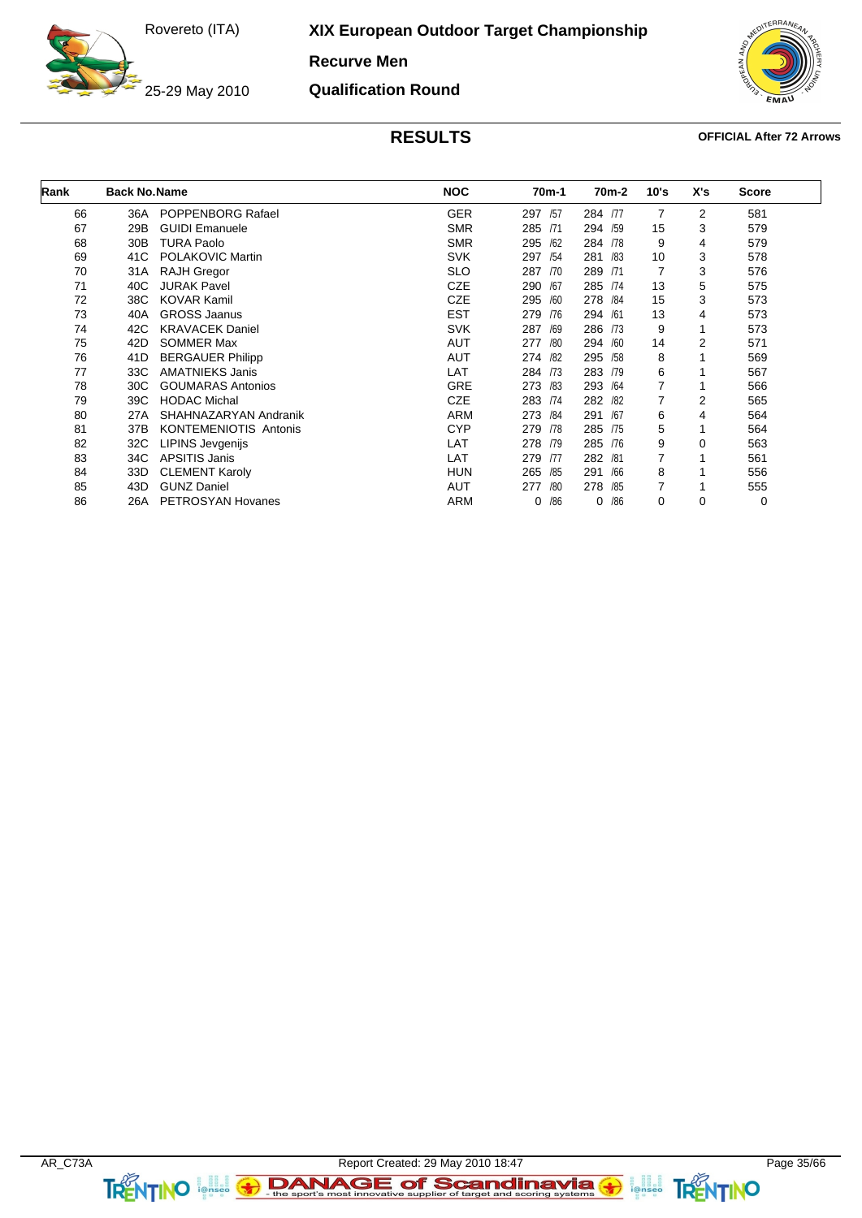Rovereto (ITA)

25-29 May 2010

**XIX European Outdoor Target Championship**

**Recurve Men**

**Qualification Round**

## RESULTS

**OFFICIAL After 72 Arrows**

| Rank | Back No. | Name | NOC | 70m-1 | 70m-2 | 10's | X's | Score |
|---|---|---|---|---|---|---|---|---|
| 66 | 36A | POPPENBORG Rafael | GER | 297 /57 | 284 /77 | 7 | 2 | 581 |
| 67 | 29B | GUIDI Emanuele | SMR | 285 /71 | 294 /59 | 15 | 3 | 579 |
| 68 | 30B | TURA Paolo | SMR | 295 /62 | 284 /78 | 9 | 4 | 579 |
| 69 | 41C | POLAKOVIC Martin | SVK | 297 /54 | 281 /83 | 10 | 3 | 578 |
| 70 | 31A | RAJH Gregor | SLO | 287 /70 | 289 /71 | 7 | 3 | 576 |
| 71 | 40C | JURAK Pavel | CZE | 290 /67 | 285 /74 | 13 | 5 | 575 |
| 72 | 38C | KOVAR Kamil | CZE | 295 /60 | 278 /84 | 15 | 3 | 573 |
| 73 | 40A | GROSS Jaanus | EST | 279 /76 | 294 /61 | 13 | 4 | 573 |
| 74 | 42C | KRAVACEK Daniel | SVK | 287 /69 | 286 /73 | 9 | 1 | 573 |
| 75 | 42D | SOMMER Max | AUT | 277 /80 | 294 /60 | 14 | 2 | 571 |
| 76 | 41D | BERGAUER Philipp | AUT | 274 /82 | 295 /58 | 8 | 1 | 569 |
| 77 | 33C | AMATNIEKS Janis | LAT | 284 /73 | 283 /79 | 6 | 1 | 567 |
| 78 | 30C | GOUMARAS Antonios | GRE | 273 /83 | 293 /64 | 7 | 1 | 566 |
| 79 | 39C | HODAC Michal | CZE | 283 /74 | 282 /82 | 7 | 2 | 565 |
| 80 | 27A | SHAHNAZARYAN Andranik | ARM | 273 /84 | 291 /67 | 6 | 4 | 564 |
| 81 | 37B | KONTEMENIOTIS Antonis | CYP | 279 /78 | 285 /75 | 5 | 1 | 564 |
| 82 | 32C | LIPINS Jevgenijs | LAT | 278 /79 | 285 /76 | 9 | 0 | 563 |
| 83 | 34C | APSITIS Janis | LAT | 279 /77 | 282 /81 | 7 | 1 | 561 |
| 84 | 33D | CLEMENT Karoly | HUN | 265 /85 | 291 /66 | 8 | 1 | 556 |
| 85 | 43D | GUNZ Daniel | AUT | 277 /80 | 278 /85 | 7 | 1 | 555 |
| 86 | 26A | PETROSYAN Hovanes | ARM | 0 /86 | 0 /86 | 0 | 0 | 0 |

AR_C73A    Report Created: 29 May 2010 18:47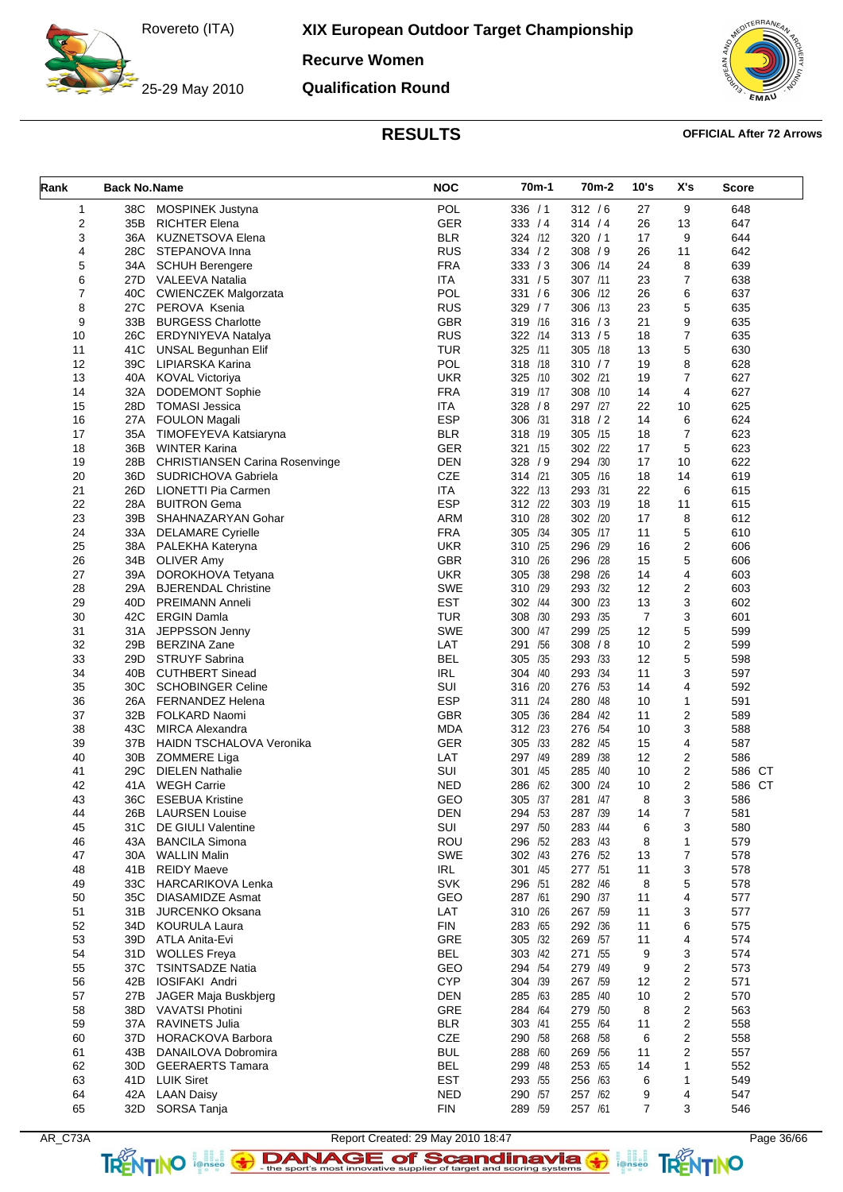# XIX European Outdoor Target Championship

Rovereto (ITA)

25-29 May 2010

## Recurve Women

## Qualification Round

## RESULTS

**OFFICIAL After 72 Arrows**

| Rank | Back No. | Name | NOC | 70m-1 | 70m-2 | 10's | X's | Score |
|---|---|---|---|---|---|---|---|---|
| 1 | 38C | MOSPINEK Justyna | POL | 336 / 1 | 312 / 6 | 27 | 9 | 648 |
| 2 | 35B | RICHTER Elena | GER | 333 / 4 | 314 / 4 | 26 | 13 | 647 |
| 3 | 36A | KUZNETSOVA Elena | BLR | 324 /12 | 320 / 1 | 17 | 9 | 644 |
| 4 | 28C | STEPANOVA Inna | RUS | 334 / 2 | 308 / 9 | 26 | 11 | 642 |
| 5 | 34A | SCHUH Berengere | FRA | 333 / 3 | 306 /14 | 24 | 8 | 639 |
| 6 | 27D | VALEEVA Natalia | ITA | 331 / 5 | 307 /11 | 23 | 7 | 638 |
| 7 | 40C | CWIENCZEK Malgorzata | POL | 331 / 6 | 306 /12 | 26 | 6 | 637 |
| 8 | 27C | PEROVA Ksenia | RUS | 329 / 7 | 306 /13 | 23 | 5 | 635 |
| 9 | 33B | BURGESS Charlotte | GBR | 319 /16 | 316 / 3 | 21 | 9 | 635 |
| 10 | 26C | ERDYNIYEVA Natalya | RUS | 322 /14 | 313 / 5 | 18 | 7 | 635 |
| 11 | 41C | UNSAL Begunhan Elif | TUR | 325 /11 | 305 /18 | 13 | 5 | 630 |
| 12 | 39C | LIPIARSKA Karina | POL | 318 /18 | 310 / 7 | 19 | 8 | 628 |
| 13 | 40A | KOVAL Victoriya | UKR | 325 /10 | 302 /21 | 19 | 7 | 627 |
| 14 | 32A | DODEMONT Sophie | FRA | 319 /17 | 308 /10 | 14 | 4 | 627 |
| 15 | 28D | TOMASI Jessica | ITA | 328 / 8 | 297 /27 | 22 | 10 | 625 |
| 16 | 27A | FOULON Magali | ESP | 306 /31 | 318 / 2 | 14 | 6 | 624 |
| 17 | 35A | TIMOFEYEVA Katsiaryna | BLR | 318 /19 | 305 /15 | 18 | 7 | 623 |
| 18 | 36B | WINTER Karina | GER | 321 /15 | 302 /22 | 17 | 5 | 623 |
| 19 | 28B | CHRISTIANSEN Carina Rosenvinge | DEN | 328 / 9 | 294 /30 | 17 | 10 | 622 |
| 20 | 36D | SUDRICHOVA Gabriela | CZE | 314 /21 | 305 /16 | 18 | 14 | 619 |
| 21 | 26D | LIONETTI Pia Carmen | ITA | 322 /13 | 293 /31 | 22 | 6 | 615 |
| 22 | 28A | BUITRON Gema | ESP | 312 /22 | 303 /19 | 18 | 11 | 615 |
| 23 | 39B | SHAHNAZARYAN Gohar | ARM | 310 /28 | 302 /20 | 17 | 8 | 612 |
| 24 | 33A | DELAMARE Cyrielle | FRA | 305 /34 | 305 /17 | 11 | 5 | 610 |
| 25 | 38A | PALEKHA Kateryna | UKR | 310 /25 | 296 /29 | 16 | 2 | 606 |
| 26 | 34B | OLIVER Amy | GBR | 310 /26 | 296 /28 | 15 | 5 | 606 |
| 27 | 39A | DOROKHOVA Tetyana | UKR | 305 /38 | 298 /26 | 14 | 4 | 603 |
| 28 | 29A | BJERENDAL Christine | SWE | 310 /29 | 293 /32 | 12 | 2 | 603 |
| 29 | 40D | PREIMANN Anneli | EST | 302 /44 | 300 /23 | 13 | 3 | 602 |
| 30 | 42C | ERGIN Damla | TUR | 308 /30 | 293 /35 | 7 | 3 | 601 |
| 31 | 31A | JEPPSSON Jenny | SWE | 300 /47 | 299 /25 | 12 | 5 | 599 |
| 32 | 29B | BERZINA Zane | LAT | 291 /56 | 308 / 8 | 10 | 2 | 599 |
| 33 | 29D | STRUYF Sabrina | BEL | 305 /35 | 293 /33 | 12 | 5 | 598 |
| 34 | 40B | CUTHBERT Sinead | IRL | 304 /40 | 293 /34 | 11 | 3 | 597 |
| 35 | 30C | SCHOBINGER Celine | SUI | 316 /20 | 276 /53 | 14 | 4 | 592 |
| 36 | 26A | FERNANDEZ Helena | ESP | 311 /24 | 280 /48 | 10 | 1 | 591 |
| 37 | 32B | FOLKARD Naomi | GBR | 305 /36 | 284 /42 | 11 | 2 | 589 |
| 38 | 43C | MIRCA Alexandra | MDA | 312 /23 | 276 /54 | 10 | 3 | 588 |
| 39 | 37B | HAIDN TSCHALOVA Veronika | GER | 305 /33 | 282 /45 | 15 | 4 | 587 |
| 40 | 30B | ZOMMERE Liga | LAT | 297 /49 | 289 /38 | 12 | 2 | 586 |
| 41 | 29C | DIELEN Nathalie | SUI | 301 /45 | 285 /40 | 10 | 2 | 586 CT |
| 42 | 41A | WEGH Carrie | NED | 286 /62 | 300 /24 | 10 | 2 | 586 CT |
| 43 | 36C | ESEBUA Kristine | GEO | 305 /37 | 281 /47 | 8 | 3 | 586 |
| 44 | 26B | LAURSEN Louise | DEN | 294 /53 | 287 /39 | 14 | 7 | 581 |
| 45 | 31C | DE GIULI Valentine | SUI | 297 /50 | 283 /44 | 6 | 3 | 580 |
| 46 | 43A | BANCILA Simona | ROU | 296 /52 | 283 /43 | 8 | 1 | 579 |
| 47 | 30A | WALLIN Malin | SWE | 302 /43 | 276 /52 | 13 | 7 | 578 |
| 48 | 41B | REIDY Maeve | IRL | 301 /45 | 277 /51 | 11 | 3 | 578 |
| 49 | 33C | HARCARIKOVA Lenka | SVK | 296 /51 | 282 /46 | 8 | 5 | 578 |
| 50 | 35C | DIASAMIDZE Asmat | GEO | 287 /61 | 290 /37 | 11 | 4 | 577 |
| 51 | 31B | JURCENKO Oksana | LAT | 310 /26 | 267 /59 | 11 | 3 | 577 |
| 52 | 34D | KOURULA Laura | FIN | 283 /65 | 292 /36 | 11 | 6 | 575 |
| 53 | 39D | ATLA Anita-Evi | GRE | 305 /32 | 269 /57 | 11 | 4 | 574 |
| 54 | 31D | WOLLES Freya | BEL | 303 /42 | 271 /55 | 9 | 3 | 574 |
| 55 | 37C | TSINTSADZE Natia | GEO | 294 /54 | 279 /49 | 9 | 2 | 573 |
| 56 | 42B | IOSIFAKI Andri | CYP | 304 /39 | 267 /59 | 12 | 2 | 571 |
| 57 | 27B | JAGER Maja Buskbjerg | DEN | 285 /63 | 285 /40 | 10 | 2 | 570 |
| 58 | 38D | VAVATSI Photini | GRE | 284 /64 | 279 /50 | 8 | 2 | 563 |
| 59 | 37A | RAVINETS Julia | BLR | 303 /41 | 255 /64 | 11 | 2 | 558 |
| 60 | 37D | HORACKOVA Barbora | CZE | 290 /58 | 268 /58 | 6 | 2 | 558 |
| 61 | 43B | DANAILOVA Dobromira | BUL | 288 /60 | 269 /56 | 11 | 2 | 557 |
| 62 | 30D | GEERAERTS Tamara | BEL | 299 /48 | 253 /65 | 14 | 1 | 552 |
| 63 | 41D | LUIK Siret | EST | 293 /55 | 256 /63 | 6 | 1 | 549 |
| 64 | 42A | LAAN Daisy | NED | 290 /57 | 257 /62 | 9 | 4 | 547 |
| 65 | 32D | SORSA Tanja | FIN | 289 /59 | 257 /61 | 7 | 3 | 546 |

AR_C73A Report Created: 29 May 2010 18:47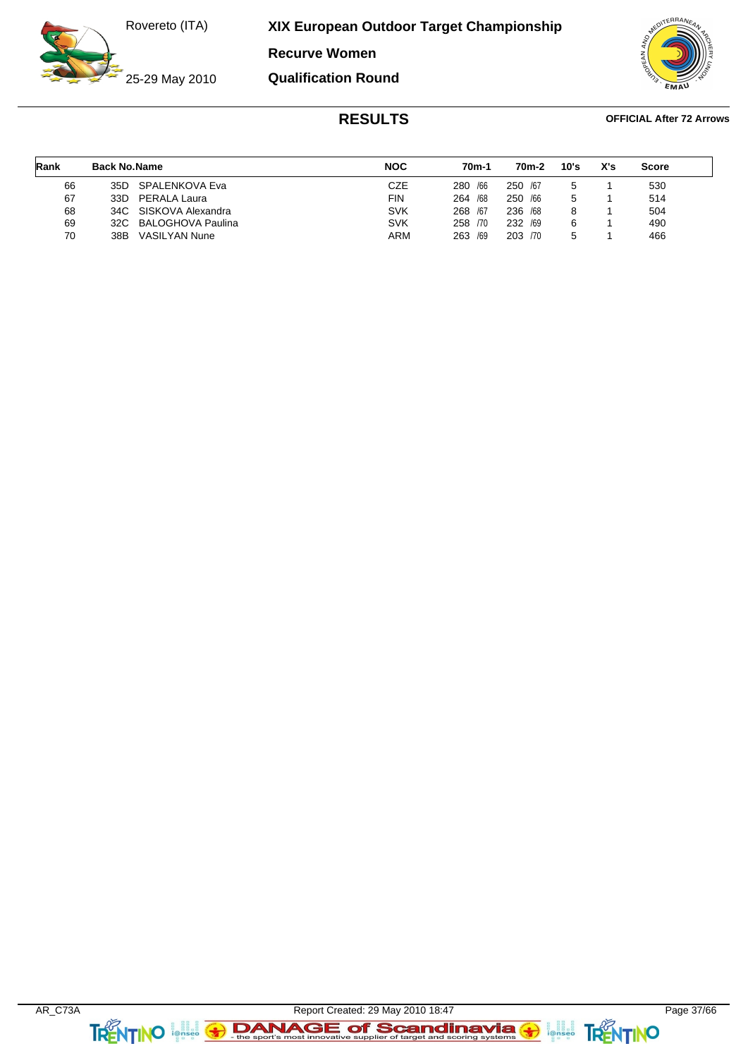# XIX European Outdoor Target Championship

Rovereto (ITA)

25-29 May 2010

## Recurve Women

## Qualification Round

## RESULTS

**OFFICIAL After 72 Arrows**

| Rank | Back No. | Name | NOC | 70m-1 | 70m-2 | 10's | X's | Score |
|---|---|---|---|---|---|---|---|---|
| 66 | 35D | SPALENKOVA Eva | CZE | 280 /66 | 250 /67 | 5 | 1 | 530 |
| 67 | 33D | PERALA Laura | FIN | 264 /68 | 250 /66 | 5 | 1 | 514 |
| 68 | 34C | SISKOVA Alexandra | SVK | 268 /67 | 236 /68 | 8 | 1 | 504 |
| 69 | 32C | BALOGHOVA Paulina | SVK | 258 /70 | 232 /69 | 6 | 1 | 490 |
| 70 | 38B | VASILYAN Nune | ARM | 263 /69 | 203 /70 | 5 | 1 | 466 |

AR_C73A Report Created: 29 May 2010 18:47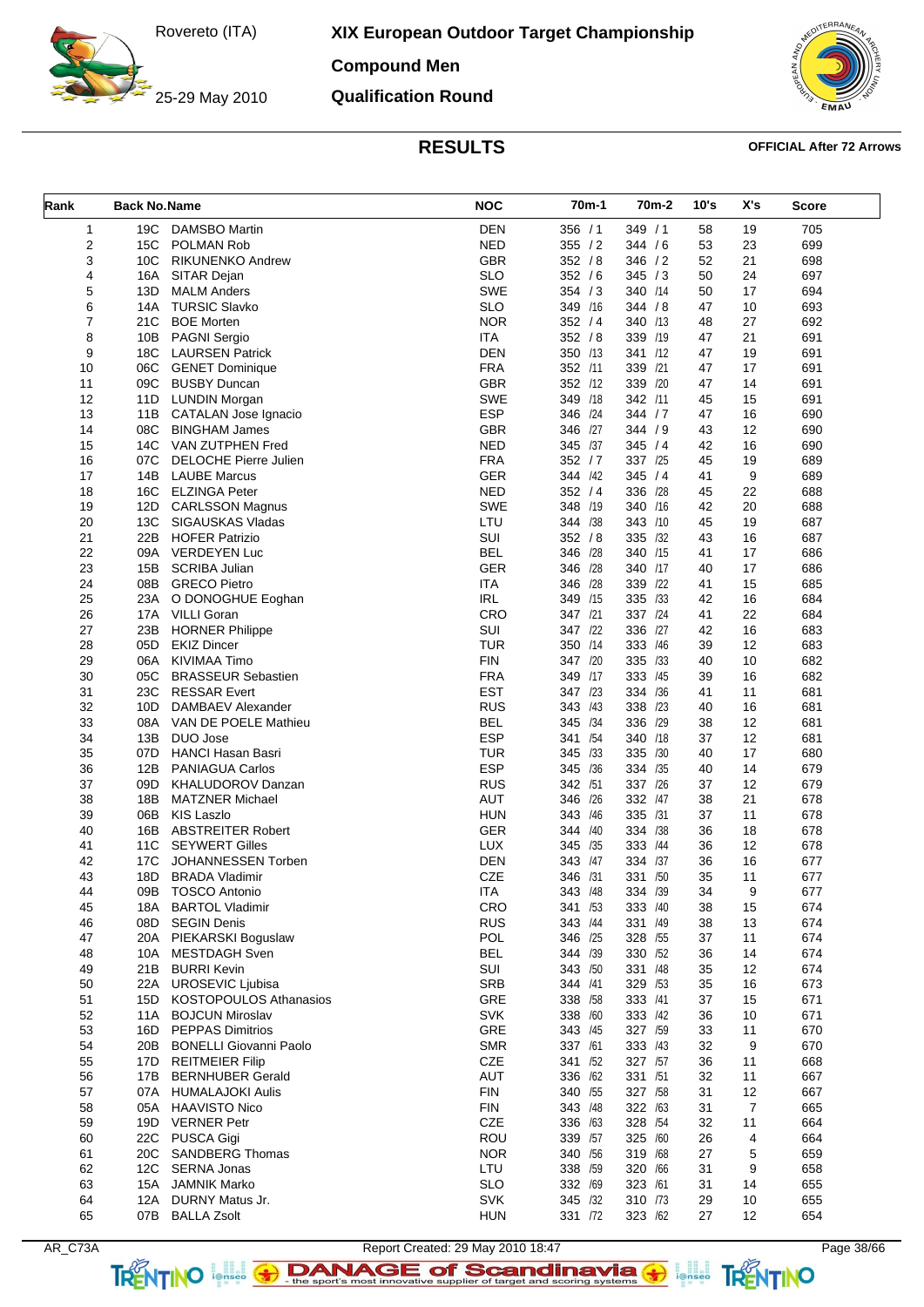# XIX European Outdoor Target Championship

Rovereto (ITA)

25-29 May 2010

## Compound Men

## Qualification Round

### RESULTS

**OFFICIAL After 72 Arrows**

| Rank | Back No. | Name | NOC | 70m-1 | 70m-2 | 10's | X's | Score |
|---|---|---|---|---|---|---|---|---|
| 1 | 19C | DAMSBO Martin | DEN | 356 / 1 | 349 / 1 | 58 | 19 | 705 |
| 2 | 15C | POLMAN Rob | NED | 355 / 2 | 344 / 6 | 53 | 23 | 699 |
| 3 | 10C | RIKUNENKO Andrew | GBR | 352 / 8 | 346 / 2 | 52 | 21 | 698 |
| 4 | 16A | SITAR Dejan | SLO | 352 / 6 | 345 / 3 | 50 | 24 | 697 |
| 5 | 13D | MALM Anders | SWE | 354 / 3 | 340 /14 | 50 | 17 | 694 |
| 6 | 14A | TURSIC Slavko | SLO | 349 /16 | 344 / 8 | 47 | 10 | 693 |
| 7 | 21C | BOE Morten | NOR | 352 / 4 | 340 /13 | 48 | 27 | 692 |
| 8 | 10B | PAGNI Sergio | ITA | 352 / 8 | 339 /19 | 47 | 21 | 691 |
| 9 | 18C | LAURSEN Patrick | DEN | 350 /13 | 341 /12 | 47 | 19 | 691 |
| 10 | 06C | GENET Dominique | FRA | 352 /11 | 339 /21 | 47 | 17 | 691 |
| 11 | 09C | BUSBY Duncan | GBR | 352 /12 | 339 /20 | 47 | 14 | 691 |
| 12 | 11D | LUNDIN Morgan | SWE | 349 /18 | 342 /11 | 45 | 15 | 691 |
| 13 | 11B | CATALAN Jose Ignacio | ESP | 346 /24 | 344 / 7 | 47 | 16 | 690 |
| 14 | 08C | BINGHAM James | GBR | 346 /27 | 344 / 9 | 43 | 12 | 690 |
| 15 | 14C | VAN ZUTPHEN Fred | NED | 345 /37 | 345 / 4 | 42 | 16 | 690 |
| 16 | 07C | DELOCHE Pierre Julien | FRA | 352 / 7 | 337 /25 | 45 | 19 | 689 |
| 17 | 14B | LAUBE Marcus | GER | 344 /42 | 345 / 4 | 41 | 9 | 689 |
| 18 | 16C | ELZINGA Peter | NED | 352 / 4 | 336 /28 | 45 | 22 | 688 |
| 19 | 12D | CARLSSON Magnus | SWE | 348 /19 | 340 /16 | 42 | 20 | 688 |
| 20 | 13C | SIGAUSKAS Vladas | LTU | 344 /38 | 343 /10 | 45 | 19 | 687 |
| 21 | 22B | HOFER Patrizio | SUI | 352 / 8 | 335 /32 | 43 | 16 | 687 |
| 22 | 09A | VERDEYEN Luc | BEL | 346 /28 | 340 /15 | 41 | 17 | 686 |
| 23 | 15B | SCRIBA Julian | GER | 346 /28 | 340 /17 | 40 | 17 | 686 |
| 24 | 08B | GRECO Pietro | ITA | 346 /28 | 339 /22 | 41 | 15 | 685 |
| 25 | 23A | O DONOGHUE Eoghan | IRL | 349 /15 | 335 /33 | 42 | 16 | 684 |
| 26 | 17A | VILLI Goran | CRO | 347 /21 | 337 /24 | 41 | 22 | 684 |
| 27 | 23B | HORNER Philippe | SUI | 347 /22 | 336 /27 | 42 | 16 | 683 |
| 28 | 05D | EKIZ Dincer | TUR | 350 /14 | 333 /46 | 39 | 12 | 683 |
| 29 | 06A | KIVIMAA Timo | FIN | 347 /20 | 335 /33 | 40 | 10 | 682 |
| 30 | 05C | BRASSEUR Sebastien | FRA | 349 /17 | 333 /45 | 39 | 16 | 682 |
| 31 | 23C | RESSAR Evert | EST | 347 /23 | 334 /36 | 41 | 11 | 681 |
| 32 | 10D | DAMBAEV Alexander | RUS | 343 /43 | 338 /23 | 40 | 16 | 681 |
| 33 | 08A | VAN DE POELE Mathieu | BEL | 345 /34 | 336 /29 | 38 | 12 | 681 |
| 34 | 13B | DUO Jose | ESP | 341 /54 | 340 /18 | 37 | 12 | 681 |
| 35 | 07D | HANCI Hasan Basri | TUR | 345 /33 | 335 /30 | 40 | 17 | 680 |
| 36 | 12B | PANIAGUA Carlos | ESP | 345 /36 | 334 /35 | 40 | 14 | 679 |
| 37 | 09D | KHALUDOROV Danzan | RUS | 342 /51 | 337 /26 | 37 | 12 | 679 |
| 38 | 18B | MATZNER Michael | AUT | 346 /26 | 332 /47 | 38 | 21 | 678 |
| 39 | 06B | KIS Laszlo | HUN | 343 /46 | 335 /31 | 37 | 11 | 678 |
| 40 | 16B | ABSTREITER Robert | GER | 344 /40 | 334 /38 | 36 | 18 | 678 |
| 41 | 11C | SEYWERT Gilles | LUX | 345 /35 | 333 /44 | 36 | 12 | 678 |
| 42 | 17C | JOHANNESSEN Torben | DEN | 343 /47 | 334 /37 | 36 | 16 | 677 |
| 43 | 18D | BRADA Vladimir | CZE | 346 /31 | 331 /50 | 35 | 11 | 677 |
| 44 | 09B | TOSCO Antonio | ITA | 343 /48 | 334 /39 | 34 | 9 | 677 |
| 45 | 18A | BARTOL Vladimir | CRO | 341 /53 | 333 /40 | 38 | 15 | 674 |
| 46 | 08D | SEGIN Denis | RUS | 343 /44 | 331 /49 | 38 | 13 | 674 |
| 47 | 20A | PIEKARSKI Boguslaw | POL | 346 /25 | 328 /55 | 37 | 11 | 674 |
| 48 | 10A | MESTDAGH Sven | BEL | 344 /39 | 330 /52 | 36 | 14 | 674 |
| 49 | 21B | BURRI Kevin | SUI | 343 /50 | 331 /48 | 35 | 12 | 674 |
| 50 | 22A | UROSEVIC Ljubisa | SRB | 344 /41 | 329 /53 | 35 | 16 | 673 |
| 51 | 15D | KOSTOPOULOS Athanasios | GRE | 338 /58 | 333 /41 | 37 | 15 | 671 |
| 52 | 11A | BOJCUN Miroslav | SVK | 338 /60 | 333 /42 | 36 | 10 | 671 |
| 53 | 16D | PEPPAS Dimitrios | GRE | 343 /45 | 327 /59 | 33 | 11 | 670 |
| 54 | 20B | BONELLI Giovanni Paolo | SMR | 337 /61 | 333 /43 | 32 | 9 | 670 |
| 55 | 17D | REITMEIER Filip | CZE | 341 /52 | 327 /57 | 36 | 11 | 668 |
| 56 | 17B | BERNHUBER Gerald | AUT | 336 /62 | 331 /51 | 32 | 11 | 667 |
| 57 | 07A | HUMALAJOKI Aulis | FIN | 340 /55 | 327 /58 | 31 | 12 | 667 |
| 58 | 05A | HAAVISTO Nico | FIN | 343 /48 | 322 /63 | 31 | 7 | 665 |
| 59 | 19D | VERNER Petr | CZE | 336 /63 | 328 /54 | 32 | 11 | 664 |
| 60 | 22C | PUSCA Gigi | ROU | 339 /57 | 325 /60 | 26 | 4 | 664 |
| 61 | 20C | SANDBERG Thomas | NOR | 340 /56 | 319 /68 | 27 | 5 | 659 |
| 62 | 12C | SERNA Jonas | LTU | 338 /59 | 320 /66 | 31 | 9 | 658 |
| 63 | 15A | JAMNIK Marko | SLO | 332 /69 | 323 /61 | 31 | 14 | 655 |
| 64 | 12A | DURNY Matus Jr. | SVK | 345 /32 | 310 /73 | 29 | 10 | 655 |
| 65 | 07B | BALLA Zsolt | HUN | 331 /72 | 323 /62 | 27 | 12 | 654 |

AR_C73A Report Created: 29 May 2010 18:47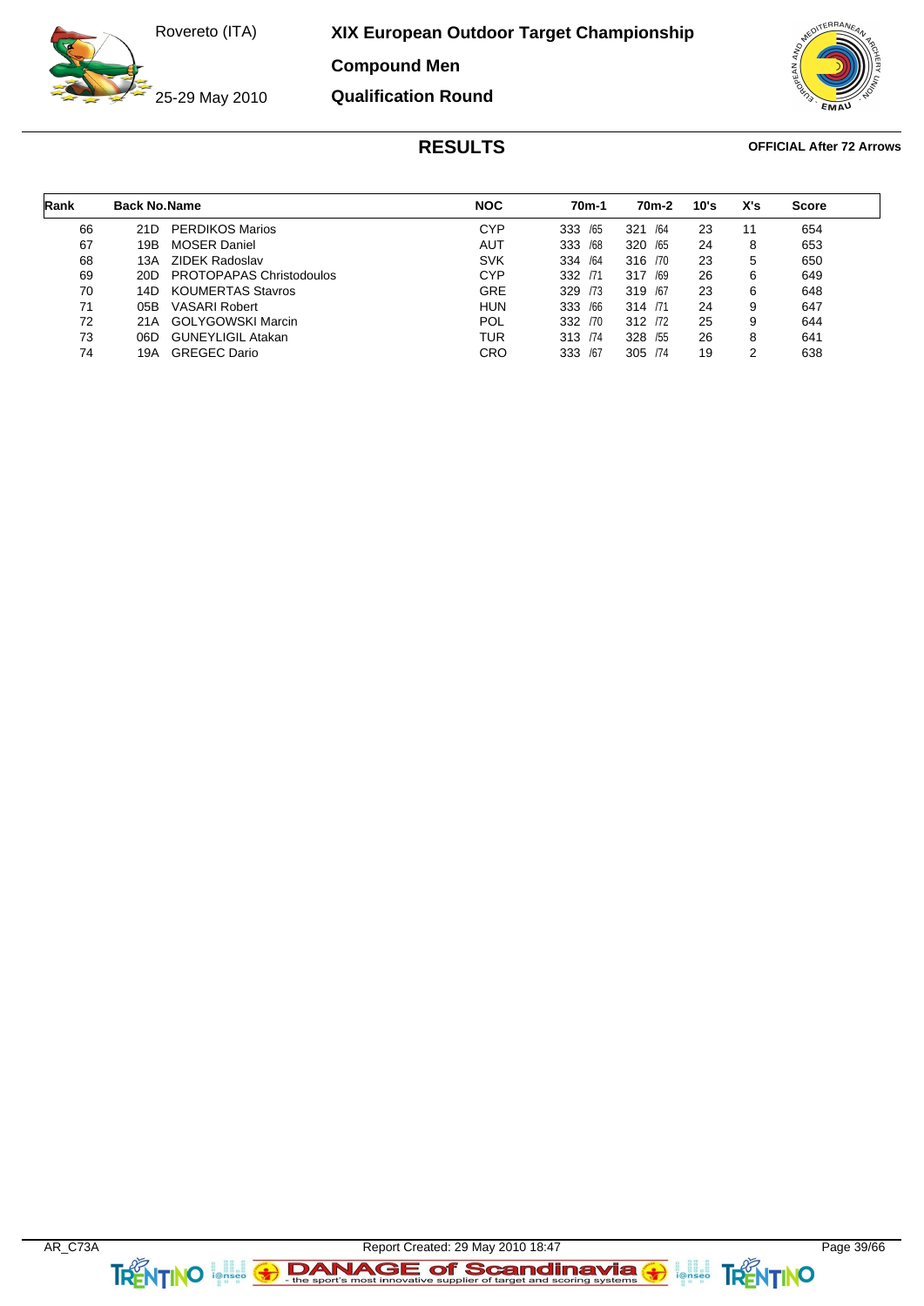# XIX European Outdoor Target Championship

Rovereto (ITA)

25-29 May 2010

## Compound Men

## Qualification Round

## RESULTS

**OFFICIAL After 72 Arrows**

| Rank | Back No. | Name | NOC | 70m-1 | 70m-2 | 10's | X's | Score |
|---|---|---|---|---|---|---|---|---|
| 66 | 21D | PERDIKOS Marios | CYP | 333 /65 | 321 /64 | 23 | 11 | 654 |
| 67 | 19B | MOSER Daniel | AUT | 333 /68 | 320 /65 | 24 | 8 | 653 |
| 68 | 13A | ZIDEK Radoslav | SVK | 334 /64 | 316 /70 | 23 | 5 | 650 |
| 69 | 20D | PROTOPAPAS Christodoulos | CYP | 332 /71 | 317 /69 | 26 | 6 | 649 |
| 70 | 14D | KOUMERTAS Stavros | GRE | 329 /73 | 319 /67 | 23 | 6 | 648 |
| 71 | 05B | VASARI Robert | HUN | 333 /66 | 314 /71 | 24 | 9 | 647 |
| 72 | 21A | GOLYGOWSKI Marcin | POL | 332 /70 | 312 /72 | 25 | 9 | 644 |
| 73 | 06D | GUNEYLIGIL Atakan | TUR | 313 /74 | 328 /55 | 26 | 8 | 641 |
| 74 | 19A | GREGEC Dario | CRO | 333 /67 | 305 /74 | 19 | 2 | 638 |

AR_C73A Report Created: 29 May 2010 18:47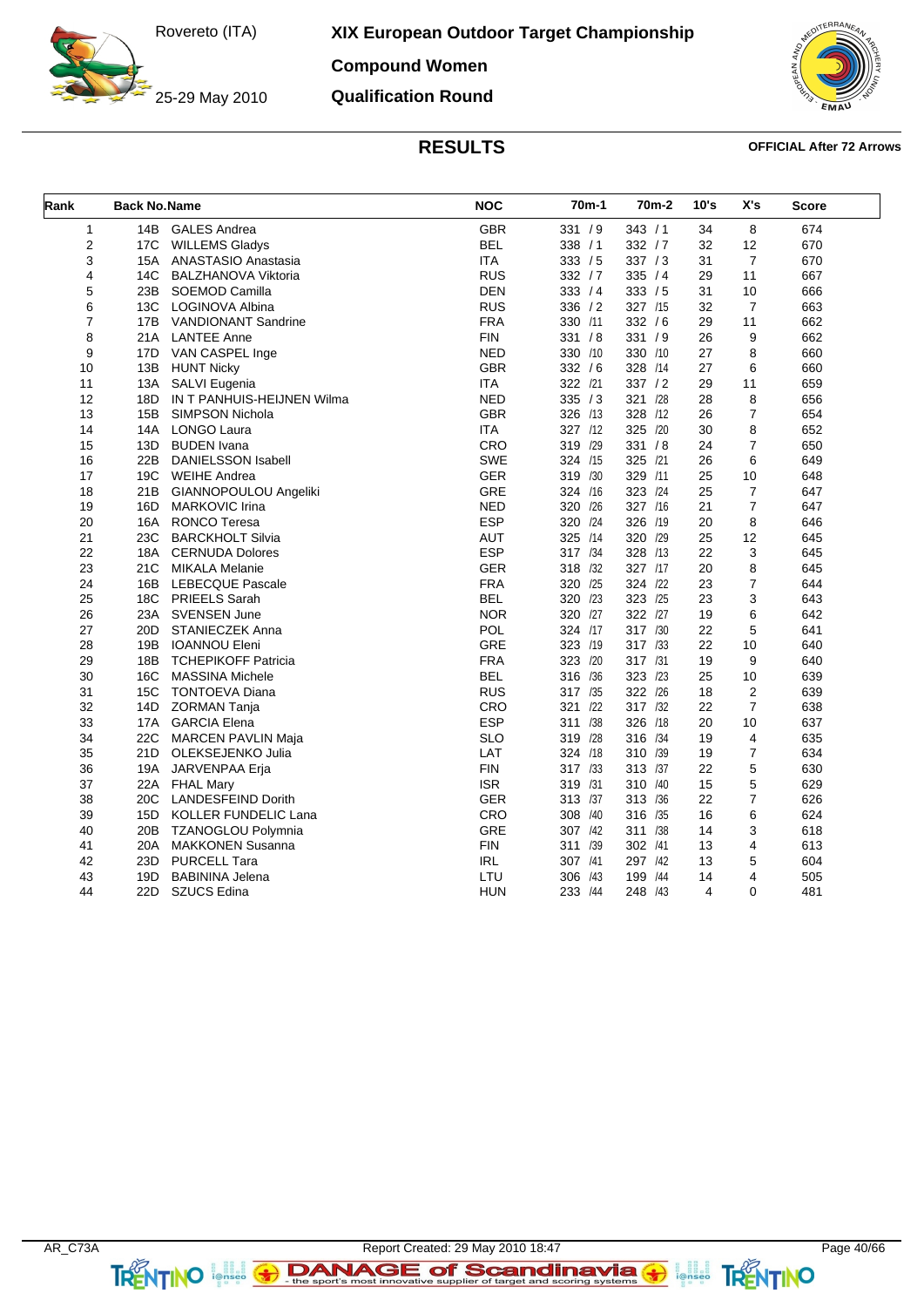Rovereto (ITA)

25-29 May 2010

# XIX European Outdoor Target Championship

## Compound Women

## Qualification Round

## RESULTS

**OFFICIAL After 72 Arrows**

| Rank | Back No. | Name | NOC | 70m-1 | 70m-2 | 10's | X's | Score |
|---|---|---|---|---|---|---|---|---|
| 1 | 14B | GALES Andrea | GBR | 331 / 9 | 343 / 1 | 34 | 8 | 674 |
| 2 | 17C | WILLEMS Gladys | BEL | 338 / 1 | 332 / 7 | 32 | 12 | 670 |
| 3 | 15A | ANASTASIO Anastasia | ITA | 333 / 5 | 337 / 3 | 31 | 7 | 670 |
| 4 | 14C | BALZHANOVA Viktoria | RUS | 332 / 7 | 335 / 4 | 29 | 11 | 667 |
| 5 | 23B | SOEMOD Camilla | DEN | 333 / 4 | 333 / 5 | 31 | 10 | 666 |
| 6 | 13C | LOGINOVA Albina | RUS | 336 / 2 | 327 /15 | 32 | 7 | 663 |
| 7 | 17B | VANDIONANT Sandrine | FRA | 330 /11 | 332 / 6 | 29 | 11 | 662 |
| 8 | 21A | LANTEE Anne | FIN | 331 / 8 | 331 / 9 | 26 | 9 | 662 |
| 9 | 17D | VAN CASPEL Inge | NED | 330 /10 | 330 /10 | 27 | 8 | 660 |
| 10 | 13B | HUNT Nicky | GBR | 332 / 6 | 328 /14 | 27 | 6 | 660 |
| 11 | 13A | SALVI Eugenia | ITA | 322 /21 | 337 / 2 | 29 | 11 | 659 |
| 12 | 18D | IN T PANHUIS-HEIJNEN Wilma | NED | 335 / 3 | 321 /28 | 28 | 8 | 656 |
| 13 | 15B | SIMPSON Nichola | GBR | 326 /13 | 328 /12 | 26 | 7 | 654 |
| 14 | 14A | LONGO Laura | ITA | 327 /12 | 325 /20 | 30 | 8 | 652 |
| 15 | 13D | BUDEN Ivana | CRO | 319 /29 | 331 / 8 | 24 | 7 | 650 |
| 16 | 22B | DANIELSSON Isabell | SWE | 324 /15 | 325 /21 | 26 | 6 | 649 |
| 17 | 19C | WEIHE Andrea | GER | 319 /30 | 329 /11 | 25 | 10 | 648 |
| 18 | 21B | GIANNOPOULOU Angeliki | GRE | 324 /16 | 323 /24 | 25 | 7 | 647 |
| 19 | 16D | MARKOVIC Irina | NED | 320 /26 | 327 /16 | 21 | 7 | 647 |
| 20 | 16A | RONCO Teresa | ESP | 320 /24 | 326 /19 | 20 | 8 | 646 |
| 21 | 23C | BARCKHOLT Silvia | AUT | 325 /14 | 320 /29 | 25 | 12 | 645 |
| 22 | 18A | CERNUDA Dolores | ESP | 317 /34 | 328 /13 | 22 | 3 | 645 |
| 23 | 21C | MIKALA Melanie | GER | 318 /32 | 327 /17 | 20 | 8 | 645 |
| 24 | 16B | LEBECQUE Pascale | FRA | 320 /25 | 324 /22 | 23 | 7 | 644 |
| 25 | 18C | PRIEELS Sarah | BEL | 320 /23 | 323 /25 | 23 | 3 | 643 |
| 26 | 23A | SVENSEN June | NOR | 320 /27 | 322 /27 | 19 | 6 | 642 |
| 27 | 20D | STANIECZEK Anna | POL | 324 /17 | 317 /30 | 22 | 5 | 641 |
| 28 | 19B | IOANNOU Eleni | GRE | 323 /19 | 317 /33 | 22 | 10 | 640 |
| 29 | 18B | TCHEPIKOFF Patricia | FRA | 323 /20 | 317 /31 | 19 | 9 | 640 |
| 30 | 16C | MASSINA Michele | BEL | 316 /36 | 323 /23 | 25 | 10 | 639 |
| 31 | 15C | TONTOEVA Diana | RUS | 317 /35 | 322 /26 | 18 | 2 | 639 |
| 32 | 14D | ZORMAN Tanja | CRO | 321 /22 | 317 /32 | 22 | 7 | 638 |
| 33 | 17A | GARCIA Elena | ESP | 311 /38 | 326 /18 | 20 | 10 | 637 |
| 34 | 22C | MARCEN PAVLIN Maja | SLO | 319 /28 | 316 /34 | 19 | 4 | 635 |
| 35 | 21D | OLEKSEJENKO Julia | LAT | 324 /18 | 310 /39 | 19 | 7 | 634 |
| 36 | 19A | JARVENPAA Erja | FIN | 317 /33 | 313 /37 | 22 | 5 | 630 |
| 37 | 22A | FHAL Mary | ISR | 319 /31 | 310 /40 | 15 | 5 | 629 |
| 38 | 20C | LANDESFEIND Dorith | GER | 313 /37 | 313 /36 | 22 | 7 | 626 |
| 39 | 15D | KOLLER FUNDELIC Lana | CRO | 308 /40 | 316 /35 | 16 | 6 | 624 |
| 40 | 20B | TZANOGLOU Polymnia | GRE | 307 /42 | 311 /38 | 14 | 3 | 618 |
| 41 | 20A | MAKKONEN Susanna | FIN | 311 /39 | 302 /41 | 13 | 4 | 613 |
| 42 | 23D | PURCELL Tara | IRL | 307 /41 | 297 /42 | 13 | 5 | 604 |
| 43 | 19D | BABININA Jelena | LTU | 306 /43 | 199 /44 | 14 | 4 | 505 |
| 44 | 22D | SZUCS Edina | HUN | 233 /44 | 248 /43 | 4 | 0 | 481 |

AR_C73A Report Created: 29 May 2010 18:47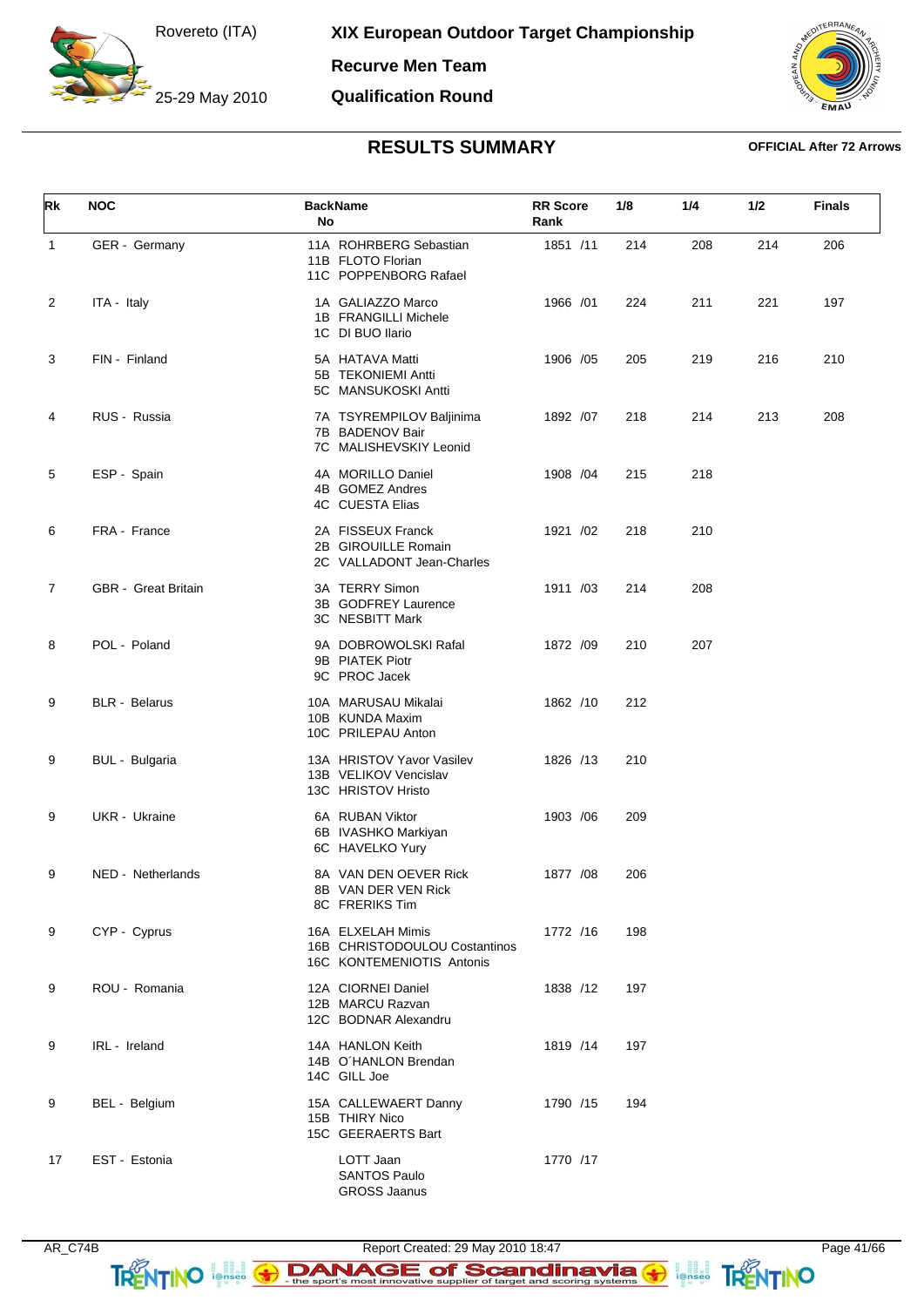Rovereto (ITA)

25-29 May 2010

# XIX European Outdoor Target Championship

## Recurve Men Team

## Qualification Round

## RESULTS SUMMARY

**OFFICIAL After 72 Arrows**

| Rk | NOC | BackName No | RR Score Rank | 1/8 | 1/4 | 1/2 | Finals |
|---|---|---|---|---|---|---|---|
| 1 | GER - Germany | 11A ROHRBERG Sebastian<br>11B FLOTO Florian<br>11C POPPENBORG Rafael | 1851 /11 | 214 | 208 | 214 | 206 |
| 2 | ITA - Italy | 1A GALIAZZO Marco<br>1B FRANGILLI Michele<br>1C DI BUO Ilario | 1966 /01 | 224 | 211 | 221 | 197 |
| 3 | FIN - Finland | 5A HATAVA Matti<br>5B TEKONIEMI Antti<br>5C MANSUKOSKI Antti | 1906 /05 | 205 | 219 | 216 | 210 |
| 4 | RUS - Russia | 7A TSYREMPILOV Baljinima<br>7B BADENOV Bair<br>7C MALISHEVSKIY Leonid | 1892 /07 | 218 | 214 | 213 | 208 |
| 5 | ESP - Spain | 4A MORILLO Daniel<br>4B GOMEZ Andres<br>4C CUESTA Elias | 1908 /04 | 215 | 218 | | |
| 6 | FRA - France | 2A FISSEUX Franck<br>2B GIROUILLE Romain<br>2C VALLADONT Jean-Charles | 1921 /02 | 218 | 210 | | |
| 7 | GBR - Great Britain | 3A TERRY Simon<br>3B GODFREY Laurence<br>3C NESBITT Mark | 1911 /03 | 214 | 208 | | |
| 8 | POL - Poland | 9A DOBROWOLSKI Rafal<br>9B PIATEK Piotr<br>9C PROC Jacek | 1872 /09 | 210 | 207 | | |
| 9 | BLR - Belarus | 10A MARUSAU Mikalai<br>10B KUNDA Maxim<br>10C PRILEPAU Anton | 1862 /10 | 212 | | | |
| 9 | BUL - Bulgaria | 13A HRISTOV Yavor Vasilev<br>13B VELIKOV Vencislav<br>13C HRISTOV Hristo | 1826 /13 | 210 | | | |
| 9 | UKR - Ukraine | 6A RUBAN Viktor<br>6B IVASHKO Markiyan<br>6C HAVELKO Yury | 1903 /06 | 209 | | | |
| 9 | NED - Netherlands | 8A VAN DEN OEVER Rick<br>8B VAN DER VEN Rick<br>8C FRERIKS Tim | 1877 /08 | 206 | | | |
| 9 | CYP - Cyprus | 16A ELXELAH Mimis<br>16B CHRISTODOULOU Costantinos<br>16C KONTEMENIOTIS Antonis | 1772 /16 | 198 | | | |
| 9 | ROU - Romania | 12A CIORNEI Daniel<br>12B MARCU Razvan<br>12C BODNAR Alexandru | 1838 /12 | 197 | | | |
| 9 | IRL - Ireland | 14A HANLON Keith<br>14B O´HANLON Brendan<br>14C GILL Joe | 1819 /14 | 197 | | | |
| 9 | BEL - Belgium | 15A CALLEWAERT Danny<br>15B THIRY Nico<br>15C GEERAERTS Bart | 1790 /15 | 194 | | | |
| 17 | EST - Estonia | LOTT Jaan<br>SANTOS Paulo<br>GROSS Jaanus | 1770 /17 | | | | |

AR_C74B    Report Created: 29 May 2010 18:47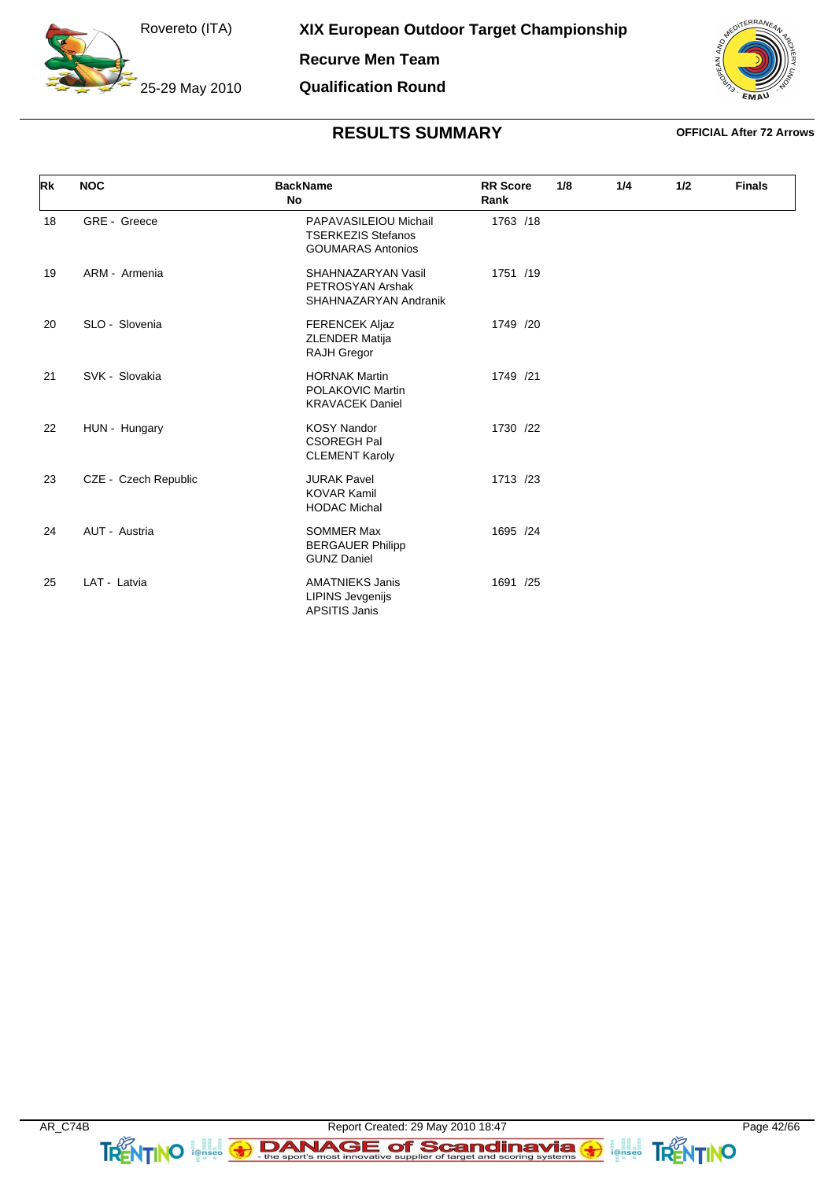# XIX European Outdoor Target Championship

Rovereto (ITA) 25-29 May 2010

**Recurve Men Team**

**Qualification Round**

## RESULTS SUMMARY

**OFFICIAL After 72 Arrows**

| Rk | NOC | BackName No | RR Score Rank | 1/8 | 1/4 | 1/2 | Finals |
|---|---|---|---|---|---|---|---|
| 18 | GRE - Greece | PAPAVASILEIOU Michail<br>TSERKEZIS Stefanos<br>GOUMARAS Antonios | 1763 /18 | | | | |
| 19 | ARM - Armenia | SHAHNAZARYAN Vasil<br>PETROSYAN Arshak<br>SHAHNAZARYAN Andranik | 1751 /19 | | | | |
| 20 | SLO - Slovenia | FERENCEK Aljaz<br>ZLENDER Matija<br>RAJH Gregor | 1749 /20 | | | | |
| 21 | SVK - Slovakia | HORNAK Martin<br>POLAKOVIC Martin<br>KRAVACEK Daniel | 1749 /21 | | | | |
| 22 | HUN - Hungary | KOSY Nandor<br>CSOREGH Pal<br>CLEMENT Karoly | 1730 /22 | | | | |
| 23 | CZE - Czech Republic | JURAK Pavel<br>KOVAR Kamil<br>HODAC Michal | 1713 /23 | | | | |
| 24 | AUT - Austria | SOMMER Max<br>BERGAUER Philipp<br>GUNZ Daniel | 1695 /24 | | | | |
| 25 | LAT - Latvia | AMATNIEKS Janis<br>LIPINS Jevgenijs<br>APSITIS Janis | 1691 /25 | | | | |

AR_C74B Report Created: 29 May 2010 18:47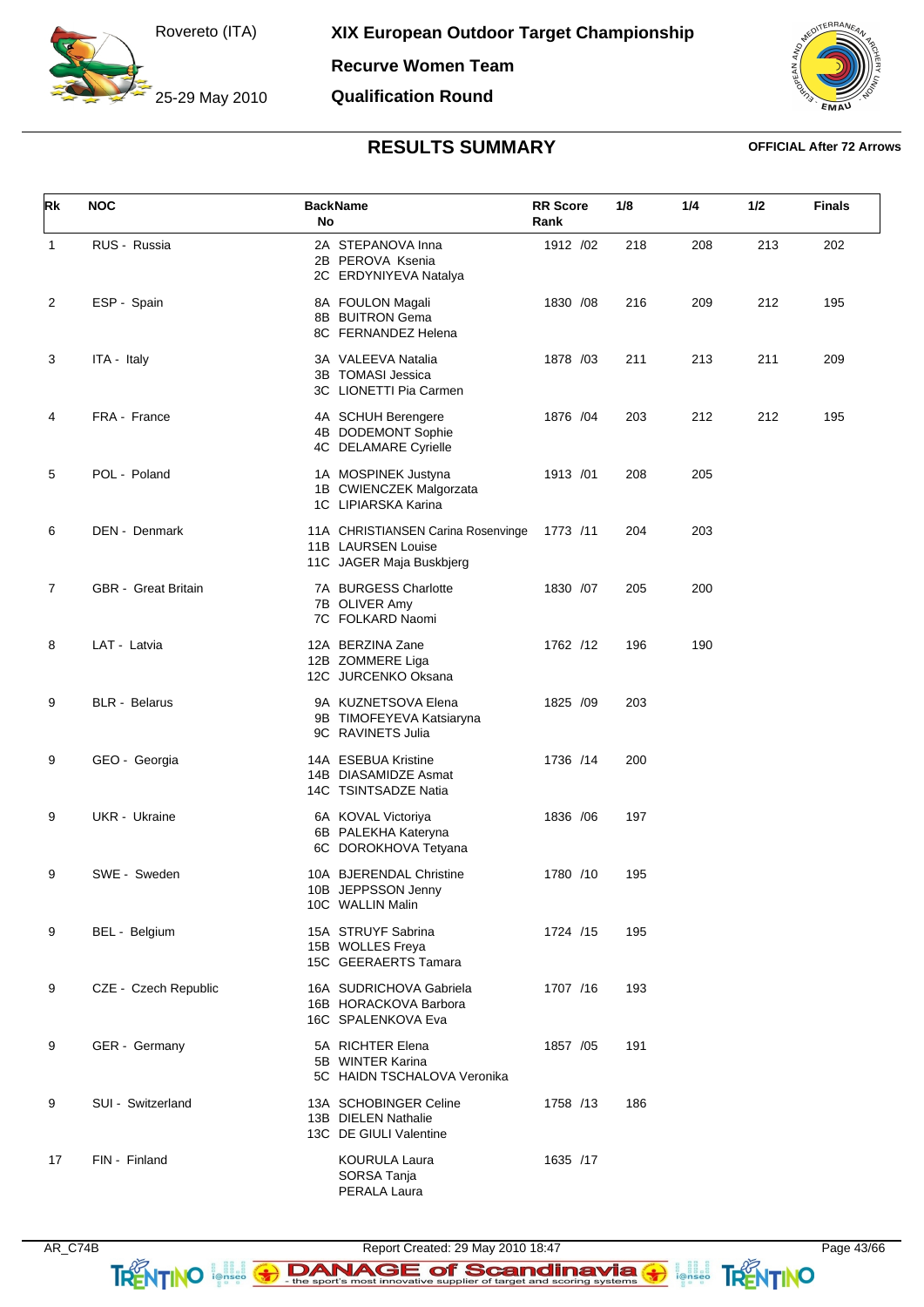Rovereto (ITA)

25-29 May 2010

# XIX European Outdoor Target Championship

## Recurve Women Team

## Qualification Round

## RESULTS SUMMARY

**OFFICIAL After 72 Arrows**

| Rk | NOC | BackName No | RR Score Rank | 1/8 | 1/4 | 1/2 | Finals |
|---|---|---|---|---|---|---|---|
| 1 | RUS - Russia | 2A STEPANOVA Inna<br>2B PEROVA Ksenia<br>2C ERDYNIYEVA Natalya | 1912 /02 | 218 | 208 | 213 | 202 |
| 2 | ESP - Spain | 8A FOULON Magali<br>8B BUITRON Gema<br>8C FERNANDEZ Helena | 1830 /08 | 216 | 209 | 212 | 195 |
| 3 | ITA - Italy | 3A VALEEVA Natalia<br>3B TOMASI Jessica<br>3C LIONETTI Pia Carmen | 1878 /03 | 211 | 213 | 211 | 209 |
| 4 | FRA - France | 4A SCHUH Berengere<br>4B DODEMONT Sophie<br>4C DELAMARE Cyrielle | 1876 /04 | 203 | 212 | 212 | 195 |
| 5 | POL - Poland | 1A MOSPINEK Justyna<br>1B CWIENCZEK Malgorzata<br>1C LIPIARSKA Karina | 1913 /01 | 208 | 205 | | |
| 6 | DEN - Denmark | 11A CHRISTIANSEN Carina Rosenvinge<br>11B LAURSEN Louise<br>11C JAGER Maja Buskbjerg | 1773 /11 | 204 | 203 | | |
| 7 | GBR - Great Britain | 7A BURGESS Charlotte<br>7B OLIVER Amy<br>7C FOLKARD Naomi | 1830 /07 | 205 | 200 | | |
| 8 | LAT - Latvia | 12A BERZINA Zane<br>12B ZOMMERE Liga<br>12C JURCENKO Oksana | 1762 /12 | 196 | 190 | | |
| 9 | BLR - Belarus | 9A KUZNETSOVA Elena<br>9B TIMOFEYEVA Katsiaryna<br>9C RAVINETS Julia | 1825 /09 | 203 | | | |
| 9 | GEO - Georgia | 14A ESEBUA Kristine<br>14B DIASAMIDZE Asmat<br>14C TSINTSADZE Natia | 1736 /14 | 200 | | | |
| 9 | UKR - Ukraine | 6A KOVAL Victoriya<br>6B PALEKHA Kateryna<br>6C DOROKHOVA Tetyana | 1836 /06 | 197 | | | |
| 9 | SWE - Sweden | 10A BJERENDAL Christine<br>10B JEPPSSON Jenny<br>10C WALLIN Malin | 1780 /10 | 195 | | | |
| 9 | BEL - Belgium | 15A STRUYF Sabrina<br>15B WOLLES Freya<br>15C GEERAERTS Tamara | 1724 /15 | 195 | | | |
| 9 | CZE - Czech Republic | 16A SUDRICHOVA Gabriela<br>16B HORACKOVA Barbora<br>16C SPALENKOVA Eva | 1707 /16 | 193 | | | |
| 9 | GER - Germany | 5A RICHTER Elena<br>5B WINTER Karina<br>5C HAIDN TSCHALOVA Veronika | 1857 /05 | 191 | | | |
| 9 | SUI - Switzerland | 13A SCHOBINGER Celine<br>13B DIELEN Nathalie<br>13C DE GIULI Valentine | 1758 /13 | 186 | | | |
| 17 | FIN - Finland | KOURULA Laura<br>SORSA Tanja<br>PERALA Laura | 1635 /17 | | | | |

AR_C74B Report Created: 29 May 2010 18:47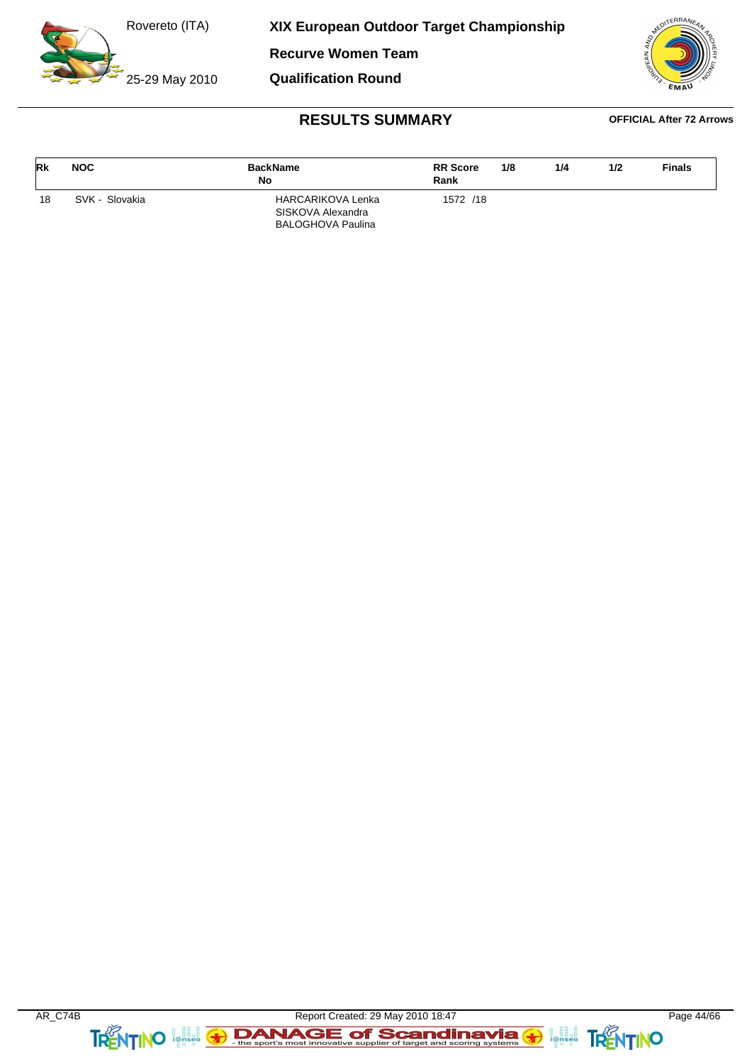# XIX European Outdoor Target Championship

Rovereto (ITA)

25-29 May 2010

**Recurve Women Team**

**Qualification Round**

## RESULTS SUMMARY

**OFFICIAL After 72 Arrows**

| Rk | NOC | BackName No | RR Score Rank | 1/8 | 1/4 | 1/2 | Finals |
|---|---|---|---|---|---|---|---|
| 18 | SVK - Slovakia | HARCARIKOVA Lenka<br>SISKOVA Alexandra<br>BALOGHOVA Paulina | 1572 /18 | | | | |

AR_C74B

Report Created: 29 May 2010 18:47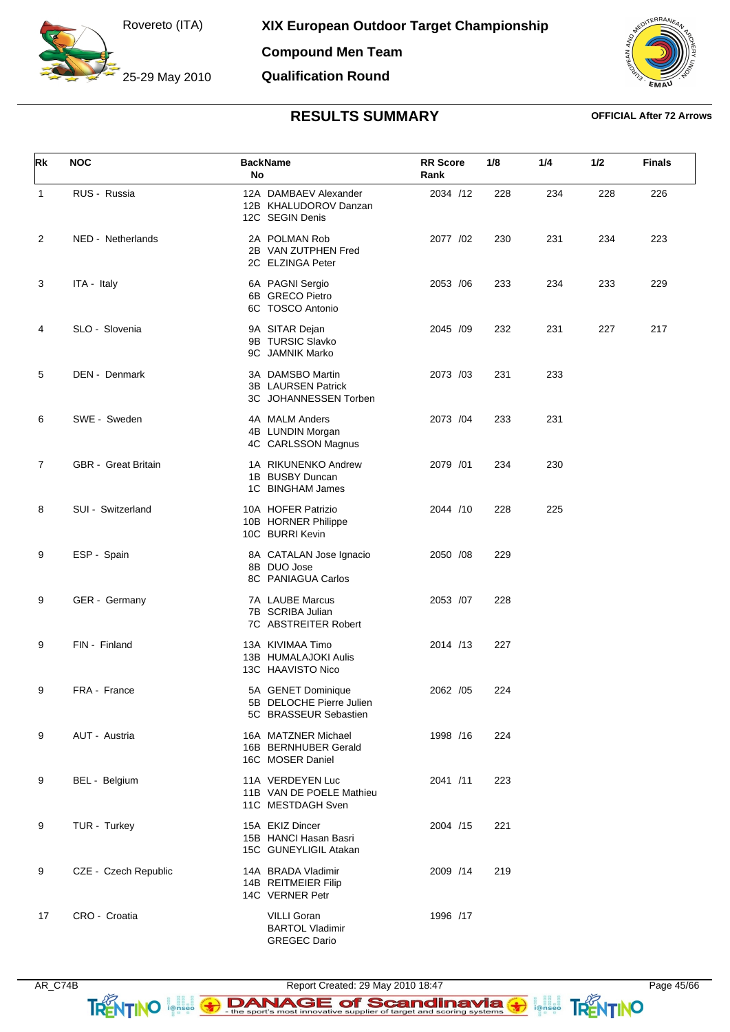Rovereto (ITA)

25-29 May 2010

# XIX European Outdoor Target Championship

## Compound Men Team

## Qualification Round

## RESULTS SUMMARY

**OFFICIAL After 72 Arrows**

| Rk | NOC | BackName No | RR Score Rank | 1/8 | 1/4 | 1/2 | Finals |
|---|---|---|---|---|---|---|---|
| 1 | RUS - Russia | 12A DAMBAEV Alexander<br>12B KHALUDOROV Danzan<br>12C SEGIN Denis | 2034 /12 | 228 | 234 | 228 | 226 |
| 2 | NED - Netherlands | 2A POLMAN Rob<br>2B VAN ZUTPHEN Fred<br>2C ELZINGA Peter | 2077 /02 | 230 | 231 | 234 | 223 |
| 3 | ITA - Italy | 6A PAGNI Sergio<br>6B GRECO Pietro<br>6C TOSCO Antonio | 2053 /06 | 233 | 234 | 233 | 229 |
| 4 | SLO - Slovenia | 9A SITAR Dejan<br>9B TURSIC Slavko<br>9C JAMNIK Marko | 2045 /09 | 232 | 231 | 227 | 217 |
| 5 | DEN - Denmark | 3A DAMSBO Martin<br>3B LAURSEN Patrick<br>3C JOHANNESSEN Torben | 2073 /03 | 231 | 233 | | |
| 6 | SWE - Sweden | 4A MALM Anders<br>4B LUNDIN Morgan<br>4C CARLSSON Magnus | 2073 /04 | 233 | 231 | | |
| 7 | GBR - Great Britain | 1A RIKUNENKO Andrew<br>1B BUSBY Duncan<br>1C BINGHAM James | 2079 /01 | 234 | 230 | | |
| 8 | SUI - Switzerland | 10A HOFER Patrizio<br>10B HORNER Philippe<br>10C BURRI Kevin | 2044 /10 | 228 | 225 | | |
| 9 | ESP - Spain | 8A CATALAN Jose Ignacio<br>8B DUO Jose<br>8C PANIAGUA Carlos | 2050 /08 | 229 | | | |
| 9 | GER - Germany | 7A LAUBE Marcus<br>7B SCRIBA Julian<br>7C ABSTREITER Robert | 2053 /07 | 228 | | | |
| 9 | FIN - Finland | 13A KIVIMAA Timo<br>13B HUMALAJOKI Aulis<br>13C HAAVISTO Nico | 2014 /13 | 227 | | | |
| 9 | FRA - France | 5A GENET Dominique<br>5B DELOCHE Pierre Julien<br>5C BRASSEUR Sebastien | 2062 /05 | 224 | | | |
| 9 | AUT - Austria | 16A MATZNER Michael<br>16B BERNHUBER Gerald<br>16C MOSER Daniel | 1998 /16 | 224 | | | |
| 9 | BEL - Belgium | 11A VERDEYEN Luc<br>11B VAN DE POELE Mathieu<br>11C MESTDAGH Sven | 2041 /11 | 223 | | | |
| 9 | TUR - Turkey | 15A EKIZ Dincer<br>15B HANCI Hasan Basri<br>15C GUNEYLIGIL Atakan | 2004 /15 | 221 | | | |
| 9 | CZE - Czech Republic | 14A BRADA Vladimir<br>14B REITMEIER Filip<br>14C VERNER Petr | 2009 /14 | 219 | | | |
| 17 | CRO - Croatia | VILLI Goran<br>BARTOL Vladimir<br>GREGEC Dario | 1996 /17 | | | | |

AR_C74B Report Created: 29 May 2010 18:47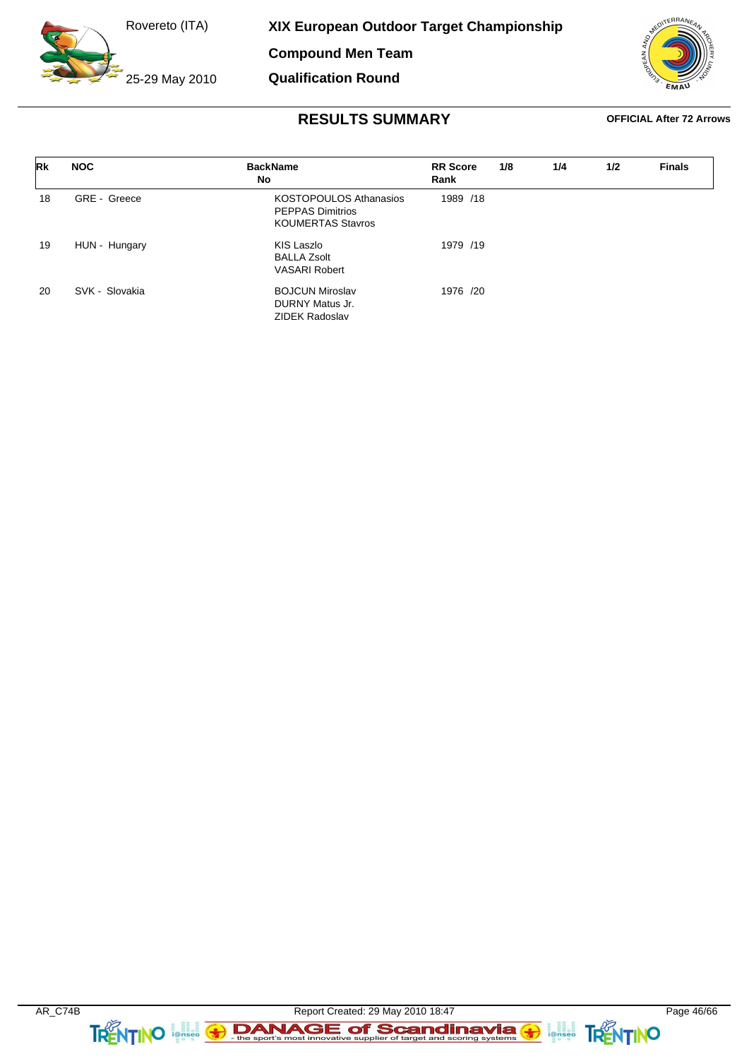# XIX European Outdoor Target Championship

Rovereto (ITA)

25-29 May 2010

**Compound Men Team**

**Qualification Round**

## RESULTS SUMMARY

**OFFICIAL After 72 Arrows**

| Rk | NOC | BackName No | RR Score Rank | 1/8 | 1/4 | 1/2 | Finals |
|---|---|---|---|---|---|---|---|
| 18 | GRE - Greece | KOSTOPOULOS Athanasios<br>PEPPAS Dimitrios<br>KOUMERTAS Stavros | 1989 /18 | | | | |
| 19 | HUN - Hungary | KIS Laszlo<br>BALLA Zsolt<br>VASARI Robert | 1979 /19 | | | | |
| 20 | SVK - Slovakia | BOJCUN Miroslav<br>DURNY Matus Jr.<br>ZIDEK Radoslav | 1976 /20 | | | | |

AR_C74B

Report Created: 29 May 2010 18:47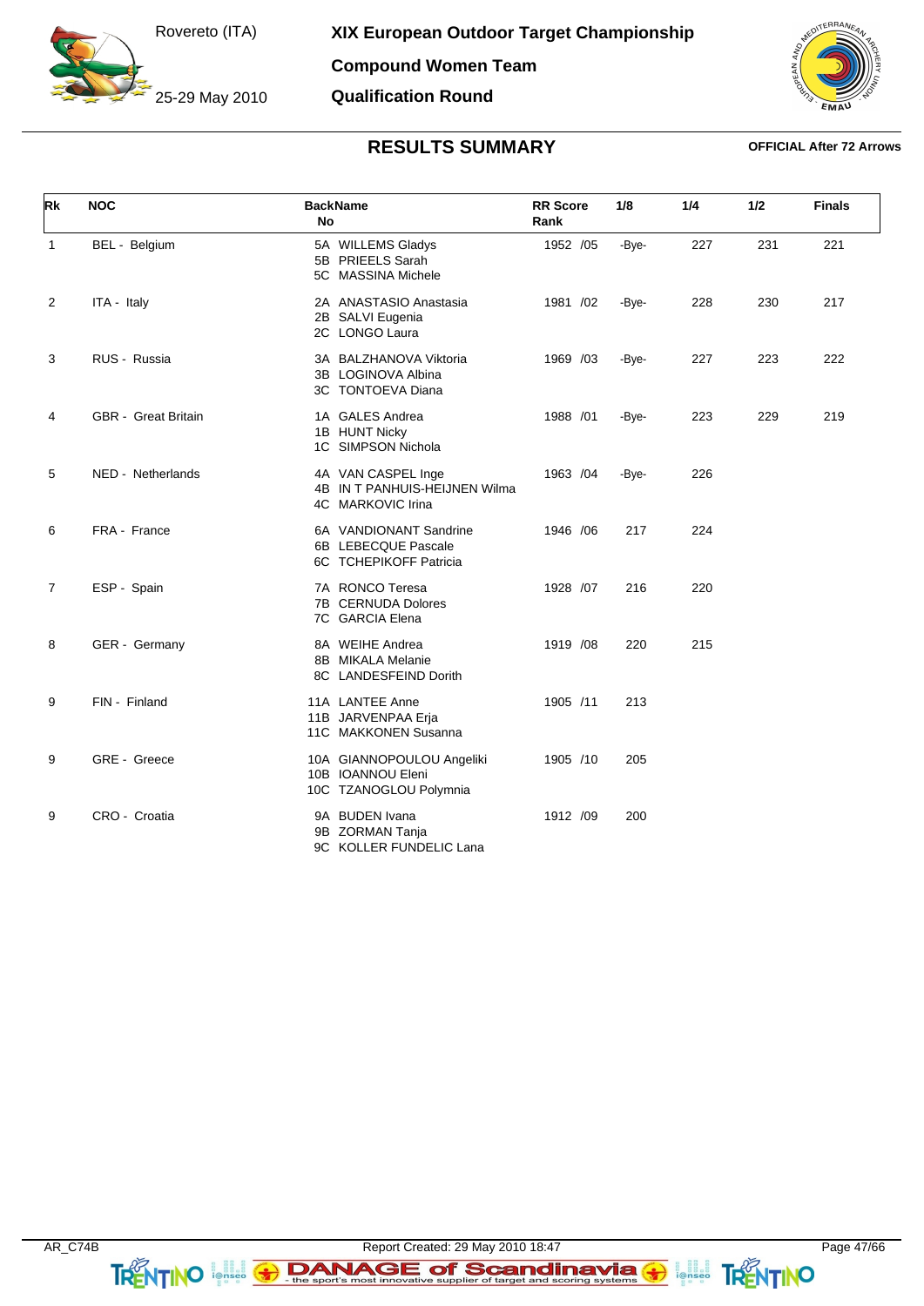# XIX European Outdoor Target Championship

Rovereto (ITA)

25-29 May 2010

## Compound Women Team

## Qualification Round

## RESULTS SUMMARY

**OFFICIAL After 72 Arrows**

| Rk | NOC | BackName No | RR Score Rank | 1/8 | 1/4 | 1/2 | Finals |
|---|---|---|---|---|---|---|---|
| 1 | BEL - Belgium | 5A WILLEMS Gladys<br>5B PRIEELS Sarah<br>5C MASSINA Michele | 1952 /05 | -Bye- | 227 | 231 | 221 |
| 2 | ITA - Italy | 2A ANASTASIO Anastasia<br>2B SALVI Eugenia<br>2C LONGO Laura | 1981 /02 | -Bye- | 228 | 230 | 217 |
| 3 | RUS - Russia | 3A BALZHANOVA Viktoria<br>3B LOGINOVA Albina<br>3C TONTOEVA Diana | 1969 /03 | -Bye- | 227 | 223 | 222 |
| 4 | GBR - Great Britain | 1A GALES Andrea<br>1B HUNT Nicky<br>1C SIMPSON Nichola | 1988 /01 | -Bye- | 223 | 229 | 219 |
| 5 | NED - Netherlands | 4A VAN CASPEL Inge<br>4B IN T PANHUIS-HEIJNEN Wilma<br>4C MARKOVIC Irina | 1963 /04 | -Bye- | 226 | | |
| 6 | FRA - France | 6A VANDIONANT Sandrine<br>6B LEBECQUE Pascale<br>6C TCHEPIKOFF Patricia | 1946 /06 | 217 | 224 | | |
| 7 | ESP - Spain | 7A RONCO Teresa<br>7B CERNUDA Dolores<br>7C GARCIA Elena | 1928 /07 | 216 | 220 | | |
| 8 | GER - Germany | 8A WEIHE Andrea<br>8B MIKALA Melanie<br>8C LANDESFEIND Dorith | 1919 /08 | 220 | 215 | | |
| 9 | FIN - Finland | 11A LANTEE Anne<br>11B JARVENPAA Erja<br>11C MAKKONEN Susanna | 1905 /11 | 213 | | | |
| 9 | GRE - Greece | 10A GIANNOPOULOU Angeliki<br>10B IOANNOU Eleni<br>10C TZANOGLOU Polymnia | 1905 /10 | 205 | | | |
| 9 | CRO - Croatia | 9A BUDEN Ivana<br>9B ZORMAN Tanja<br>9C KOLLER FUNDELIC Lana | 1912 /09 | 200 | | | |

AR_C74B Report Created: 29 May 2010 18:47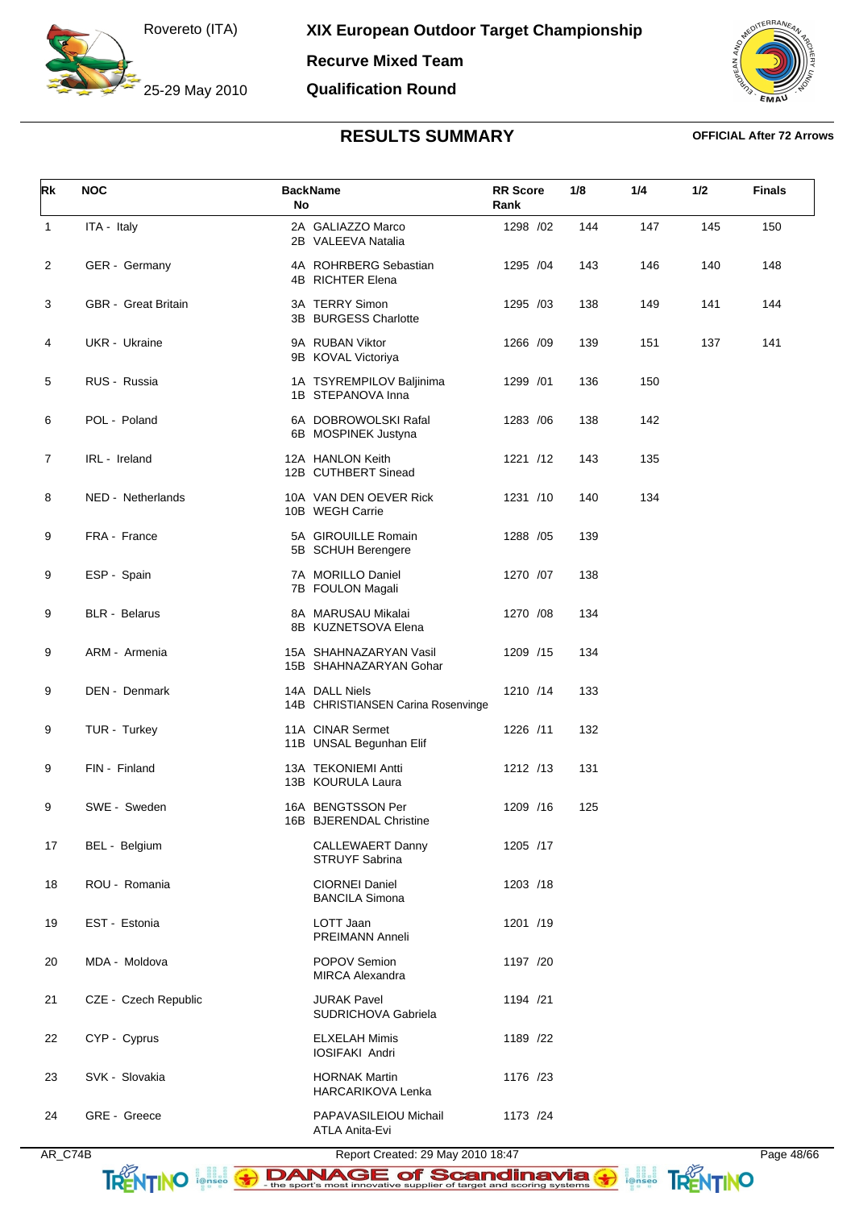# XIX European Outdoor Target Championship

Rovereto (ITA)

25-29 May 2010

**Recurve Mixed Team**

**Qualification Round**

## RESULTS SUMMARY

**OFFICIAL After 72 Arrows**

| Rk | NOC | BackName No | RR Score Rank | 1/8 | 1/4 | 1/2 | Finals |
|---|---|---|---|---|---|---|---|
| 1 | ITA - Italy | 2A GALIAZZO Marco<br>2B VALEEVA Natalia | 1298 /02 | 144 | 147 | 145 | 150 |
| 2 | GER - Germany | 4A ROHRBERG Sebastian<br>4B RICHTER Elena | 1295 /04 | 143 | 146 | 140 | 148 |
| 3 | GBR - Great Britain | 3A TERRY Simon<br>3B BURGESS Charlotte | 1295 /03 | 138 | 149 | 141 | 144 |
| 4 | UKR - Ukraine | 9A RUBAN Viktor<br>9B KOVAL Victoriya | 1266 /09 | 139 | 151 | 137 | 141 |
| 5 | RUS - Russia | 1A TSYREMPILOV Baljinima<br>1B STEPANOVA Inna | 1299 /01 | 136 | 150 | | |
| 6 | POL - Poland | 6A DOBROWOLSKI Rafal<br>6B MOSPINEK Justyna | 1283 /06 | 138 | 142 | | |
| 7 | IRL - Ireland | 12A HANLON Keith<br>12B CUTHBERT Sinead | 1221 /12 | 143 | 135 | | |
| 8 | NED - Netherlands | 10A VAN DEN OEVER Rick<br>10B WEGH Carrie | 1231 /10 | 140 | 134 | | |
| 9 | FRA - France | 5A GIROUILLE Romain<br>5B SCHUH Berengere | 1288 /05 | 139 | | | |
| 9 | ESP - Spain | 7A MORILLO Daniel<br>7B FOULON Magali | 1270 /07 | 138 | | | |
| 9 | BLR - Belarus | 8A MARUSAU Mikalai<br>8B KUZNETSOVA Elena | 1270 /08 | 134 | | | |
| 9 | ARM - Armenia | 15A SHAHNAZARYAN Vasil<br>15B SHAHNAZARYAN Gohar | 1209 /15 | 134 | | | |
| 9 | DEN - Denmark | 14A DALL Niels<br>14B CHRISTIANSEN Carina Rosenvinge | 1210 /14 | 133 | | | |
| 9 | TUR - Turkey | 11A CINAR Sermet<br>11B UNSAL Begunhan Elif | 1226 /11 | 132 | | | |
| 9 | FIN - Finland | 13A TEKONIEMI Antti<br>13B KOURULA Laura | 1212 /13 | 131 | | | |
| 9 | SWE - Sweden | 16A BENGTSSON Per<br>16B BJERENDAL Christine | 1209 /16 | 125 | | | |
| 17 | BEL - Belgium | CALLEWAERT Danny<br>STRUYF Sabrina | 1205 /17 | | | | |
| 18 | ROU - Romania | CIORNEI Daniel<br>BANCILA Simona | 1203 /18 | | | | |
| 19 | EST - Estonia | LOTT Jaan<br>PREIMANN Anneli | 1201 /19 | | | | |
| 20 | MDA - Moldova | POPOV Semion<br>MIRCA Alexandra | 1197 /20 | | | | |
| 21 | CZE - Czech Republic | JURAK Pavel<br>SUDRICHOVA Gabriela | 1194 /21 | | | | |
| 22 | CYP - Cyprus | ELXELAH Mimis<br>IOSIFAKI Andri | 1189 /22 | | | | |
| 23 | SVK - Slovakia | HORNAK Martin<br>HARCARIKOVA Lenka | 1176 /23 | | | | |
| 24 | GRE - Greece | PAPAVASILEIOU Michail<br>ATLA Anita-Evi | 1173 /24 | | | | |

AR_C74B Report Created: 29 May 2010 18:47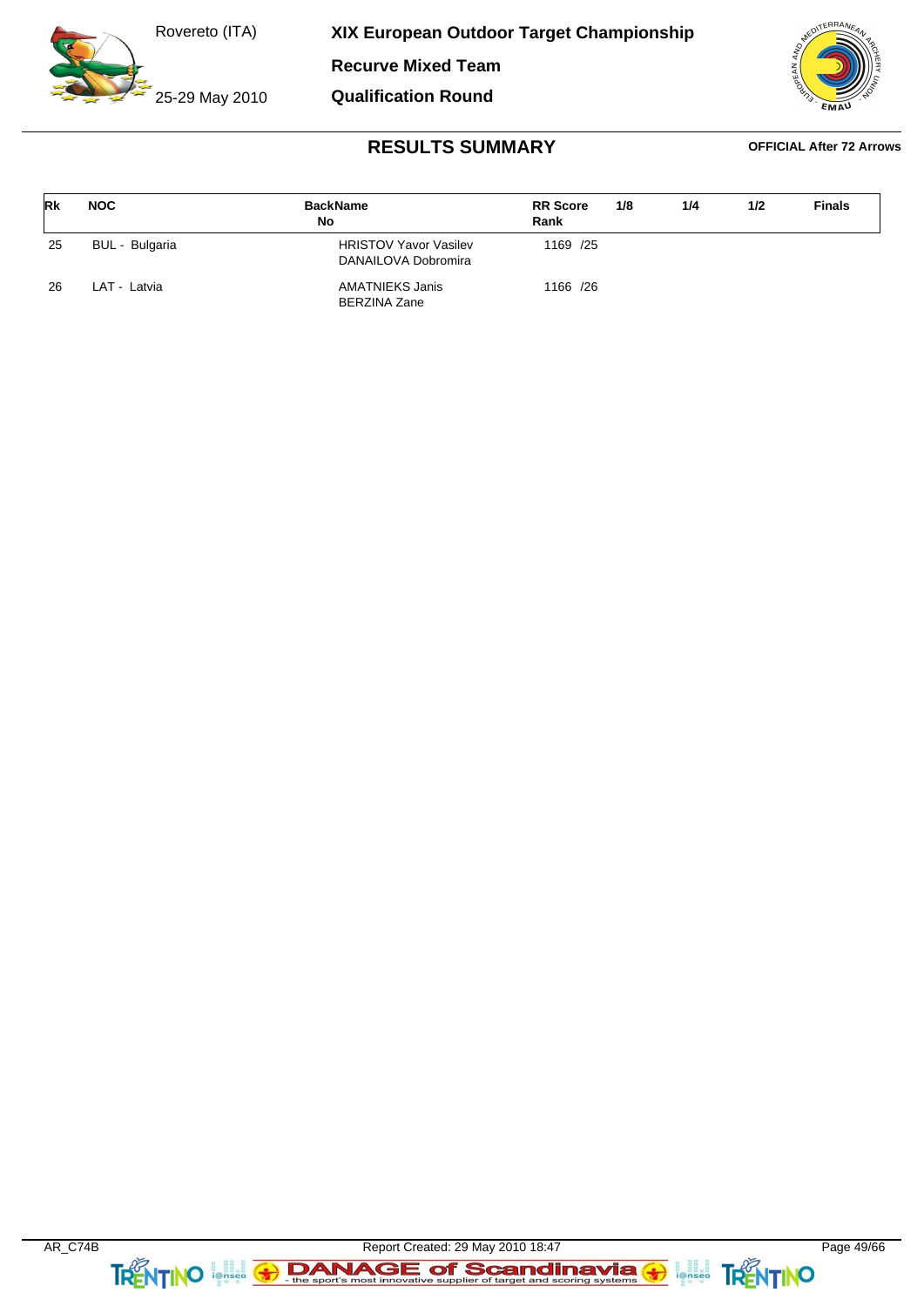# XIX European Outdoor Target Championship

Rovereto (ITA)

25-29 May 2010

## Recurve Mixed Team

## Qualification Round

## RESULTS SUMMARY

**OFFICIAL After 72 Arrows**

| Rk | NOC | BackName No | RR Score Rank | 1/8 | 1/4 | 1/2 | Finals |
|---|---|---|---|---|---|---|---|
| 25 | BUL - Bulgaria | HRISTOV Yavor Vasilev<br>DANAILOVA Dobromira | 1169 /25 | | | | |
| 26 | LAT - Latvia | AMATNIEKS Janis<br>BERZINA Zane | 1166 /26 | | | | |

AR_C74B

Report Created: 29 May 2010 18:47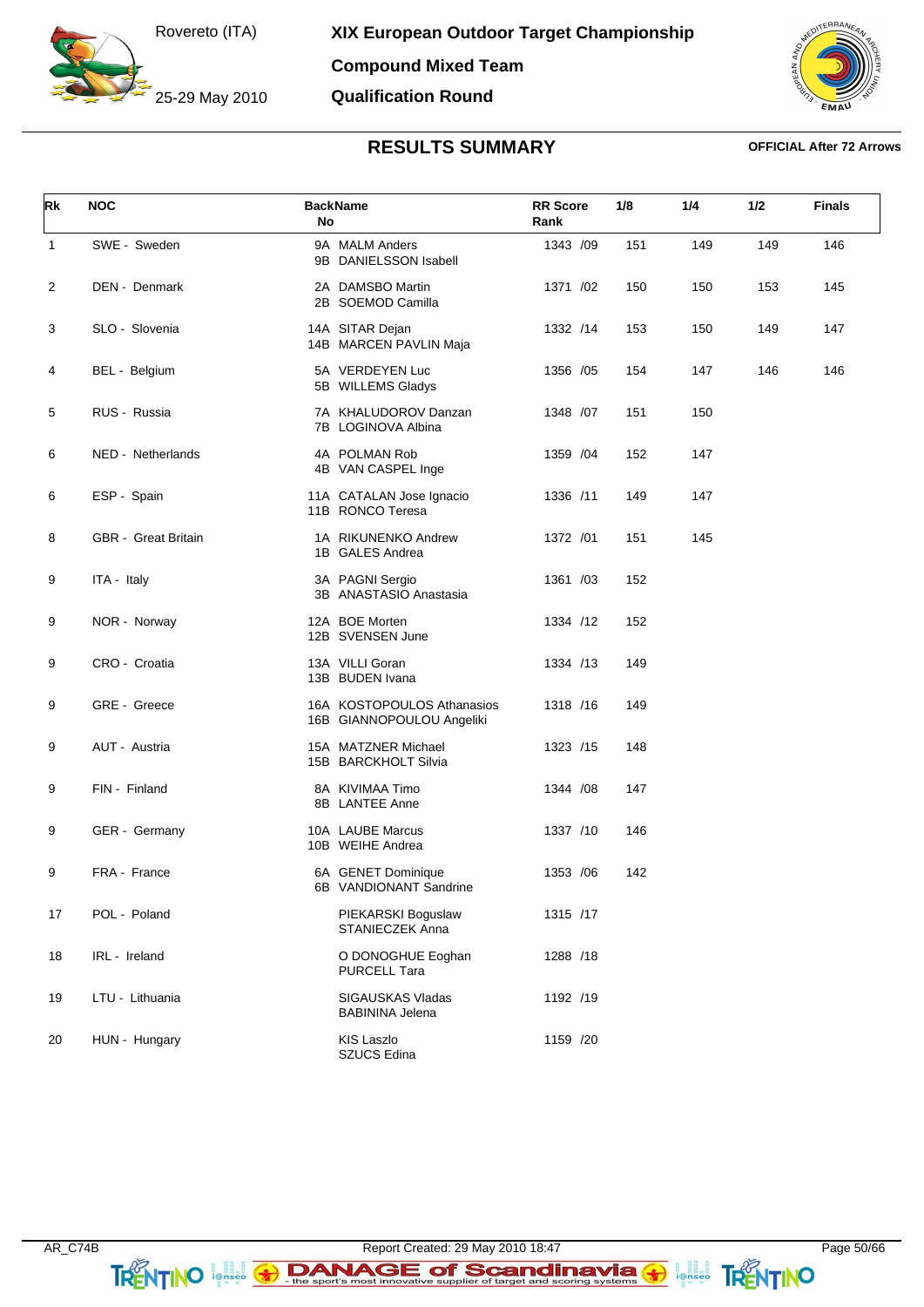Rovereto (ITA)

25-29 May 2010

# XIX European Outdoor Target Championship

## Compound Mixed Team

## Qualification Round

## RESULTS SUMMARY

**OFFICIAL After 72 Arrows**

| Rk | NOC | BackName No | RR Score Rank | 1/8 | 1/4 | 1/2 | Finals |
|---|---|---|---|---|---|---|---|
| 1 | SWE - Sweden | 9A MALM Anders<br>9B DANIELSSON Isabell | 1343 /09 | 151 | 149 | 149 | 146 |
| 2 | DEN - Denmark | 2A DAMSBO Martin<br>2B SOEMOD Camilla | 1371 /02 | 150 | 150 | 153 | 145 |
| 3 | SLO - Slovenia | 14A SITAR Dejan<br>14B MARCEN PAVLIN Maja | 1332 /14 | 153 | 150 | 149 | 147 |
| 4 | BEL - Belgium | 5A VERDEYEN Luc<br>5B WILLEMS Gladys | 1356 /05 | 154 | 147 | 146 | 146 |
| 5 | RUS - Russia | 7A KHALUDOROV Danzan<br>7B LOGINOVA Albina | 1348 /07 | 151 | 150 | | |
| 6 | NED - Netherlands | 4A POLMAN Rob<br>4B VAN CASPEL Inge | 1359 /04 | 152 | 147 | | |
| 6 | ESP - Spain | 11A CATALAN Jose Ignacio<br>11B RONCO Teresa | 1336 /11 | 149 | 147 | | |
| 8 | GBR - Great Britain | 1A RIKUNENKO Andrew<br>1B GALES Andrea | 1372 /01 | 151 | 145 | | |
| 9 | ITA - Italy | 3A PAGNI Sergio<br>3B ANASTASIO Anastasia | 1361 /03 | 152 | | | |
| 9 | NOR - Norway | 12A BOE Morten<br>12B SVENSEN June | 1334 /12 | 152 | | | |
| 9 | CRO - Croatia | 13A VILLI Goran<br>13B BUDEN Ivana | 1334 /13 | 149 | | | |
| 9 | GRE - Greece | 16A KOSTOPOULOS Athanasios<br>16B GIANNOPOULOU Angeliki | 1318 /16 | 149 | | | |
| 9 | AUT - Austria | 15A MATZNER Michael<br>15B BARCKHOLT Silvia | 1323 /15 | 148 | | | |
| 9 | FIN - Finland | 8A KIVIMAA Timo<br>8B LANTEE Anne | 1344 /08 | 147 | | | |
| 9 | GER - Germany | 10A LAUBE Marcus<br>10B WEIHE Andrea | 1337 /10 | 146 | | | |
| 9 | FRA - France | 6A GENET Dominique<br>6B VANDIONANT Sandrine | 1353 /06 | 142 | | | |
| 17 | POL - Poland | PIEKARSKI Boguslaw<br>STANIECZEK Anna | 1315 /17 | | | | |
| 18 | IRL - Ireland | O DONOGHUE Eoghan<br>PURCELL Tara | 1288 /18 | | | | |
| 19 | LTU - Lithuania | SIGAUSKAS Vladas<br>BABININA Jelena | 1192 /19 | | | | |
| 20 | HUN - Hungary | KIS Laszlo<br>SZUCS Edina | 1159 /20 | | | | |

AR_C74B  Report Created: 29 May 2010 18:47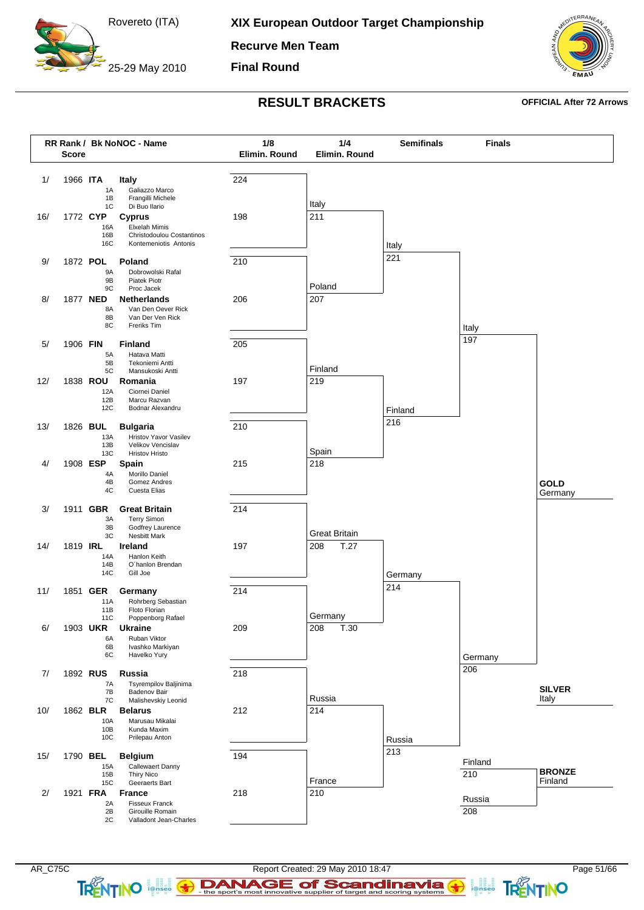Rovereto (ITA)

25-29 May 2010

# XIX European Outdoor Target Championship

**Recurve Men Team**

**Final Round**

## RESULT BRACKETS

**OFFICIAL After 72 Arrows**

| RR Rank / Score | Bk No | NOC - Name | 1/8 Elimin. Round | 1/4 Elimin. Round | Semifinals | Finals |
|---|---|---|---|---|---|---|
| 1/ 1966 | **ITA** | **Italy** | 224 | | | |
| | 1A | Galiazzo Marco | | | | |
| | 1B | Frangilli Michele | | | | |
| | 1C | Di Buo Ilario | | Italy | | |
| 16/ 1772 | **CYP** | **Cyprus** | 198 | 211 | | |
| | 16A | Elxelah Mimis | | | | |
| | 16B | Christodoulou Costantinos | | | | |
| | 16C | Kontemeniotis Antonis | | | Italy | |
| 9/ 1872 | **POL** | **Poland** | 210 | | 221 | |
| | 9A | Dobrowolski Rafal | | | | |
| | 9B | Piatek Piotr | | | | |
| | 9C | Proc Jacek | | Poland | | |
| 8/ 1877 | **NED** | **Netherlands** | 206 | 207 | | |
| | 8A | Van Den Oever Rick | | | | |
| | 8B | Van Der Ven Rick | | | | |
| | 8C | Freriks Tim | | | | Italy |
| 5/ 1906 | **FIN** | **Finland** | 205 | | | 197 |
| | 5A | Hatava Matti | | | | |
| | 5B | Tekoniemi Antti | | | | |
| | 5C | Mansukoski Antti | | Finland | | |
| 12/ 1838 | **ROU** | **Romania** | 197 | 219 | | |
| | 12A | Ciornei Daniel | | | | |
| | 12B | Marcu Razvan | | | | |
| | 12C | Bodnar Alexandru | | | Finland | |
| 13/ 1826 | **BUL** | **Bulgaria** | 210 | | 216 | |
| | 13A | Hristov Yavor Vasilev | | | | |
| | 13B | Velikov Vencislav | | | | |
| | 13C | Hristov Hristo | | Spain | | |
| 4/ 1908 | **ESP** | **Spain** | 215 | 218 | | |
| | 4A | Morillo Daniel | | | | |
| | 4B | Gomez Andres | | | | |
| | 4C | Cuesta Elias | | | | |
| 3/ 1911 | **GBR** | **Great Britain** | 214 | | | |
| | 3A | Terry Simon | | | | |
| | 3B | Godfrey Laurence | | | | |
| | 3C | Nesbitt Mark | | Great Britain | | |
| 14/ 1819 | **IRL** | **Ireland** | 197 | 208 T.27 | | |
| | 14A | Hanlon Keith | | | | |
| | 14B | O´hanlon Brendan | | | | |
| | 14C | Gill Joe | | | Germany | |
| 11/ 1851 | **GER** | **Germany** | 214 | | 214 | |
| | 11A | Rohrberg Sebastian | | | | |
| | 11B | Floto Florian | | | | |
| | 11C | Poppenborg Rafael | | Germany | | |
| 6/ 1903 | **UKR** | **Ukraine** | 209 | 208 T.30 | | |
| | 6A | Ruban Viktor | | | | |
| | 6B | Ivashko Markiyan | | | | |
| | 6C | Havelko Yury | | | | Germany |
| 7/ 1892 | **RUS** | **Russia** | 218 | | | 206 |
| | 7A | Tsyrempilov Baljinima | | | | |
| | 7B | Badenov Bair | | | | |
| | 7C | Malishevskiy Leonid | | Russia | | |
| 10/ 1862 | **BLR** | **Belarus** | 212 | 214 | | |
| | 10A | Marusau Mikalai | | | | |
| | 10B | Kunda Maxim | | | | |
| | 10C | Prilepau Anton | | | Russia | |
| 15/ 1790 | **BEL** | **Belgium** | 194 | | 213 | |
| | 15A | Callewaert Danny | | | | |
| | 15B | Thiry Nico | | | | |
| | 15C | Geeraerts Bart | | France | | |
| 2/ 1921 | **FRA** | **France** | 218 | 210 | | |
| | 2A | Fisseux Franck | | | | |
| | 2B | Girouille Romain | | | | |
| | 2C | Valladont Jean-Charles | | | | |

**Bronze match:** Finland 210 – Russia 208

**GOLD** Germany

**SILVER** Italy

**BRONZE** Finland

AR_C75C

Report Created: 29 May 2010 18:47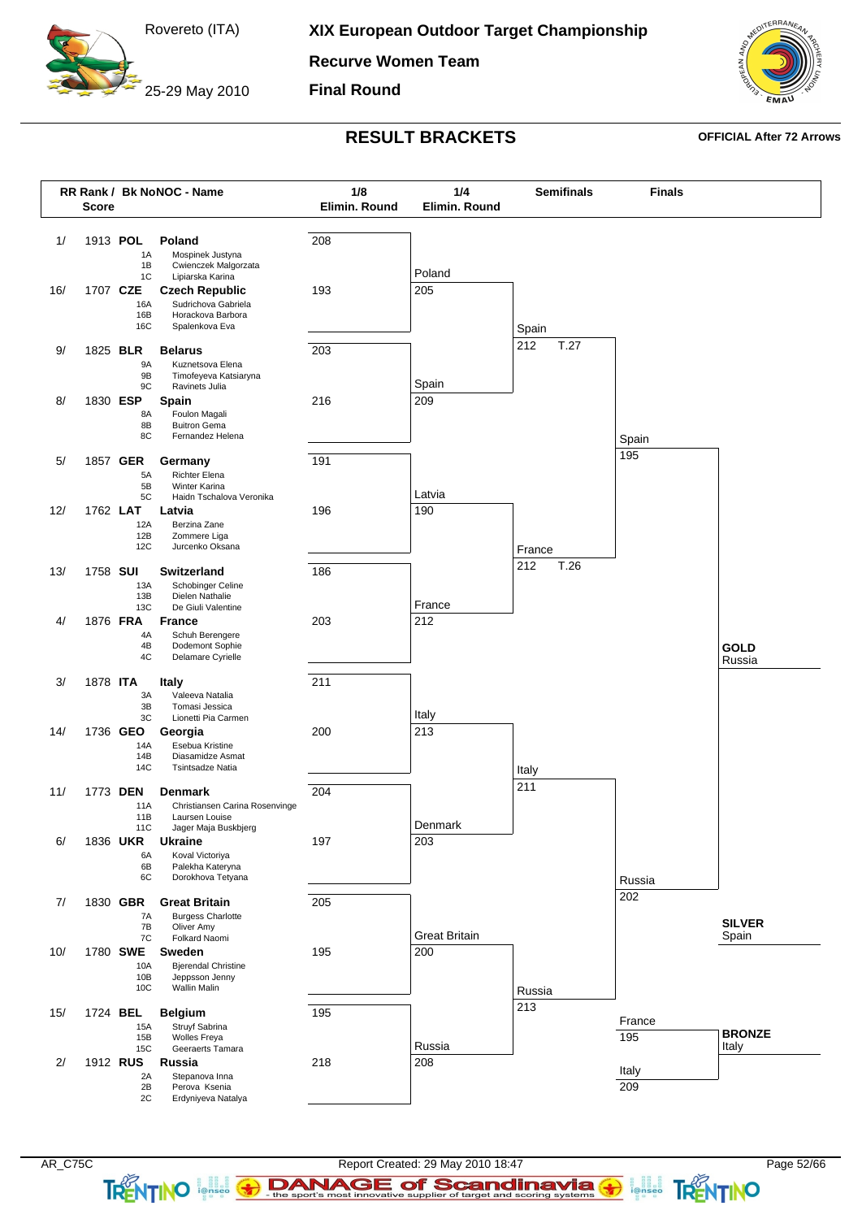Rovereto (ITA)

25-29 May 2010

# XIX European Outdoor Target Championship

## Recurve Women Team

## Final Round

## RESULT BRACKETS

**OFFICIAL After 72 Arrows**

| RR Rank / Score | Bk NoNOC - Name | 1/8 Elimin. Round | 1/4 Elimin. Round | Semifinals | Finals |
|---|---|---|---|---|---|
| 1/ 1913 | **POL Poland** (1A Mospinek Justyna, 1B Cwienczek Malgorzata, 1C Lipiarska Karina) | 208 | Poland 205 | | |
| 16/ 1707 | **CZE Czech Republic** (16A Sudrichova Gabriela, 16B Horackova Barbora, 16C Spalenkova Eva) | 193 | | Spain 212 T.27 | |
| 9/ 1825 | **BLR Belarus** (9A Kuznetsova Elena, 9B Timofeyeva Katsiaryna, 9C Ravinets Julia) | 203 | Spain 209 | | |
| 8/ 1830 | **ESP Spain** (8A Foulon Magali, 8B Buitron Gema, 8C Fernandez Helena) | 216 | | | Spain 195 |
| 5/ 1857 | **GER Germany** (5A Richter Elena, 5B Winter Karina, 5C Haidn Tschalova Veronika) | 191 | Latvia 190 | | |
| 12/ 1762 | **LAT Latvia** (12A Berzina Zane, 12B Zommere Liga, 12C Jurcenko Oksana) | 196 | | France 212 T.26 | |
| 13/ 1758 | **SUI Switzerland** (13A Schobinger Celine, 13B Dielen Nathalie, 13C De Giuli Valentine) | 186 | France 212 | | |
| 4/ 1876 | **FRA France** (4A Schuh Berengere, 4B Dodemont Sophie, 4C Delamare Cyrielle) | 203 | | | |
| 3/ 1878 | **ITA Italy** (3A Valeeva Natalia, 3B Tomasi Jessica, 3C Lionetti Pia Carmen) | 211 | Italy 213 | | |
| 14/ 1736 | **GEO Georgia** (14A Esebua Kristine, 14B Diasamidze Asmat, 14C Tsintsadze Natia) | 200 | | Italy 211 | |
| 11/ 1773 | **DEN Denmark** (11A Christiansen Carina Rosenvinge, 11B Laursen Louise, 11C Jager Maja Buskbjerg) | 204 | Denmark 203 | | |
| 6/ 1836 | **UKR Ukraine** (6A Koval Victoriya, 6B Palekha Kateryna, 6C Dorokhova Tetyana) | 197 | | | Russia 202 |
| 7/ 1830 | **GBR Great Britain** (7A Burgess Charlotte, 7B Oliver Amy, 7C Folkard Naomi) | 205 | Great Britain 200 | | |
| 10/ 1780 | **SWE Sweden** (10A Bjerendal Christine, 10B Jeppsson Jenny, 10C Wallin Malin) | 195 | | Russia 213 | |
| 15/ 1724 | **BEL Belgium** (15A Struyf Sabrina, 15B Wolles Freya, 15C Geeraerts Tamara) | 195 | Russia 208 | | |
| 2/ 1912 | **RUS Russia** (2A Stepanova Inna, 2B Perova Ksenia, 2C Erdyniyeva Natalya) | 218 | | | |

Bronze match: France 195 – Italy 209

**GOLD** Russia

**SILVER** Spain

**BRONZE** Italy

AR_C75C

Report Created: 29 May 2010 18:47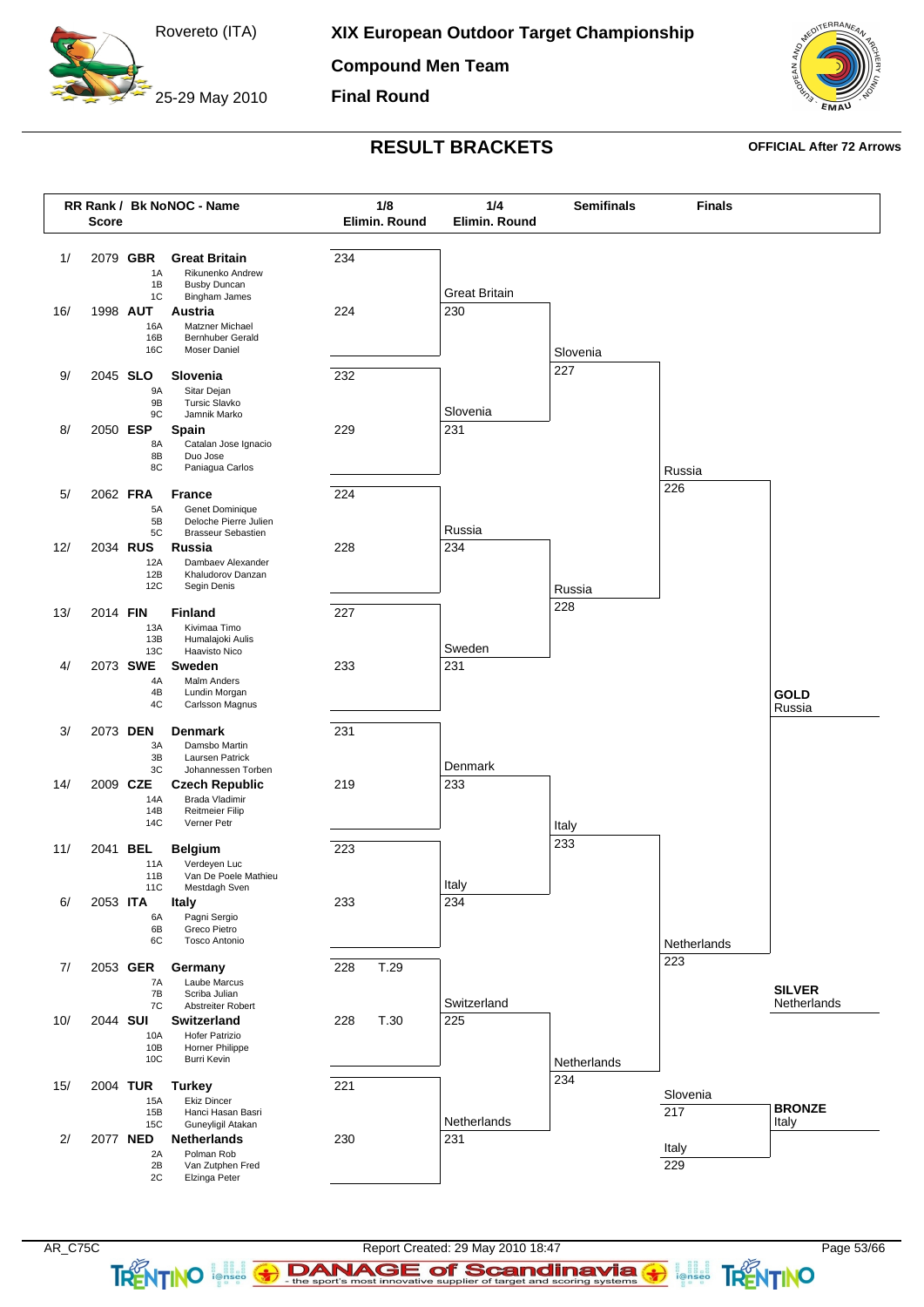Rovereto (ITA)

25-29 May 2010

# XIX European Outdoor Target Championship

## Compound Men Team

## Final Round

## RESULT BRACKETS

**OFFICIAL After 72 Arrows**

| RR Rank / Score | Bk NoNOC - Name | 1/8 Elimin. Round | 1/4 Elimin. Round | Semifinals | Finals |
|---|---|---|---|---|---|
| 1/ 2079 | **GBR Great Britain** (1A Rikunenko Andrew, 1B Busby Duncan, 1C Bingham James) | 234 | Great Britain 230 | | |
| 16/ 1998 | **AUT Austria** (16A Matzner Michael, 16B Bernhuber Gerald, 16C Moser Daniel) | 224 | | Slovenia 227 | |
| 9/ 2045 | **SLO Slovenia** (9A Sitar Dejan, 9B Tursic Slavko, 9C Jamnik Marko) | 232 | Slovenia 231 | | |
| 8/ 2050 | **ESP Spain** (8A Catalan Jose Ignacio, 8B Duo Jose, 8C Paniagua Carlos) | 229 | | | Russia 226 |
| 5/ 2062 | **FRA France** (5A Genet Dominique, 5B Deloche Pierre Julien, 5C Brasseur Sebastien) | 224 | Russia 234 | | |
| 12/ 2034 | **RUS Russia** (12A Dambaev Alexander, 12B Khaludorov Danzan, 12C Segin Denis) | 228 | | Russia 228 | |
| 13/ 2014 | **FIN Finland** (13A Kivimaa Timo, 13B Humalajoki Aulis, 13C Haavisto Nico) | 227 | Sweden 231 | | |
| 4/ 2073 | **SWE Sweden** (4A Malm Anders, 4B Lundin Morgan, 4C Carlsson Magnus) | 233 | | | |
| 3/ 2073 | **DEN Denmark** (3A Damsbo Martin, 3B Laursen Patrick, 3C Johannessen Torben) | 231 | Denmark 233 | | |
| 14/ 2009 | **CZE Czech Republic** (14A Brada Vladimir, 14B Reitmeier Filip, 14C Verner Petr) | 219 | | Italy 233 | |
| 11/ 2041 | **BEL Belgium** (11A Verdeyen Luc, 11B Van De Poele Mathieu, 11C Mestdagh Sven) | 223 | Italy 234 | | |
| 6/ 2053 | **ITA Italy** (6A Pagni Sergio, 6B Greco Pietro, 6C Tosco Antonio) | 233 | | | Netherlands 223 |
| 7/ 2053 | **GER Germany** (7A Laube Marcus, 7B Scriba Julian, 7C Abstreiter Robert) | 228 T.29 | Switzerland 225 | | |
| 10/ 2044 | **SUI Switzerland** (10A Hofer Patrizio, 10B Horner Philippe, 10C Burri Kevin) | 228 T.30 | | Netherlands 234 | |
| 15/ 2004 | **TUR Turkey** (15A Ekiz Dincer, 15B Hanci Hasan Basri, 15C Guneyligil Atakan) | 221 | Netherlands 231 | | |
| 2/ 2077 | **NED Netherlands** (2A Polman Rob, 2B Van Zutphen Fred, 2C Elzinga Peter) | 230 | | | |

**Bronze match:** Slovenia 217 – Italy 229

**GOLD** Russia

**SILVER** Netherlands

**BRONZE** Italy

AR_C75C — Report Created: 29 May 2010 18:47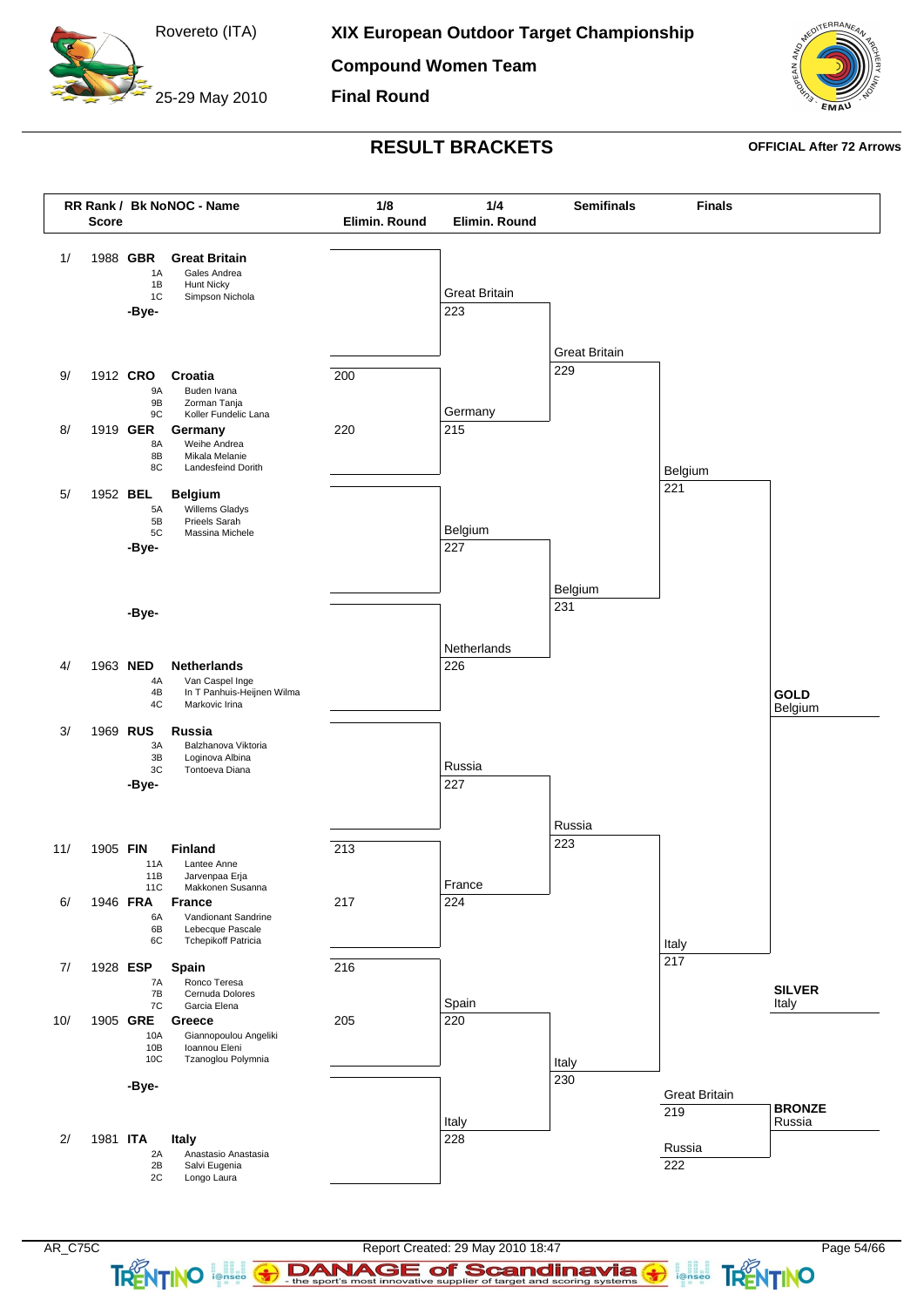Rovereto (ITA)

25-29 May 2010

# XIX European Outdoor Target Championship

## Compound Women Team

## Final Round

## RESULT BRACKETS

**OFFICIAL After 72 Arrows**

| RR Rank / Score | Bk NoNOC - Name | Team Members | 1/8 Elimin. Round |
|---|---|---|---|
| 1/ 1988 | **GBR** **Great Britain** | 1A Gales Andrea, 1B Hunt Nicky, 1C Simpson Nichola | -Bye- |
| 9/ 1912 | **CRO** **Croatia** | 9A Buden Ivana, 9B Zorman Tanja, 9C Koller Fundelic Lana | 200 |
| 8/ 1919 | **GER** **Germany** | 8A Weihe Andrea, 8B Mikala Melanie, 8C Landesfeind Dorith | 220 |
| 5/ 1952 | **BEL** **Belgium** | 5A Willems Gladys, 5B Prieels Sarah, 5C Massina Michele | -Bye- |
| | -Bye- | | |
| 4/ 1963 | **NED** **Netherlands** | 4A Van Caspel Inge, 4B In T Panhuis-Heijnen Wilma, 4C Markovic Irina | |
| 3/ 1969 | **RUS** **Russia** | 3A Balzhanova Viktoria, 3B Loginova Albina, 3C Tontoeva Diana | -Bye- |
| 11/ 1905 | **FIN** **Finland** | 11A Lantee Anne, 11B Jarvenpaa Erja, 11C Makkonen Susanna | 213 |
| 6/ 1946 | **FRA** **France** | 6A Vandionant Sandrine, 6B Lebecque Pascale, 6C Tchepikoff Patricia | 217 |
| 7/ 1928 | **ESP** **Spain** | 7A Ronco Teresa, 7B Cernuda Dolores, 7C Garcia Elena | 216 |
| 10/ 1905 | **GRE** **Greece** | 10A Giannopoulou Angeliki, 10B Ioannou Eleni, 10C Tzanoglou Polymnia | 205 |
| | -Bye- | | |
| 2/ 1981 | **ITA** **Italy** | 2A Anastasio Anastasia, 2B Salvi Eugenia, 2C Longo Laura | |

### 1/4 Elimin. Round

| Match | Team | Score |
|---|---|---|
| 1 | Great Britain | 223 |
| | Germany | 215 |
| 2 | Belgium | 227 |
| | Netherlands | 226 |
| 3 | Russia | 227 |
| | France | 224 |
| 4 | Spain | 220 |
| | Italy | 228 |

### Semifinals

| Match | Team | Score |
|---|---|---|
| 1 | Great Britain | 229 |
| | Belgium | 231 |
| 2 | Russia | 223 |
| | Italy | 230 |

### Finals

| Match | Team | Score |
|---|---|---|
| Gold | Belgium | 221 |
| | Italy | 217 |
| Bronze | Great Britain | 219 |
| | Russia | 222 |

**GOLD** Belgium

**SILVER** Italy

**BRONZE** Russia

AR_C75C

Report Created: 29 May 2010 18:47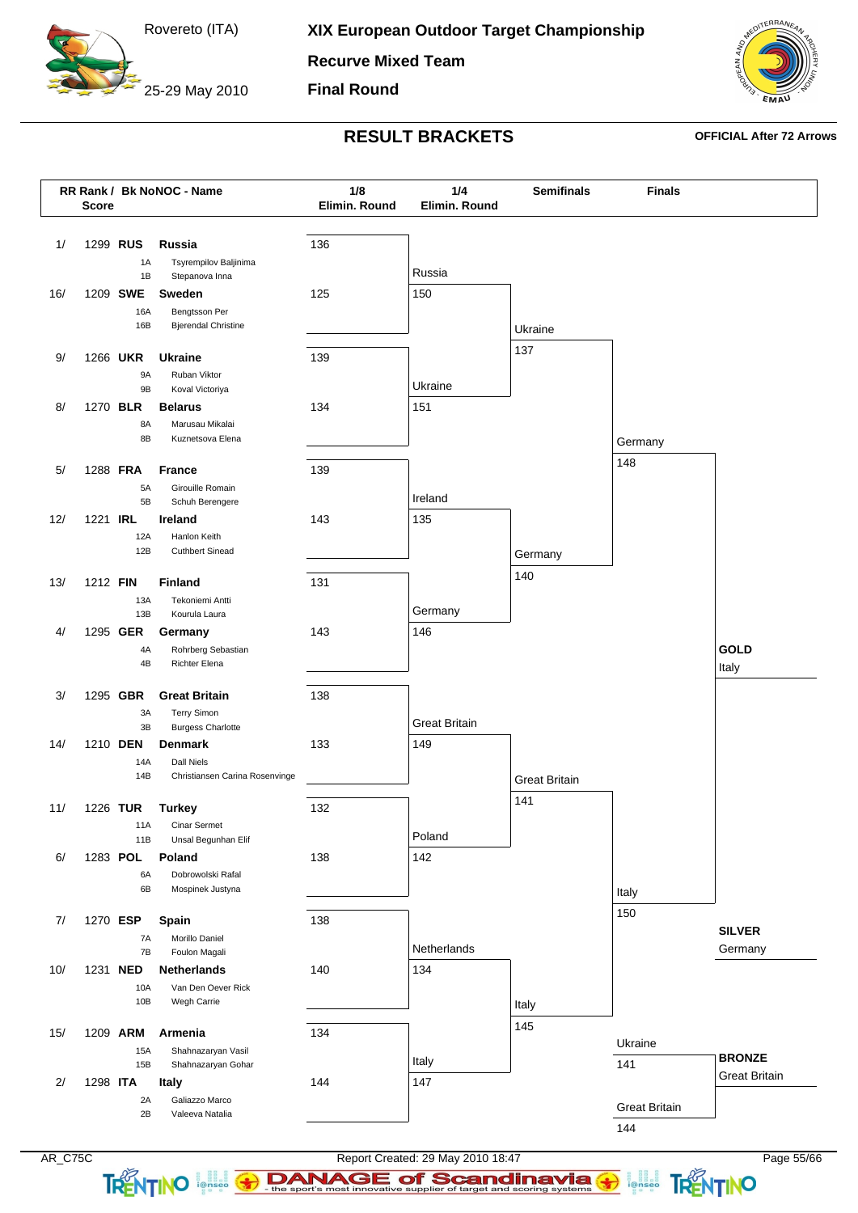# XIX European Outdoor Target Championship

Rovereto (ITA)

25-29 May 2010

## Recurve Mixed Team

## Final Round

## RESULT BRACKETS

OFFICIAL After 72 Arrows

| RR Rank / Score | Bk No | NOC - Name | 1/8 Elimin. Round |
|---|---|---|---|
| 1/ 1299 | RUS | Russia | 136 |
| | 1A | Tsyrempilov Baljinima | |
| | 1B | Stepanova Inna | |
| 16/ 1209 | SWE | Sweden | 125 |
| | 16A | Bengtsson Per | |
| | 16B | Bjerendal Christine | |
| 9/ 1266 | UKR | Ukraine | 139 |
| | 9A | Ruban Viktor | |
| | 9B | Koval Victoriya | |
| 8/ 1270 | BLR | Belarus | 134 |
| | 8A | Marusau Mikalai | |
| | 8B | Kuznetsova Elena | |
| 5/ 1288 | FRA | France | 139 |
| | 5A | Girouille Romain | |
| | 5B | Schuh Berengere | |
| 12/ 1221 | IRL | Ireland | 143 |
| | 12A | Hanlon Keith | |
| | 12B | Cuthbert Sinead | |
| 13/ 1212 | FIN | Finland | 131 |
| | 13A | Tekoniemi Antti | |
| | 13B | Kourula Laura | |
| 4/ 1295 | GER | Germany | 143 |
| | 4A | Rohrberg Sebastian | |
| | 4B | Richter Elena | |
| 3/ 1295 | GBR | Great Britain | 138 |
| | 3A | Terry Simon | |
| | 3B | Burgess Charlotte | |
| 14/ 1210 | DEN | Denmark | 133 |
| | 14A | Dall Niels | |
| | 14B | Christiansen Carina Rosenvinge | |
| 11/ 1226 | TUR | Turkey | 132 |
| | 11A | Cinar Sermet | |
| | 11B | Unsal Begunhan Elif | |
| 6/ 1283 | POL | Poland | 138 |
| | 6A | Dobrowolski Rafal | |
| | 6B | Mospinek Justyna | |
| 7/ 1270 | ESP | Spain | 138 |
| | 7A | Morillo Daniel | |
| | 7B | Foulon Magali | |
| 10/ 1231 | NED | Netherlands | 140 |
| | 10A | Van Den Oever Rick | |
| | 10B | Wegh Carrie | |
| 15/ 1209 | ARM | Armenia | 134 |
| | 15A | Shahnazaryan Vasil | |
| | 15B | Shahnazaryan Gohar | |
| 2/ 1298 | ITA | Italy | 144 |
| | 2A | Galiazzo Marco | |
| | 2B | Valeeva Natalia | |

### 1/4 Elimin. Round

| Team | Score |
|---|---|
| Russia | 150 |
| Ukraine | 151 |
| Ireland | 135 |
| Germany | 146 |
| Great Britain | 149 |
| Poland | 142 |
| Netherlands | 134 |
| Italy | 147 |

### Semifinals

| Team | Score |
|---|---|
| Ukraine | 137 |
| Germany | 140 |
| Great Britain | 141 |
| Italy | 145 |

### Finals

| Team | Score |
|---|---|
| Germany | 148 |
| Italy | 150 |

Bronze match:

| Team | Score |
|---|---|
| Ukraine | 141 |
| Great Britain | 144 |

**GOLD** Italy

**SILVER** Germany

**BRONZE** Great Britain

AR_C75C

Report Created: 29 May 2010 18:47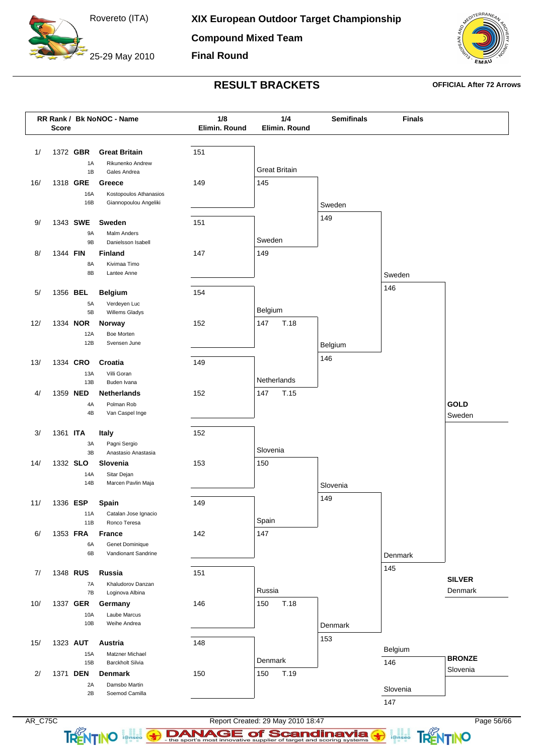Rovereto (ITA)

25-29 May 2010

# XIX European Outdoor Target Championship

## Compound Mixed Team

## Final Round

### RESULT BRACKETS

**OFFICIAL After 72 Arrows**

| RR Rank / Score | Bk No | NOC - Name | 1/8 Elimin. Round |
|---|---|---|---|
| 1/ 1372 | **GBR** | **Great Britain** | 151 |
| | 1A | Rikunenko Andrew | |
| | 1B | Gales Andrea | |
| 16/ 1318 | **GRE** | **Greece** | 149 |
| | 16A | Kostopoulos Athanasios | |
| | 16B | Giannopoulou Angeliki | |
| 9/ 1343 | **SWE** | **Sweden** | 151 |
| | 9A | Malm Anders | |
| | 9B | Danielsson Isabell | |
| 8/ 1344 | **FIN** | **Finland** | 147 |
| | 8A | Kivimaa Timo | |
| | 8B | Lantee Anne | |
| 5/ 1356 | **BEL** | **Belgium** | 154 |
| | 5A | Verdeyen Luc | |
| | 5B | Willems Gladys | |
| 12/ 1334 | **NOR** | **Norway** | 152 |
| | 12A | Boe Morten | |
| | 12B | Svensen June | |
| 13/ 1334 | **CRO** | **Croatia** | 149 |
| | 13A | Villi Goran | |
| | 13B | Buden Ivana | |
| 4/ 1359 | **NED** | **Netherlands** | 152 |
| | 4A | Polman Rob | |
| | 4B | Van Caspel Inge | |
| 3/ 1361 | **ITA** | **Italy** | 152 |
| | 3A | Pagni Sergio | |
| | 3B | Anastasio Anastasia | |
| 14/ 1332 | **SLO** | **Slovenia** | 153 |
| | 14A | Sitar Dejan | |
| | 14B | Marcen Pavlin Maja | |
| 11/ 1336 | **ESP** | **Spain** | 149 |
| | 11A | Catalan Jose Ignacio | |
| | 11B | Ronco Teresa | |
| 6/ 1353 | **FRA** | **France** | 142 |
| | 6A | Genet Dominique | |
| | 6B | Vandionant Sandrine | |
| 7/ 1348 | **RUS** | **Russia** | 151 |
| | 7A | Khaludorov Danzan | |
| | 7B | Loginova Albina | |
| 10/ 1337 | **GER** | **Germany** | 146 |
| | 10A | Laube Marcus | |
| | 10B | Weihe Andrea | |
| 15/ 1323 | **AUT** | **Austria** | 148 |
| | 15A | Matzner Michael | |
| | 15B | Barckholt Silvia | |
| 2/ 1371 | **DEN** | **Denmark** | 150 |
| | 2A | Damsbo Martin | |
| | 2B | Soemod Camilla | |

**1/4 Elimin. Round**

| Team | Score |
|---|---|
| Great Britain | 145 |
| Sweden | 149 |
| Belgium | 147 T.18 |
| Netherlands | 147 T.15 |
| Slovenia | 150 |
| Spain | 147 |
| Russia | 150 T.18 |
| Denmark | 150 T.19 |

**Semifinals**

| Team | Score |
|---|---|
| Sweden | 149 |
| Belgium | 146 |
| Slovenia | 149 |
| Denmark | 153 |

**Finals**

| Team | Score |
|---|---|
| Sweden | 146 |
| Denmark | 145 |
| Belgium | 146 |
| Slovenia | 147 |

**GOLD** Sweden

**SILVER** Denmark

**BRONZE** Slovenia

AR_C75C

Report Created: 29 May 2010 18:47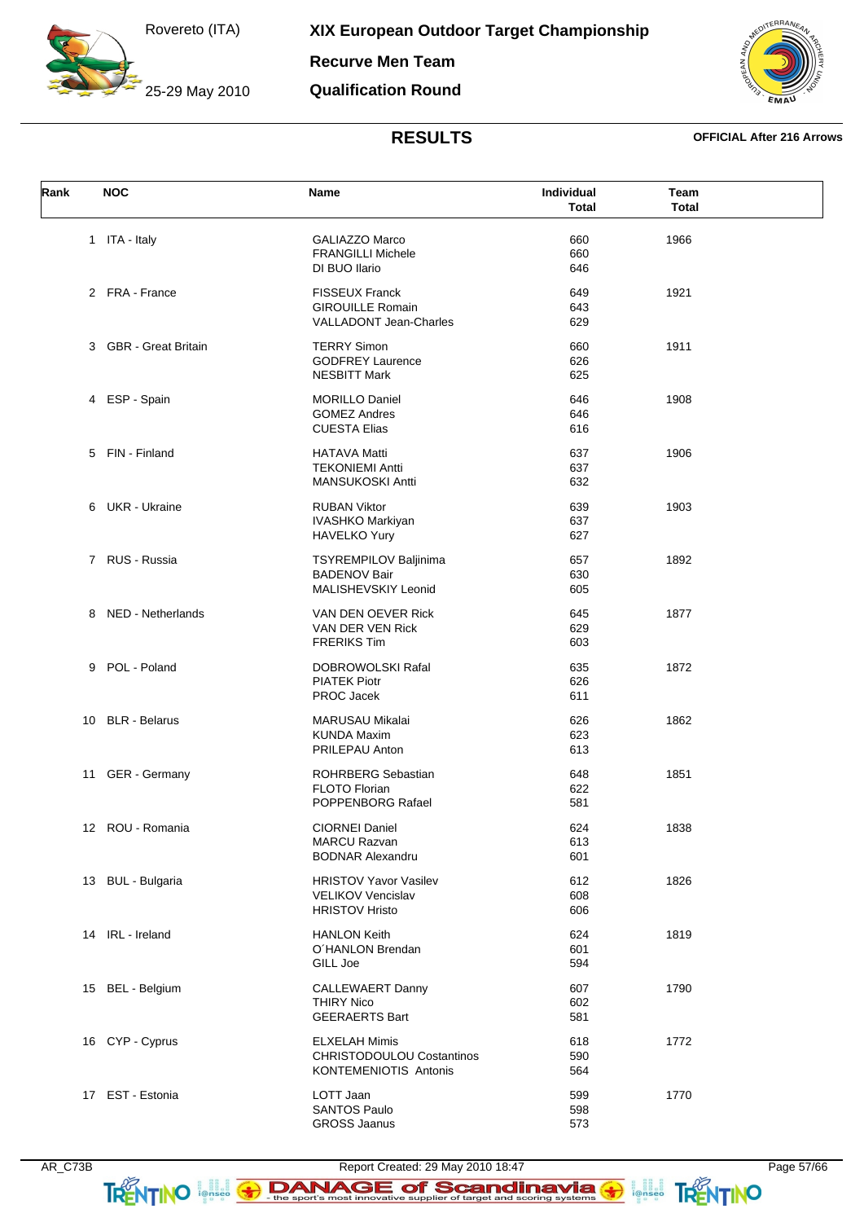# XIX European Outdoor Target Championship

Rovereto (ITA)

25-29 May 2010

## Recurve Men Team

## Qualification Round

## RESULTS

**OFFICIAL After 216 Arrows**

| Rank | NOC | Name | Individual Total | Team Total |
|---|---|---|---|---|
| 1 | ITA - Italy | GALIAZZO Marco | 660 | 1966 |
| | | FRANGILLI Michele | 660 | |
| | | DI BUO Ilario | 646 | |
| 2 | FRA - France | FISSEUX Franck | 649 | 1921 |
| | | GIROUILLE Romain | 643 | |
| | | VALLADONT Jean-Charles | 629 | |
| 3 | GBR - Great Britain | TERRY Simon | 660 | 1911 |
| | | GODFREY Laurence | 626 | |
| | | NESBITT Mark | 625 | |
| 4 | ESP - Spain | MORILLO Daniel | 646 | 1908 |
| | | GOMEZ Andres | 646 | |
| | | CUESTA Elias | 616 | |
| 5 | FIN - Finland | HATAVA Matti | 637 | 1906 |
| | | TEKONIEMI Antti | 637 | |
| | | MANSUKOSKI Antti | 632 | |
| 6 | UKR - Ukraine | RUBAN Viktor | 639 | 1903 |
| | | IVASHKO Markiyan | 637 | |
| | | HAVELKO Yury | 627 | |
| 7 | RUS - Russia | TSYREMPILOV Baljinima | 657 | 1892 |
| | | BADENOV Bair | 630 | |
| | | MALISHEVSKIY Leonid | 605 | |
| 8 | NED - Netherlands | VAN DEN OEVER Rick | 645 | 1877 |
| | | VAN DER VEN Rick | 629 | |
| | | FRERIKS Tim | 603 | |
| 9 | POL - Poland | DOBROWOLSKI Rafal | 635 | 1872 |
| | | PIATEK Piotr | 626 | |
| | | PROC Jacek | 611 | |
| 10 | BLR - Belarus | MARUSAU Mikalai | 626 | 1862 |
| | | KUNDA Maxim | 623 | |
| | | PRILEPAU Anton | 613 | |
| 11 | GER - Germany | ROHRBERG Sebastian | 648 | 1851 |
| | | FLOTO Florian | 622 | |
| | | POPPENBORG Rafael | 581 | |
| 12 | ROU - Romania | CIORNEI Daniel | 624 | 1838 |
| | | MARCU Razvan | 613 | |
| | | BODNAR Alexandru | 601 | |
| 13 | BUL - Bulgaria | HRISTOV Yavor Vasilev | 612 | 1826 |
| | | VELIKOV Vencislav | 608 | |
| | | HRISTOV Hristo | 606 | |
| 14 | IRL - Ireland | HANLON Keith | 624 | 1819 |
| | | O´HANLON Brendan | 601 | |
| | | GILL Joe | 594 | |
| 15 | BEL - Belgium | CALLEWAERT Danny | 607 | 1790 |
| | | THIRY Nico | 602 | |
| | | GEERAERTS Bart | 581 | |
| 16 | CYP - Cyprus | ELXELAH Mimis | 618 | 1772 |
| | | CHRISTODOULOU Costantinos | 590 | |
| | | KONTEMENIOTIS Antonis | 564 | |
| 17 | EST - Estonia | LOTT Jaan | 599 | 1770 |
| | | SANTOS Paulo | 598 | |
| | | GROSS Jaanus | 573 | |

AR_C73B Report Created: 29 May 2010 18:47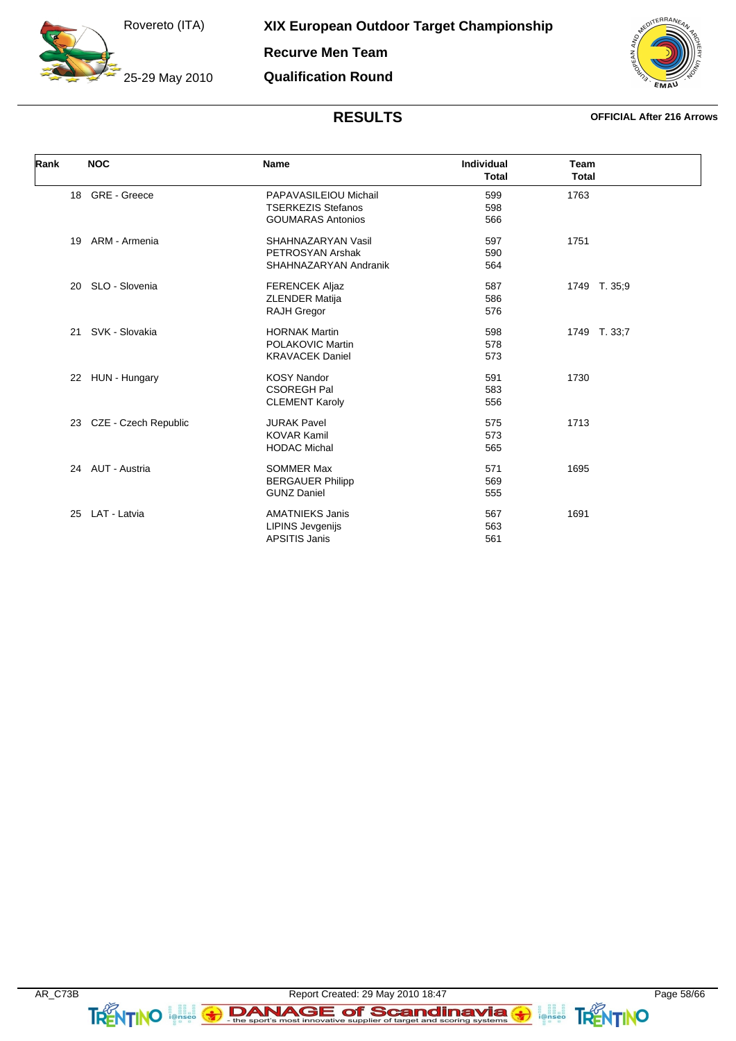# XIX European Outdoor Target Championship

**Rovereto (ITA)**

**25-29 May 2010**

## Recurve Men Team

## Qualification Round

## RESULTS

**OFFICIAL After 216 Arrows**

| Rank | NOC | Name | Individual Total | Team Total |
|---|---|---|---|---|
| 18 | GRE - Greece | PAPAVASILEIOU Michail | 599 | 1763 |
| | | TSERKEZIS Stefanos | 598 | |
| | | GOUMARAS Antonios | 566 | |
| 19 | ARM - Armenia | SHAHNAZARYAN Vasil | 597 | 1751 |
| | | PETROSYAN Arshak | 590 | |
| | | SHAHNAZARYAN Andranik | 564 | |
| 20 | SLO - Slovenia | FERENCEK Aljaz | 587 | 1749 T. 35;9 |
| | | ZLENDER Matija | 586 | |
| | | RAJH Gregor | 576 | |
| 21 | SVK - Slovakia | HORNAK Martin | 598 | 1749 T. 33;7 |
| | | POLAKOVIC Martin | 578 | |
| | | KRAVACEK Daniel | 573 | |
| 22 | HUN - Hungary | KOSY Nandor | 591 | 1730 |
| | | CSOREGH Pal | 583 | |
| | | CLEMENT Karoly | 556 | |
| 23 | CZE - Czech Republic | JURAK Pavel | 575 | 1713 |
| | | KOVAR Kamil | 573 | |
| | | HODAC Michal | 565 | |
| 24 | AUT - Austria | SOMMER Max | 571 | 1695 |
| | | BERGAUER Philipp | 569 | |
| | | GUNZ Daniel | 555 | |
| 25 | LAT - Latvia | AMATNIEKS Janis | 567 | 1691 |
| | | LIPINS Jevgenijs | 563 | |
| | | APSITIS Janis | 561 | |

AR_C73B    Report Created: 29 May 2010 18:47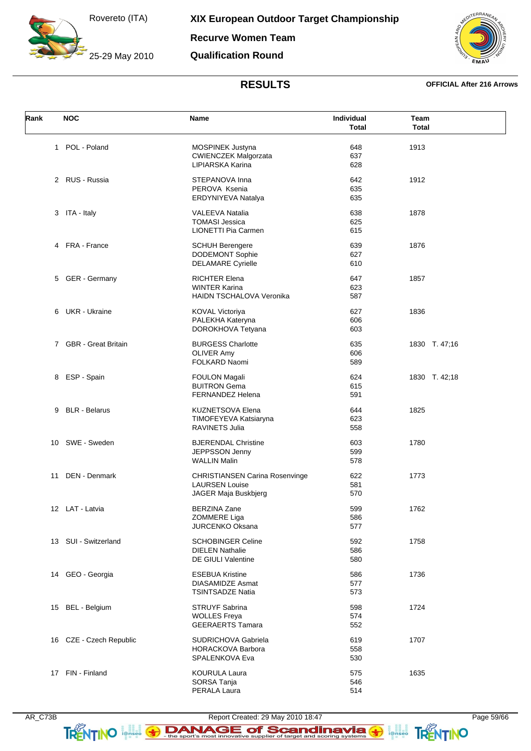# XIX European Outdoor Target Championship

Rovereto (ITA)

25-29 May 2010

## Recurve Women Team

## Qualification Round

## RESULTS

**OFFICIAL After 216 Arrows**

| Rank | NOC | Name | Individual Total | Team Total |
|---|---|---|---|---|
| 1 | POL - Poland | MOSPINEK Justyna | 648 | 1913 |
| | | CWIENCZEK Malgorzata | 637 | |
| | | LIPIARSKA Karina | 628 | |
| 2 | RUS - Russia | STEPANOVA Inna | 642 | 1912 |
| | | PEROVA Ksenia | 635 | |
| | | ERDYNIYEVA Natalya | 635 | |
| 3 | ITA - Italy | VALEEVA Natalia | 638 | 1878 |
| | | TOMASI Jessica | 625 | |
| | | LIONETTI Pia Carmen | 615 | |
| 4 | FRA - France | SCHUH Berengere | 639 | 1876 |
| | | DODEMONT Sophie | 627 | |
| | | DELAMARE Cyrielle | 610 | |
| 5 | GER - Germany | RICHTER Elena | 647 | 1857 |
| | | WINTER Karina | 623 | |
| | | HAIDN TSCHALOVA Veronika | 587 | |
| 6 | UKR - Ukraine | KOVAL Victoriya | 627 | 1836 |
| | | PALEKHA Kateryna | 606 | |
| | | DOROKHOVA Tetyana | 603 | |
| 7 | GBR - Great Britain | BURGESS Charlotte | 635 | 1830 T. 47;16 |
| | | OLIVER Amy | 606 | |
| | | FOLKARD Naomi | 589 | |
| 8 | ESP - Spain | FOULON Magali | 624 | 1830 T. 42;18 |
| | | BUITRON Gema | 615 | |
| | | FERNANDEZ Helena | 591 | |
| 9 | BLR - Belarus | KUZNETSOVA Elena | 644 | 1825 |
| | | TIMOFEYEVA Katsiaryna | 623 | |
| | | RAVINETS Julia | 558 | |
| 10 | SWE - Sweden | BJERENDAL Christine | 603 | 1780 |
| | | JEPPSSON Jenny | 599 | |
| | | WALLIN Malin | 578 | |
| 11 | DEN - Denmark | CHRISTIANSEN Carina Rosenvinge | 622 | 1773 |
| | | LAURSEN Louise | 581 | |
| | | JAGER Maja Buskbjerg | 570 | |
| 12 | LAT - Latvia | BERZINA Zane | 599 | 1762 |
| | | ZOMMERE Liga | 586 | |
| | | JURCENKO Oksana | 577 | |
| 13 | SUI - Switzerland | SCHOBINGER Celine | 592 | 1758 |
| | | DIELEN Nathalie | 586 | |
| | | DE GIULI Valentine | 580 | |
| 14 | GEO - Georgia | ESEBUA Kristine | 586 | 1736 |
| | | DIASAMIDZE Asmat | 577 | |
| | | TSINTSADZE Natia | 573 | |
| 15 | BEL - Belgium | STRUYF Sabrina | 598 | 1724 |
| | | WOLLES Freya | 574 | |
| | | GEERAERTS Tamara | 552 | |
| 16 | CZE - Czech Republic | SUDRICHOVA Gabriela | 619 | 1707 |
| | | HORACKOVA Barbora | 558 | |
| | | SPALENKOVA Eva | 530 | |
| 17 | FIN - Finland | KOURULA Laura | 575 | 1635 |
| | | SORSA Tanja | 546 | |
| | | PERALA Laura | 514 | |

AR_C73B Report Created: 29 May 2010 18:47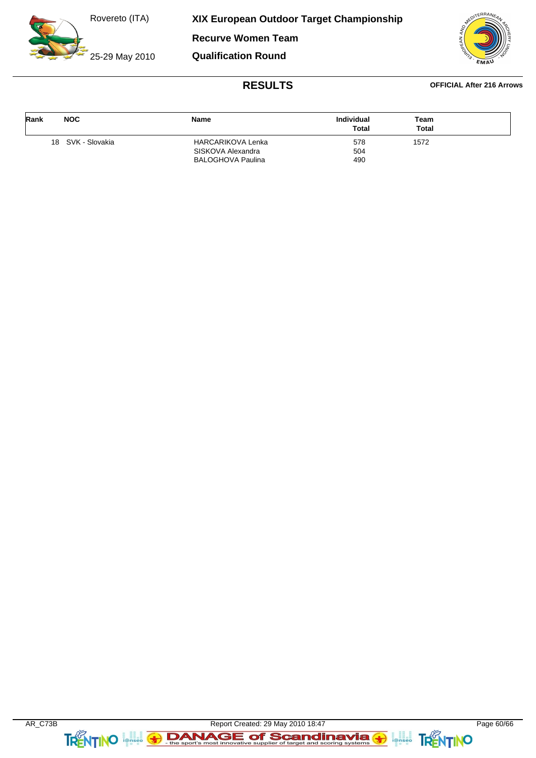# RESULTS

**OFFICIAL After 216 Arrows**

| Rank | NOC | Name | Individual Total | Team Total |
|---|---|---|---|---|
| 18 | SVK - Slovakia | HARCARIKOVA Lenka | 578 | 1572 |
| | | SISKOVA Alexandra | 504 | |
| | | BALOGHOVA Paulina | 490 | |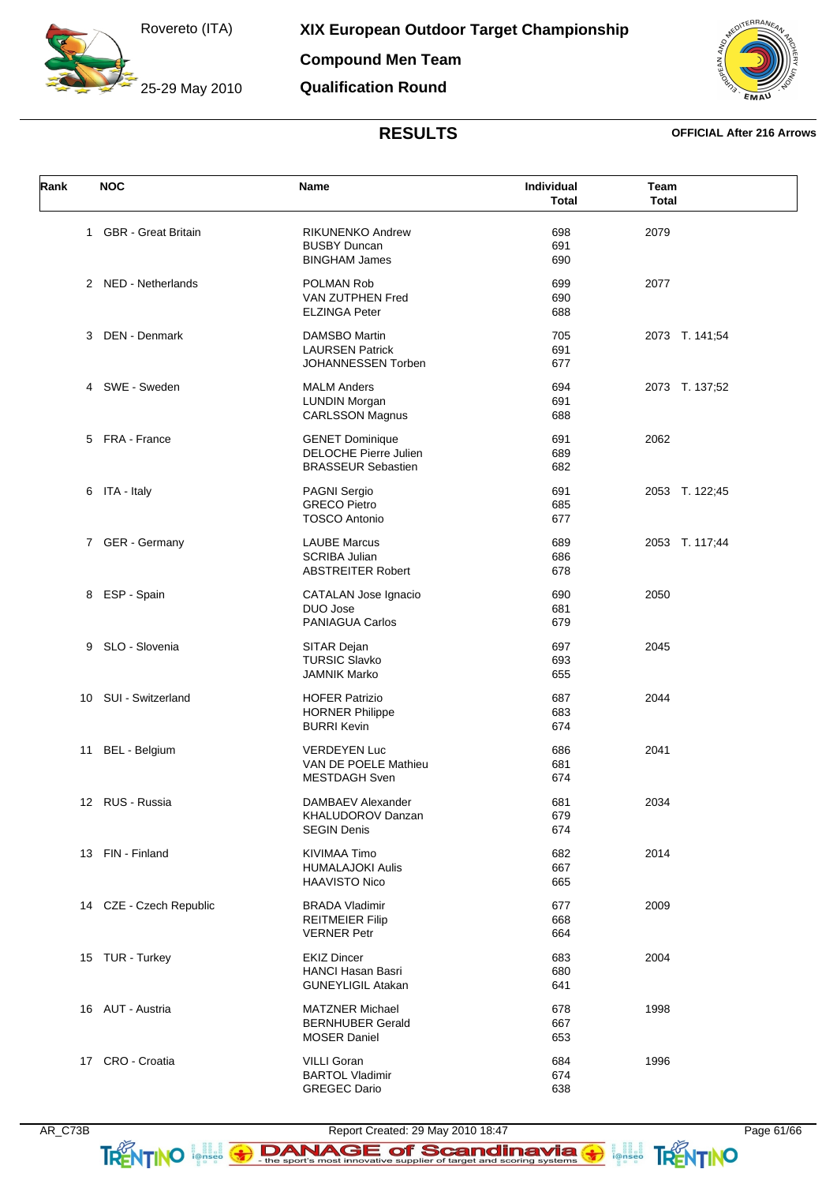# XIX European Outdoor Target Championship

Rovereto (ITA)

25-29 May 2010

## Compound Men Team

## Qualification Round

## RESULTS

**OFFICIAL After 216 Arrows**

| Rank | NOC | Name | Individual Total | Team Total |
|---|---|---|---|---|
| 1 | GBR - Great Britain | RIKUNENKO Andrew | 698 | 2079 |
| | | BUSBY Duncan | 691 | |
| | | BINGHAM James | 690 | |
| 2 | NED - Netherlands | POLMAN Rob | 699 | 2077 |
| | | VAN ZUTPHEN Fred | 690 | |
| | | ELZINGA Peter | 688 | |
| 3 | DEN - Denmark | DAMSBO Martin | 705 | 2073 T. 141;54 |
| | | LAURSEN Patrick | 691 | |
| | | JOHANNESSEN Torben | 677 | |
| 4 | SWE - Sweden | MALM Anders | 694 | 2073 T. 137;52 |
| | | LUNDIN Morgan | 691 | |
| | | CARLSSON Magnus | 688 | |
| 5 | FRA - France | GENET Dominique | 691 | 2062 |
| | | DELOCHE Pierre Julien | 689 | |
| | | BRASSEUR Sebastien | 682 | |
| 6 | ITA - Italy | PAGNI Sergio | 691 | 2053 T. 122;45 |
| | | GRECO Pietro | 685 | |
| | | TOSCO Antonio | 677 | |
| 7 | GER - Germany | LAUBE Marcus | 689 | 2053 T. 117;44 |
| | | SCRIBA Julian | 686 | |
| | | ABSTREITER Robert | 678 | |
| 8 | ESP - Spain | CATALAN Jose Ignacio | 690 | 2050 |
| | | DUO Jose | 681 | |
| | | PANIAGUA Carlos | 679 | |
| 9 | SLO - Slovenia | SITAR Dejan | 697 | 2045 |
| | | TURSIC Slavko | 693 | |
| | | JAMNIK Marko | 655 | |
| 10 | SUI - Switzerland | HOFER Patrizio | 687 | 2044 |
| | | HORNER Philippe | 683 | |
| | | BURRI Kevin | 674 | |
| 11 | BEL - Belgium | VERDEYEN Luc | 686 | 2041 |
| | | VAN DE POELE Mathieu | 681 | |
| | | MESTDAGH Sven | 674 | |
| 12 | RUS - Russia | DAMBAEV Alexander | 681 | 2034 |
| | | KHALUDOROV Danzan | 679 | |
| | | SEGIN Denis | 674 | |
| 13 | FIN - Finland | KIVIMAA Timo | 682 | 2014 |
| | | HUMALAJOKI Aulis | 667 | |
| | | HAAVISTO Nico | 665 | |
| 14 | CZE - Czech Republic | BRADA Vladimir | 677 | 2009 |
| | | REITMEIER Filip | 668 | |
| | | VERNER Petr | 664 | |
| 15 | TUR - Turkey | EKIZ Dincer | 683 | 2004 |
| | | HANCI Hasan Basri | 680 | |
| | | GUNEYLIGIL Atakan | 641 | |
| 16 | AUT - Austria | MATZNER Michael | 678 | 1998 |
| | | BERNHUBER Gerald | 667 | |
| | | MOSER Daniel | 653 | |
| 17 | CRO - Croatia | VILLI Goran | 684 | 1996 |
| | | BARTOL Vladimir | 674 | |
| | | GREGEC Dario | 638 | |

AR_C73B Report Created: 29 May 2010 18:47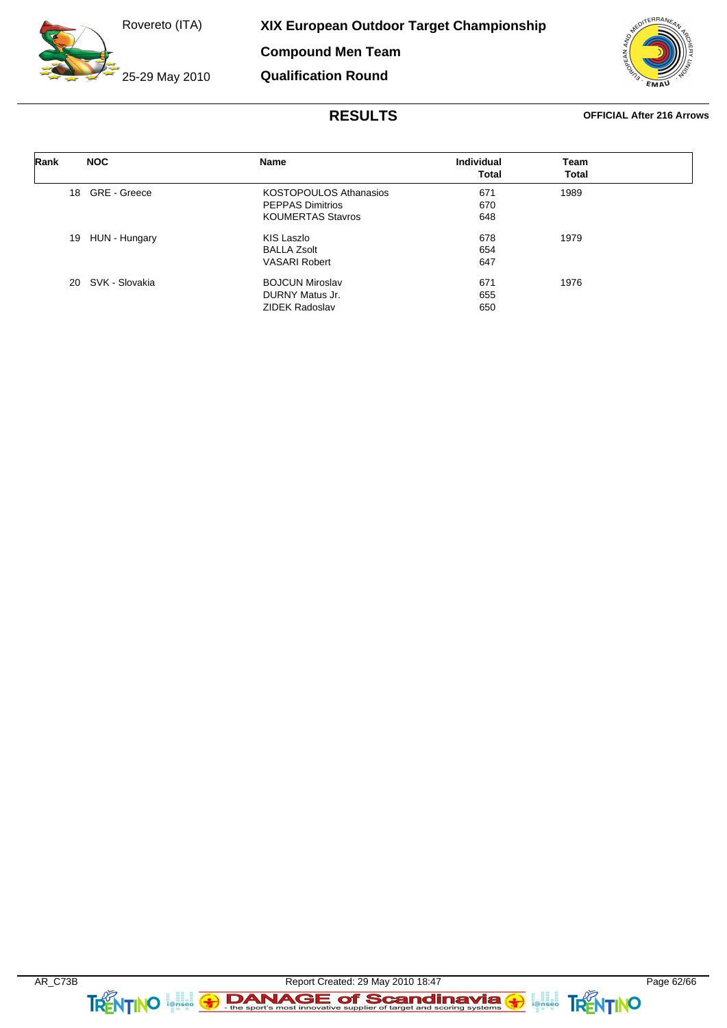# XIX European Outdoor Target Championship

## Compound Men Team

## Qualification Round

Rovereto (ITA)

25-29 May 2010

## RESULTS

**OFFICIAL After 216 Arrows**

| Rank | NOC | Name | Individual Total | Team Total |
|---|---|---|---|---|
| 18 | GRE - Greece | KOSTOPOULOS Athanasios | 671 | 1989 |
| | | PEPPAS Dimitrios | 670 | |
| | | KOUMERTAS Stavros | 648 | |
| 19 | HUN - Hungary | KIS Laszlo | 678 | 1979 |
| | | BALLA Zsolt | 654 | |
| | | VASARI Robert | 647 | |
| 20 | SVK - Slovakia | BOJCUN Miroslav | 671 | 1976 |
| | | DURNY Matus Jr. | 655 | |
| | | ZIDEK Radoslav | 650 | |

AR_C73B

Report Created: 29 May 2010 18:47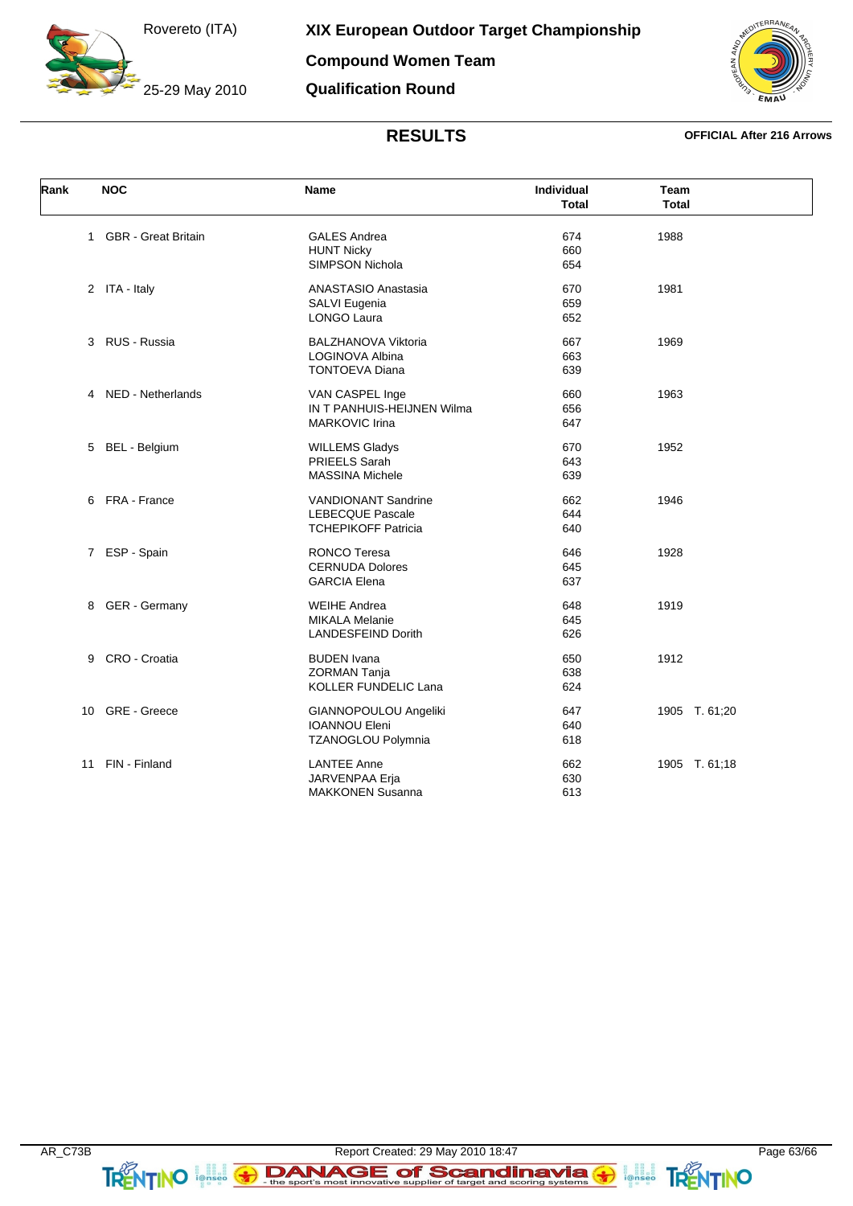# XIX European Outdoor Target Championship

Rovereto (ITA)

25-29 May 2010

## Compound Women Team

## Qualification Round

## RESULTS

**OFFICIAL After 216 Arrows**

| Rank | NOC | Name | Individual Total | Team Total |
|---|---|---|---|---|
| 1 | GBR - Great Britain | GALES Andrea | 674 | 1988 |
| | | HUNT Nicky | 660 | |
| | | SIMPSON Nichola | 654 | |
| 2 | ITA - Italy | ANASTASIO Anastasia | 670 | 1981 |
| | | SALVI Eugenia | 659 | |
| | | LONGO Laura | 652 | |
| 3 | RUS - Russia | BALZHANOVA Viktoria | 667 | 1969 |
| | | LOGINOVA Albina | 663 | |
| | | TONTOEVA Diana | 639 | |
| 4 | NED - Netherlands | VAN CASPEL Inge | 660 | 1963 |
| | | IN T PANHUIS-HEIJNEN Wilma | 656 | |
| | | MARKOVIC Irina | 647 | |
| 5 | BEL - Belgium | WILLEMS Gladys | 670 | 1952 |
| | | PRIEELS Sarah | 643 | |
| | | MASSINA Michele | 639 | |
| 6 | FRA - France | VANDIONANT Sandrine | 662 | 1946 |
| | | LEBECQUE Pascale | 644 | |
| | | TCHEPIKOFF Patricia | 640 | |
| 7 | ESP - Spain | RONCO Teresa | 646 | 1928 |
| | | CERNUDA Dolores | 645 | |
| | | GARCIA Elena | 637 | |
| 8 | GER - Germany | WEIHE Andrea | 648 | 1919 |
| | | MIKALA Melanie | 645 | |
| | | LANDESFEIND Dorith | 626 | |
| 9 | CRO - Croatia | BUDEN Ivana | 650 | 1912 |
| | | ZORMAN Tanja | 638 | |
| | | KOLLER FUNDELIC Lana | 624 | |
| 10 | GRE - Greece | GIANNOPOULOU Angeliki | 647 | 1905 T. 61;20 |
| | | IOANNOU Eleni | 640 | |
| | | TZANOGLOU Polymnia | 618 | |
| 11 | FIN - Finland | LANTEE Anne | 662 | 1905 T. 61;18 |
| | | JARVENPAA Erja | 630 | |
| | | MAKKONEN Susanna | 613 | |

AR_C73B

Report Created: 29 May 2010 18:47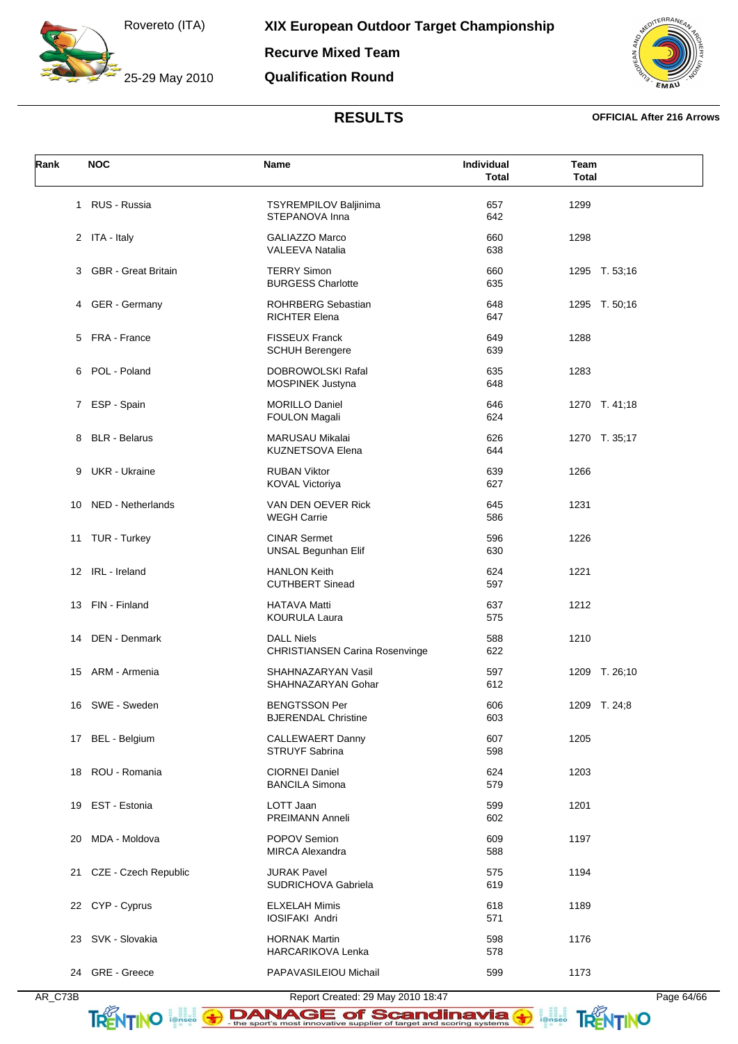# XIX European Outdoor Target Championship

Rovereto (ITA)

25-29 May 2010

## Recurve Mixed Team

## Qualification Round

## RESULTS

**OFFICIAL After 216 Arrows**

| Rank | NOC | Name | Individual Total | Team Total |
|---|---|---|---|---|
| 1 | RUS - Russia | TSYREMPILOV Baljinima<br>STEPANOVA Inna | 657<br>642 | 1299 |
| 2 | ITA - Italy | GALIAZZO Marco<br>VALEEVA Natalia | 660<br>638 | 1298 |
| 3 | GBR - Great Britain | TERRY Simon<br>BURGESS Charlotte | 660<br>635 | 1295 T. 53;16 |
| 4 | GER - Germany | ROHRBERG Sebastian<br>RICHTER Elena | 648<br>647 | 1295 T. 50;16 |
| 5 | FRA - France | FISSEUX Franck<br>SCHUH Berengere | 649<br>639 | 1288 |
| 6 | POL - Poland | DOBROWOLSKI Rafal<br>MOSPINEK Justyna | 635<br>648 | 1283 |
| 7 | ESP - Spain | MORILLO Daniel<br>FOULON Magali | 646<br>624 | 1270 T. 41;18 |
| 8 | BLR - Belarus | MARUSAU Mikalai<br>KUZNETSOVA Elena | 626<br>644 | 1270 T. 35;17 |
| 9 | UKR - Ukraine | RUBAN Viktor<br>KOVAL Victoriya | 639<br>627 | 1266 |
| 10 | NED - Netherlands | VAN DEN OEVER Rick<br>WEGH Carrie | 645<br>586 | 1231 |
| 11 | TUR - Turkey | CINAR Sermet<br>UNSAL Begunhan Elif | 596<br>630 | 1226 |
| 12 | IRL - Ireland | HANLON Keith<br>CUTHBERT Sinead | 624<br>597 | 1221 |
| 13 | FIN - Finland | HATAVA Matti<br>KOURULA Laura | 637<br>575 | 1212 |
| 14 | DEN - Denmark | DALL Niels<br>CHRISTIANSEN Carina Rosenvinge | 588<br>622 | 1210 |
| 15 | ARM - Armenia | SHAHNAZARYAN Vasil<br>SHAHNAZARYAN Gohar | 597<br>612 | 1209 T. 26;10 |
| 16 | SWE - Sweden | BENGTSSON Per<br>BJERENDAL Christine | 606<br>603 | 1209 T. 24;8 |
| 17 | BEL - Belgium | CALLEWAERT Danny<br>STRUYF Sabrina | 607<br>598 | 1205 |
| 18 | ROU - Romania | CIORNEI Daniel<br>BANCILA Simona | 624<br>579 | 1203 |
| 19 | EST - Estonia | LOTT Jaan<br>PREIMANN Anneli | 599<br>602 | 1201 |
| 20 | MDA - Moldova | POPOV Semion<br>MIRCA Alexandra | 609<br>588 | 1197 |
| 21 | CZE - Czech Republic | JURAK Pavel<br>SUDRICHOVA Gabriela | 575<br>619 | 1194 |
| 22 | CYP - Cyprus | ELXELAH Mimis<br>IOSIFAKI Andri | 618<br>571 | 1189 |
| 23 | SVK - Slovakia | HORNAK Martin<br>HARCARIKOVA Lenka | 598<br>578 | 1176 |
| 24 | GRE - Greece | PAPAVASILEIOU Michail | 599 | 1173 |

AR_C73B Report Created: 29 May 2010 18:47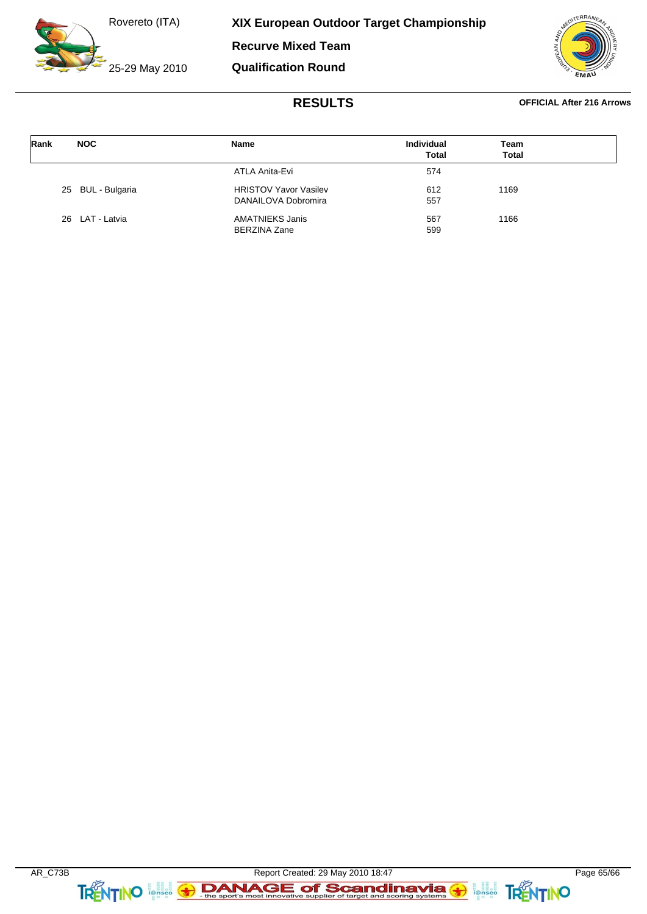# XIX European Outdoor Target Championship

**Rovereto (ITA)**

**25-29 May 2010**

**Recurve Mixed Team**

**Qualification Round**

## RESULTS

**OFFICIAL After 216 Arrows**

| Rank | NOC | Name | Individual Total | Team Total |
|---|---|---|---|---|
| | | ATLA Anita-Evi | 574 | |
| 25 | BUL - Bulgaria | HRISTOV Yavor Vasilev | 612 | 1169 |
| | | DANAILOVA Dobromira | 557 | |
| 26 | LAT - Latvia | AMATNIEKS Janis | 567 | 1166 |
| | | BERZINA Zane | 599 | |

AR_C73B

Report Created: 29 May 2010 18:47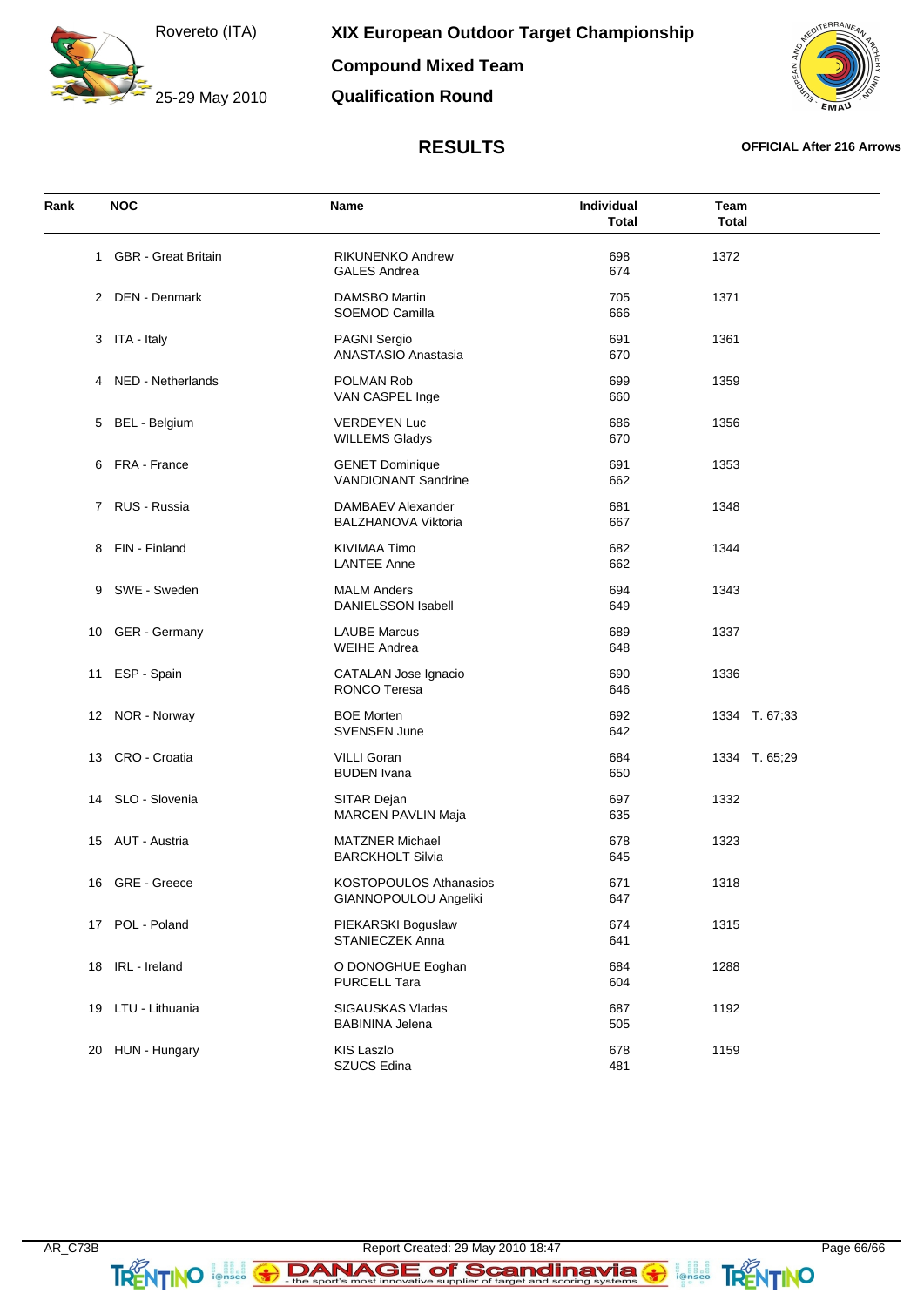Rovereto (ITA)

25-29 May 2010

# XIX European Outdoor Target Championship

## Compound Mixed Team

## Qualification Round

### RESULTS

**OFFICIAL After 216 Arrows**

| Rank | NOC | Name | Individual Total | Team Total |
|---|---|---|---|---|
| 1 | GBR - Great Britain | RIKUNENKO Andrew<br>GALES Andrea | 698<br>674 | 1372 |
| 2 | DEN - Denmark | DAMSBO Martin<br>SOEMOD Camilla | 705<br>666 | 1371 |
| 3 | ITA - Italy | PAGNI Sergio<br>ANASTASIO Anastasia | 691<br>670 | 1361 |
| 4 | NED - Netherlands | POLMAN Rob<br>VAN CASPEL Inge | 699<br>660 | 1359 |
| 5 | BEL - Belgium | VERDEYEN Luc<br>WILLEMS Gladys | 686<br>670 | 1356 |
| 6 | FRA - France | GENET Dominique<br>VANDIONANT Sandrine | 691<br>662 | 1353 |
| 7 | RUS - Russia | DAMBAEV Alexander<br>BALZHANOVA Viktoria | 681<br>667 | 1348 |
| 8 | FIN - Finland | KIVIMAA Timo<br>LANTEE Anne | 682<br>662 | 1344 |
| 9 | SWE - Sweden | MALM Anders<br>DANIELSSON Isabell | 694<br>649 | 1343 |
| 10 | GER - Germany | LAUBE Marcus<br>WEIHE Andrea | 689<br>648 | 1337 |
| 11 | ESP - Spain | CATALAN Jose Ignacio<br>RONCO Teresa | 690<br>646 | 1336 |
| 12 | NOR - Norway | BOE Morten<br>SVENSEN June | 692<br>642 | 1334 T. 67;33 |
| 13 | CRO - Croatia | VILLI Goran<br>BUDEN Ivana | 684<br>650 | 1334 T. 65;29 |
| 14 | SLO - Slovenia | SITAR Dejan<br>MARCEN PAVLIN Maja | 697<br>635 | 1332 |
| 15 | AUT - Austria | MATZNER Michael<br>BARCKHOLT Silvia | 678<br>645 | 1323 |
| 16 | GRE - Greece | KOSTOPOULOS Athanasios<br>GIANNOPOULOU Angeliki | 671<br>647 | 1318 |
| 17 | POL - Poland | PIEKARSKI Boguslaw<br>STANIECZEK Anna | 674<br>641 | 1315 |
| 18 | IRL - Ireland | O DONOGHUE Eoghan<br>PURCELL Tara | 684<br>604 | 1288 |
| 19 | LTU - Lithuania | SIGAUSKAS Vladas<br>BABININA Jelena | 687<br>505 | 1192 |
| 20 | HUN - Hungary | KIS Laszlo<br>SZUCS Edina | 678<br>481 | 1159 |

AR_C73B

Report Created: 29 May 2010 18:47